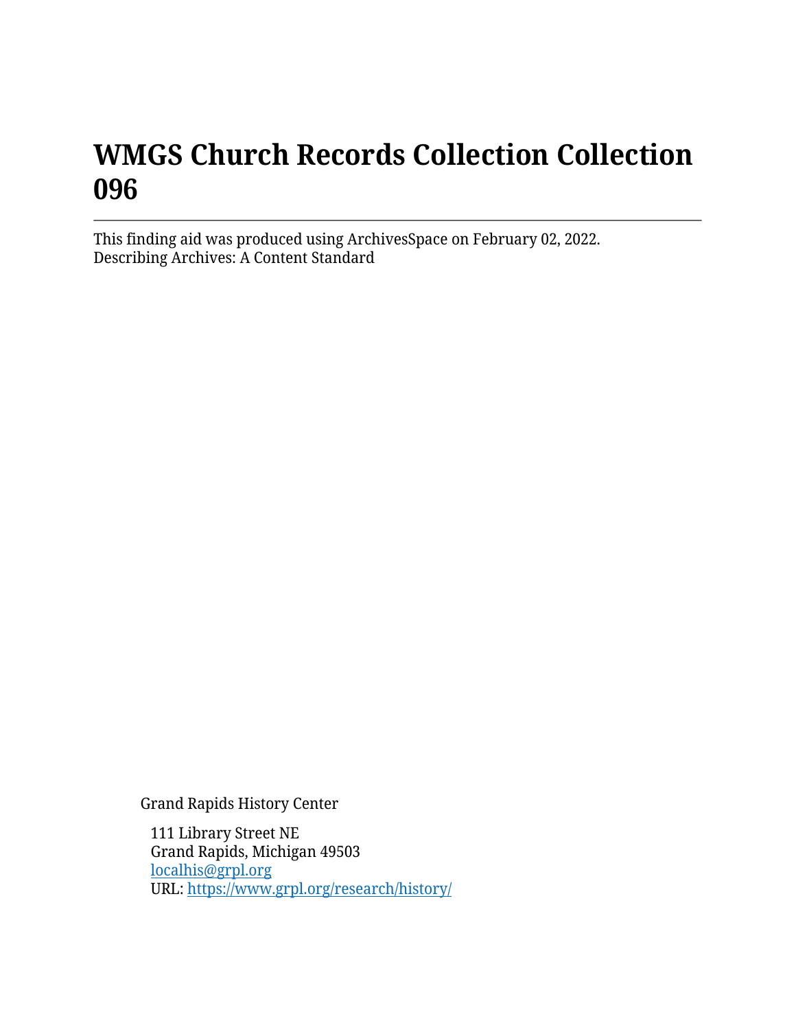# WMGS Church Records Collection Collection 096

This finding aid was produced using ArchivesSpace on February 02, 2022.
Describing Archives: A Content Standard

Grand Rapids History Center

111 Library Street NE
Grand Rapids, Michigan 49503
localhis@grpl.org
URL: https://www.grpl.org/research/history/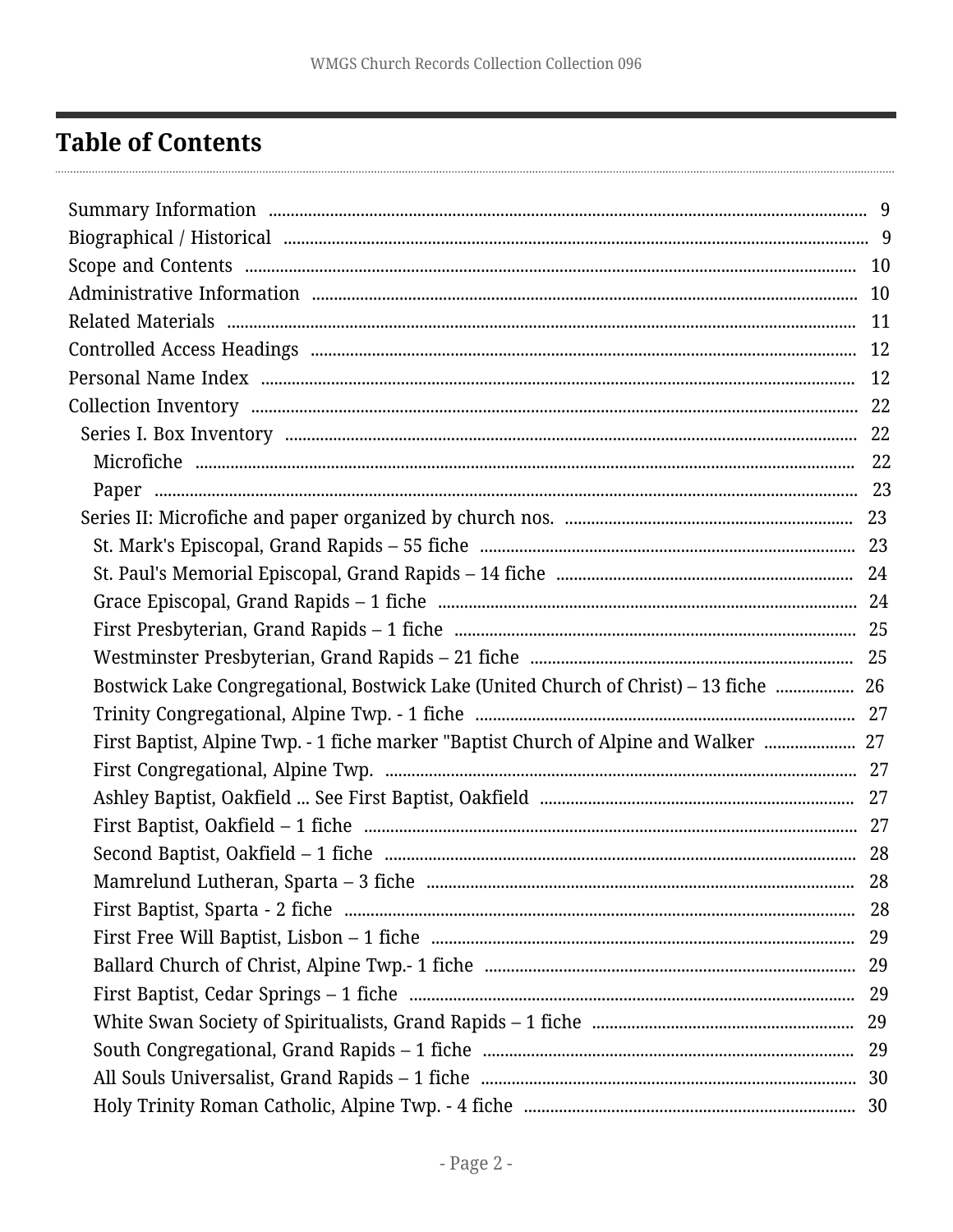## Table of Contents

- Summary Information ..... 9
- Biographical / Historical ..... 9
- Scope and Contents ..... 10
- Administrative Information ..... 10
- Related Materials ..... 11
- Controlled Access Headings ..... 12
- Personal Name Index ..... 12
- Collection Inventory ..... 22
  - Series I. Box Inventory ..... 22
    - Microfiche ..... 22
    - Paper ..... 23
  - Series II: Microfiche and paper organized by church nos. ..... 23
    - St. Mark's Episcopal, Grand Rapids – 55 fiche ..... 23
    - St. Paul's Memorial Episcopal, Grand Rapids – 14 fiche ..... 24
    - Grace Episcopal, Grand Rapids – 1 fiche ..... 24
    - First Presbyterian, Grand Rapids – 1 fiche ..... 25
    - Westminster Presbyterian, Grand Rapids – 21 fiche ..... 25
    - Bostwick Lake Congregational, Bostwick Lake (United Church of Christ) – 13 fiche ..... 26
    - Trinity Congregational, Alpine Twp. - 1 fiche ..... 27
    - First Baptist, Alpine Twp. - 1 fiche marker "Baptist Church of Alpine and Walker ..... 27
    - First Congregational, Alpine Twp. ..... 27
    - Ashley Baptist, Oakfield ... See First Baptist, Oakfield ..... 27
    - First Baptist, Oakfield – 1 fiche ..... 27
    - Second Baptist, Oakfield – 1 fiche ..... 28
    - Mamrelund Lutheran, Sparta – 3 fiche ..... 28
    - First Baptist, Sparta - 2 fiche ..... 28
    - First Free Will Baptist, Lisbon – 1 fiche ..... 29
    - Ballard Church of Christ, Alpine Twp.- 1 fiche ..... 29
    - First Baptist, Cedar Springs – 1 fiche ..... 29
    - White Swan Society of Spiritualists, Grand Rapids – 1 fiche ..... 29
    - South Congregational, Grand Rapids – 1 fiche ..... 29
    - All Souls Universalist, Grand Rapids – 1 fiche ..... 30
    - Holy Trinity Roman Catholic, Alpine Twp. - 4 fiche ..... 30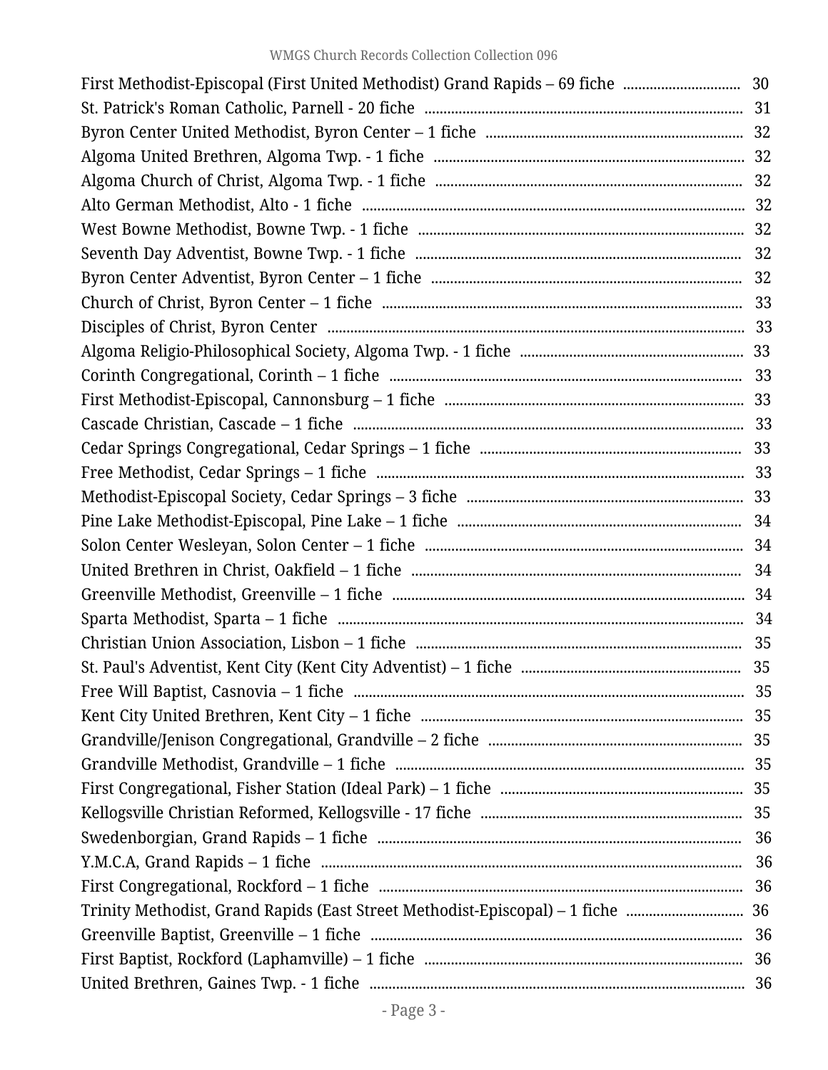First Methodist-Episcopal (First United Methodist) Grand Rapids – 69 fiche ............................... 30
St. Patrick's Roman Catholic, Parnell - 20 fiche ............................... 31
Byron Center United Methodist, Byron Center – 1 fiche ............................... 32
Algoma United Brethren, Algoma Twp. - 1 fiche ............................... 32
Algoma Church of Christ, Algoma Twp. - 1 fiche ............................... 32
Alto German Methodist, Alto - 1 fiche ............................... 32
West Bowne Methodist, Bowne Twp. - 1 fiche ............................... 32
Seventh Day Adventist, Bowne Twp. - 1 fiche ............................... 32
Byron Center Adventist, Byron Center – 1 fiche ............................... 32
Church of Christ, Byron Center – 1 fiche ............................... 33
Disciples of Christ, Byron Center ............................... 33
Algoma Religio-Philosophical Society, Algoma Twp. - 1 fiche ............................... 33
Corinth Congregational, Corinth – 1 fiche ............................... 33
First Methodist-Episcopal, Cannonsburg – 1 fiche ............................... 33
Cascade Christian, Cascade – 1 fiche ............................... 33
Cedar Springs Congregational, Cedar Springs – 1 fiche ............................... 33
Free Methodist, Cedar Springs – 1 fiche ............................... 33
Methodist-Episcopal Society, Cedar Springs – 3 fiche ............................... 33
Pine Lake Methodist-Episcopal, Pine Lake – 1 fiche ............................... 34
Solon Center Wesleyan, Solon Center – 1 fiche ............................... 34
United Brethren in Christ, Oakfield – 1 fiche ............................... 34
Greenville Methodist, Greenville – 1 fiche ............................... 34
Sparta Methodist, Sparta – 1 fiche ............................... 34
Christian Union Association, Lisbon – 1 fiche ............................... 35
St. Paul's Adventist, Kent City (Kent City Adventist) – 1 fiche ............................... 35
Free Will Baptist, Casnovia – 1 fiche ............................... 35
Kent City United Brethren, Kent City – 1 fiche ............................... 35
Grandville/Jenison Congregational, Grandville – 2 fiche ............................... 35
Grandville Methodist, Grandville – 1 fiche ............................... 35
First Congregational, Fisher Station (Ideal Park) – 1 fiche ............................... 35
Kellogsville Christian Reformed, Kellogsville - 17 fiche ............................... 35
Swedenborgian, Grand Rapids – 1 fiche ............................... 36
Y.M.C.A, Grand Rapids – 1 fiche ............................... 36
First Congregational, Rockford – 1 fiche ............................... 36
Trinity Methodist, Grand Rapids (East Street Methodist-Episcopal) – 1 fiche ............................... 36
Greenville Baptist, Greenville – 1 fiche ............................... 36
First Baptist, Rockford (Laphamville) – 1 fiche ............................... 36
United Brethren, Gaines Twp. - 1 fiche ............................... 36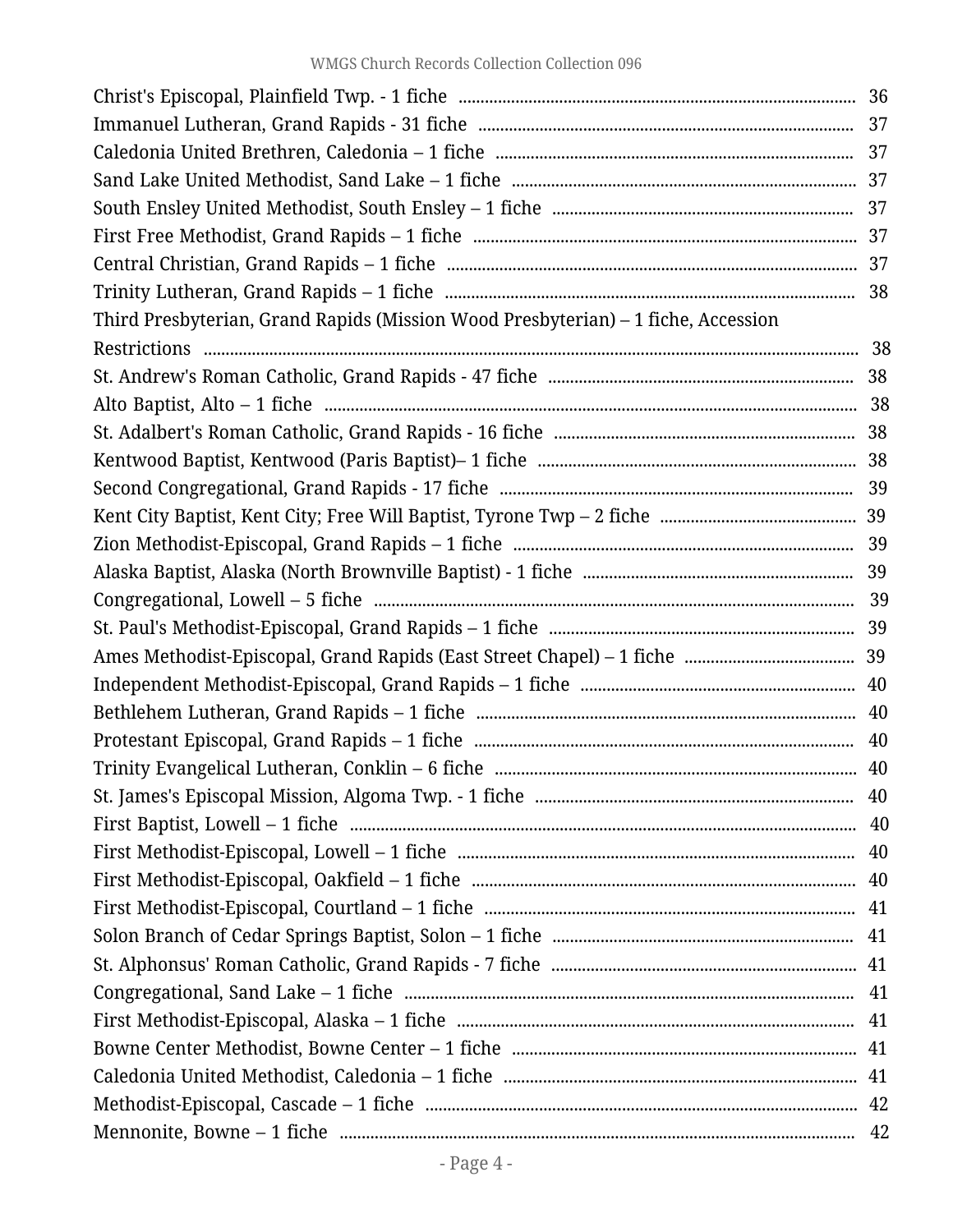Christ's Episcopal, Plainfield Twp. - 1 fiche ............ 36
Immanuel Lutheran, Grand Rapids - 31 fiche ............ 37
Caledonia United Brethren, Caledonia – 1 fiche ............ 37
Sand Lake United Methodist, Sand Lake – 1 fiche ............ 37
South Ensley United Methodist, South Ensley – 1 fiche ............ 37
First Free Methodist, Grand Rapids – 1 fiche ............ 37
Central Christian, Grand Rapids – 1 fiche ............ 37
Trinity Lutheran, Grand Rapids – 1 fiche ............ 38
Third Presbyterian, Grand Rapids (Mission Wood Presbyterian) – 1 fiche, Accession Restrictions ............ 38
St. Andrew's Roman Catholic, Grand Rapids - 47 fiche ............ 38
Alto Baptist, Alto – 1 fiche ............ 38
St. Adalbert's Roman Catholic, Grand Rapids - 16 fiche ............ 38
Kentwood Baptist, Kentwood (Paris Baptist)– 1 fiche ............ 38
Second Congregational, Grand Rapids - 17 fiche ............ 39
Kent City Baptist, Kent City; Free Will Baptist, Tyrone Twp – 2 fiche ............ 39
Zion Methodist-Episcopal, Grand Rapids – 1 fiche ............ 39
Alaska Baptist, Alaska (North Brownville Baptist) - 1 fiche ............ 39
Congregational, Lowell – 5 fiche ............ 39
St. Paul's Methodist-Episcopal, Grand Rapids – 1 fiche ............ 39
Ames Methodist-Episcopal, Grand Rapids (East Street Chapel) – 1 fiche ............ 39
Independent Methodist-Episcopal, Grand Rapids – 1 fiche ............ 40
Bethlehem Lutheran, Grand Rapids – 1 fiche ............ 40
Protestant Episcopal, Grand Rapids – 1 fiche ............ 40
Trinity Evangelical Lutheran, Conklin – 6 fiche ............ 40
St. James's Episcopal Mission, Algoma Twp. - 1 fiche ............ 40
First Baptist, Lowell – 1 fiche ............ 40
First Methodist-Episcopal, Lowell – 1 fiche ............ 40
First Methodist-Episcopal, Oakfield – 1 fiche ............ 40
First Methodist-Episcopal, Courtland – 1 fiche ............ 41
Solon Branch of Cedar Springs Baptist, Solon – 1 fiche ............ 41
St. Alphonsus' Roman Catholic, Grand Rapids - 7 fiche ............ 41
Congregational, Sand Lake – 1 fiche ............ 41
First Methodist-Episcopal, Alaska – 1 fiche ............ 41
Bowne Center Methodist, Bowne Center – 1 fiche ............ 41
Caledonia United Methodist, Caledonia – 1 fiche ............ 41
Methodist-Episcopal, Cascade – 1 fiche ............ 42
Mennonite, Bowne – 1 fiche ............ 42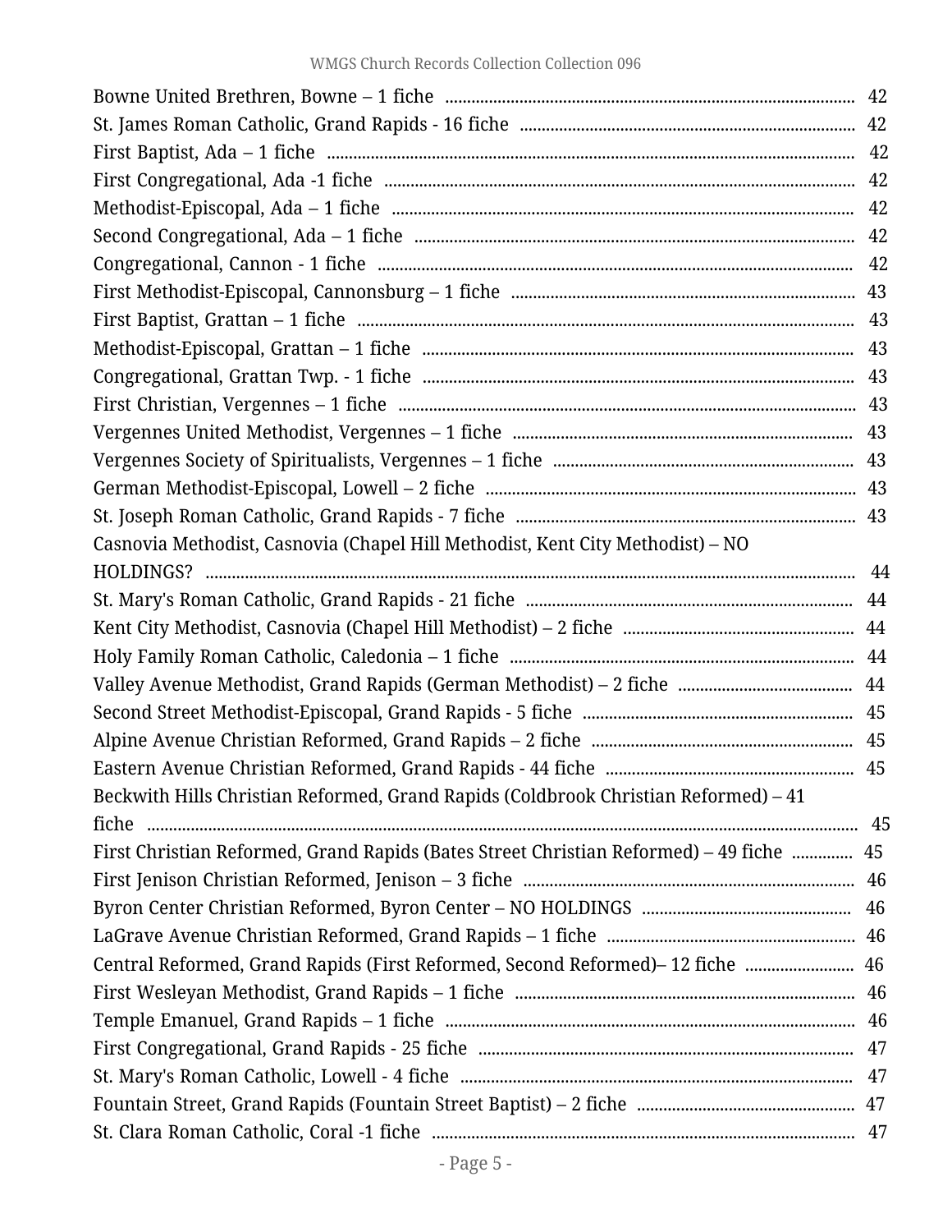Bowne United Brethren, Bowne – 1 fiche .......... 42
St. James Roman Catholic, Grand Rapids - 16 fiche .......... 42
First Baptist, Ada – 1 fiche .......... 42
First Congregational, Ada -1 fiche .......... 42
Methodist-Episcopal, Ada – 1 fiche .......... 42
Second Congregational, Ada – 1 fiche .......... 42
Congregational, Cannon - 1 fiche .......... 42
First Methodist-Episcopal, Cannonsburg – 1 fiche .......... 43
First Baptist, Grattan – 1 fiche .......... 43
Methodist-Episcopal, Grattan – 1 fiche .......... 43
Congregational, Grattan Twp. - 1 fiche .......... 43
First Christian, Vergennes – 1 fiche .......... 43
Vergennes United Methodist, Vergennes – 1 fiche .......... 43
Vergennes Society of Spiritualists, Vergennes – 1 fiche .......... 43
German Methodist-Episcopal, Lowell – 2 fiche .......... 43
St. Joseph Roman Catholic, Grand Rapids - 7 fiche .......... 43
Casnovia Methodist, Casnovia (Chapel Hill Methodist, Kent City Methodist) – NO HOLDINGS? .......... 44
St. Mary's Roman Catholic, Grand Rapids - 21 fiche .......... 44
Kent City Methodist, Casnovia (Chapel Hill Methodist) – 2 fiche .......... 44
Holy Family Roman Catholic, Caledonia – 1 fiche .......... 44
Valley Avenue Methodist, Grand Rapids (German Methodist) – 2 fiche .......... 44
Second Street Methodist-Episcopal, Grand Rapids - 5 fiche .......... 45
Alpine Avenue Christian Reformed, Grand Rapids – 2 fiche .......... 45
Eastern Avenue Christian Reformed, Grand Rapids - 44 fiche .......... 45
Beckwith Hills Christian Reformed, Grand Rapids (Coldbrook Christian Reformed) – 41 fiche .......... 45
First Christian Reformed, Grand Rapids (Bates Street Christian Reformed) – 49 fiche .......... 45
First Jenison Christian Reformed, Jenison – 3 fiche .......... 46
Byron Center Christian Reformed, Byron Center – NO HOLDINGS .......... 46
LaGrave Avenue Christian Reformed, Grand Rapids – 1 fiche .......... 46
Central Reformed, Grand Rapids (First Reformed, Second Reformed)– 12 fiche .......... 46
First Wesleyan Methodist, Grand Rapids – 1 fiche .......... 46
Temple Emanuel, Grand Rapids – 1 fiche .......... 46
First Congregational, Grand Rapids - 25 fiche .......... 47
St. Mary's Roman Catholic, Lowell - 4 fiche .......... 47
Fountain Street, Grand Rapids (Fountain Street Baptist) – 2 fiche .......... 47
St. Clara Roman Catholic, Coral -1 fiche .......... 47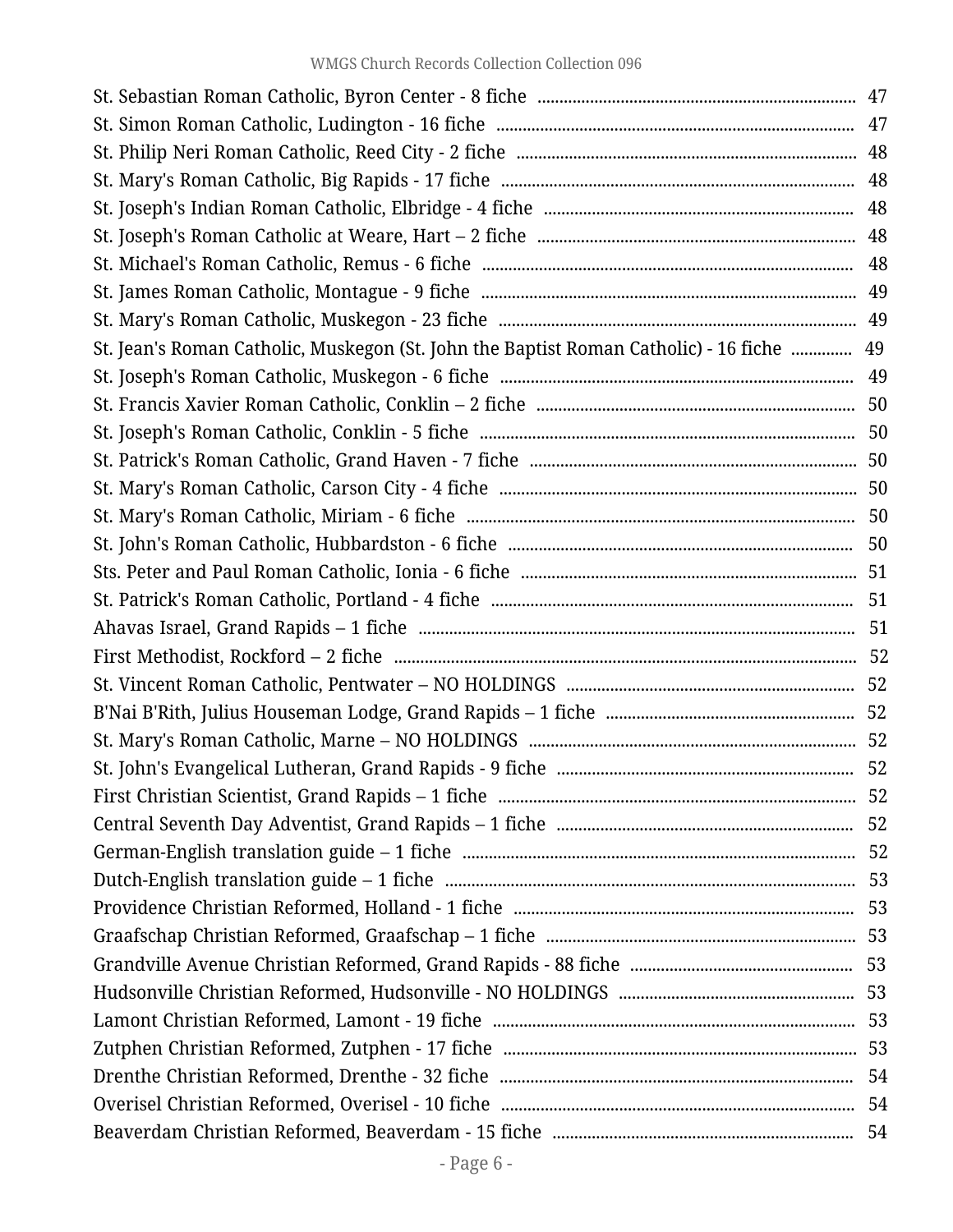St. Sebastian Roman Catholic, Byron Center - 8 fiche ........................................................................ 47
St. Simon Roman Catholic, Ludington - 16 fiche ................................................................................ 47
St. Philip Neri Roman Catholic, Reed City - 2 fiche ............................................................................ 48
St. Mary's Roman Catholic, Big Rapids - 17 fiche ................................................................................ 48
St. Joseph's Indian Roman Catholic, Elbridge - 4 fiche ...................................................................... 48
St. Joseph's Roman Catholic at Weare, Hart – 2 fiche ........................................................................ 48
St. Michael's Roman Catholic, Remus - 6 fiche .................................................................................... 48
St. James Roman Catholic, Montague - 9 fiche ..................................................................................... 49
St. Mary's Roman Catholic, Muskegon - 23 fiche ................................................................................. 49
St. Jean's Roman Catholic, Muskegon (St. John the Baptist Roman Catholic) - 16 fiche ............. 49
St. Joseph's Roman Catholic, Muskegon - 6 fiche ................................................................................ 49
St. Francis Xavier Roman Catholic, Conklin – 2 fiche ........................................................................ 50
St. Joseph's Roman Catholic, Conklin - 5 fiche ..................................................................................... 50
St. Patrick's Roman Catholic, Grand Haven - 7 fiche .......................................................................... 50
St. Mary's Roman Catholic, Carson City - 4 fiche ................................................................................. 50
St. Mary's Roman Catholic, Miriam - 6 fiche ........................................................................................ 50
St. John's Roman Catholic, Hubbardston - 6 fiche ............................................................................... 50
Sts. Peter and Paul Roman Catholic, Ionia - 6 fiche ............................................................................ 51
St. Patrick's Roman Catholic, Portland - 4 fiche .................................................................................. 51
Ahavas Israel, Grand Rapids – 1 fiche .................................................................................................. 51
First Methodist, Rockford – 2 fiche ........................................................................................................ 52
St. Vincent Roman Catholic, Pentwater – NO HOLDINGS .................................................................. 52
B'Nai B'Rith, Julius Houseman Lodge, Grand Rapids – 1 fiche ......................................................... 52
St. Mary's Roman Catholic, Marne – NO HOLDINGS .......................................................................... 52
St. John's Evangelical Lutheran, Grand Rapids - 9 fiche ................................................................... 52
First Christian Scientist, Grand Rapids – 1 fiche ................................................................................. 52
Central Seventh Day Adventist, Grand Rapids – 1 fiche .................................................................... 52
German-English translation guide – 1 fiche ......................................................................................... 52
Dutch-English translation guide – 1 fiche ............................................................................................. 53
Providence Christian Reformed, Holland - 1 fiche .............................................................................. 53
Graafschap Christian Reformed, Graafschap – 1 fiche ....................................................................... 53
Grandville Avenue Christian Reformed, Grand Rapids - 88 fiche ................................................... 53
Hudsonville Christian Reformed, Hudsonville - NO HOLDINGS ...................................................... 53
Lamont Christian Reformed, Lamont - 19 fiche .................................................................................. 53
Zutphen Christian Reformed, Zutphen - 17 fiche ................................................................................ 53
Drenthe Christian Reformed, Drenthe - 32 fiche ................................................................................. 54
Overisel Christian Reformed, Overisel - 10 fiche ................................................................................. 54
Beaverdam Christian Reformed, Beaverdam - 15 fiche ..................................................................... 54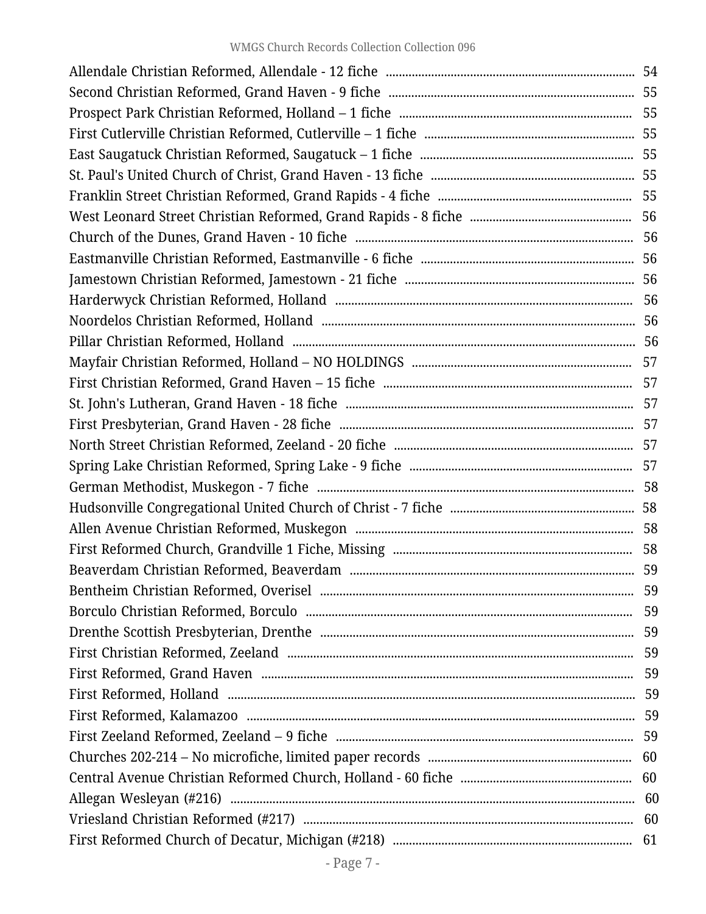Allendale Christian Reformed, Allendale - 12 fiche ........ 54
Second Christian Reformed, Grand Haven - 9 fiche ........ 55
Prospect Park Christian Reformed, Holland – 1 fiche ........ 55
First Cutlerville Christian Reformed, Cutlerville – 1 fiche ........ 55
East Saugatuck Christian Reformed, Saugatuck – 1 fiche ........ 55
St. Paul's United Church of Christ, Grand Haven - 13 fiche ........ 55
Franklin Street Christian Reformed, Grand Rapids - 4 fiche ........ 55
West Leonard Street Christian Reformed, Grand Rapids - 8 fiche ........ 56
Church of the Dunes, Grand Haven - 10 fiche ........ 56
Eastmanville Christian Reformed, Eastmanville - 6 fiche ........ 56
Jamestown Christian Reformed, Jamestown - 21 fiche ........ 56
Harderwyck Christian Reformed, Holland ........ 56
Noordelos Christian Reformed, Holland ........ 56
Pillar Christian Reformed, Holland ........ 56
Mayfair Christian Reformed, Holland – NO HOLDINGS ........ 57
First Christian Reformed, Grand Haven – 15 fiche ........ 57
St. John's Lutheran, Grand Haven - 18 fiche ........ 57
First Presbyterian, Grand Haven - 28 fiche ........ 57
North Street Christian Reformed, Zeeland - 20 fiche ........ 57
Spring Lake Christian Reformed, Spring Lake - 9 fiche ........ 57
German Methodist, Muskegon - 7 fiche ........ 58
Hudsonville Congregational United Church of Christ - 7 fiche ........ 58
Allen Avenue Christian Reformed, Muskegon ........ 58
First Reformed Church, Grandville 1 Fiche, Missing ........ 58
Beaverdam Christian Reformed, Beaverdam ........ 59
Bentheim Christian Reformed, Overisel ........ 59
Borculo Christian Reformed, Borculo ........ 59
Drenthe Scottish Presbyterian, Drenthe ........ 59
First Christian Reformed, Zeeland ........ 59
First Reformed, Grand Haven ........ 59
First Reformed, Holland ........ 59
First Reformed, Kalamazoo ........ 59
First Zeeland Reformed, Zeeland – 9 fiche ........ 59
Churches 202-214 – No microfiche, limited paper records ........ 60
Central Avenue Christian Reformed Church, Holland - 60 fiche ........ 60
Allegan Wesleyan (#216) ........ 60
Vriesland Christian Reformed (#217) ........ 60
First Reformed Church of Decatur, Michigan (#218) ........ 61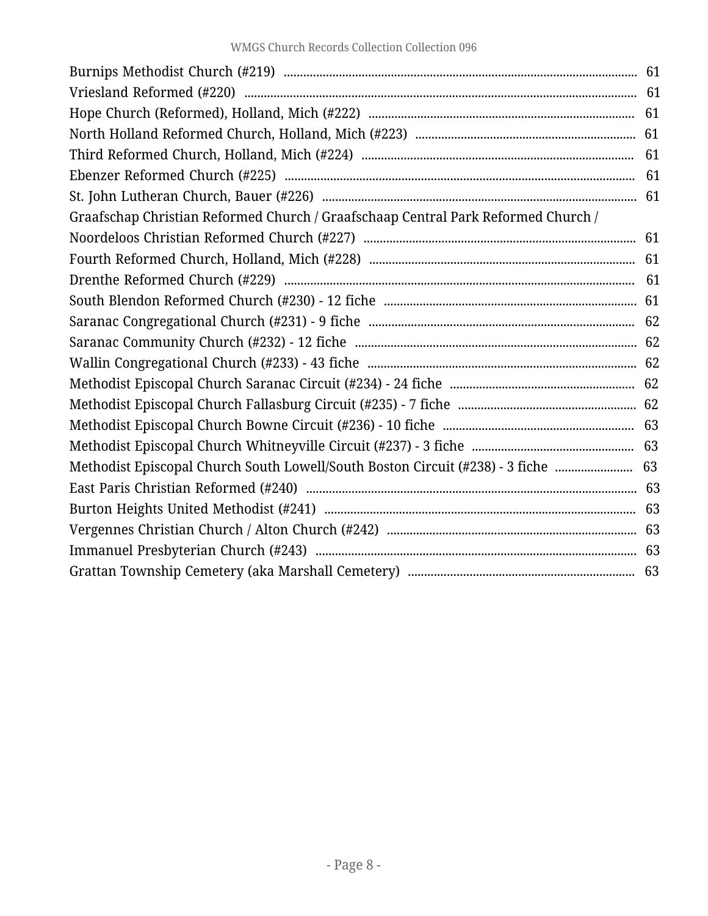Burnips Methodist Church (#219) ............................................................ 61
Vriesland Reformed (#220) ............................................................ 61
Hope Church (Reformed), Holland, Mich (#222) ............................................................ 61
North Holland Reformed Church, Holland, Mich (#223) ............................................................ 61
Third Reformed Church, Holland, Mich (#224) ............................................................ 61
Ebenzer Reformed Church (#225) ............................................................ 61
St. John Lutheran Church, Bauer (#226) ............................................................ 61
Graafschap Christian Reformed Church / Graafschaap Central Park Reformed Church / Noordeloos Christian Reformed Church (#227) ............................................................ 61
Fourth Reformed Church, Holland, Mich (#228) ............................................................ 61
Drenthe Reformed Church (#229) ............................................................ 61
South Blendon Reformed Church (#230) - 12 fiche ............................................................ 61
Saranac Congregational Church (#231) - 9 fiche ............................................................ 62
Saranac Community Church (#232) - 12 fiche ............................................................ 62
Wallin Congregational Church (#233) - 43 fiche ............................................................ 62
Methodist Episcopal Church Saranac Circuit (#234) - 24 fiche ............................................................ 62
Methodist Episcopal Church Fallasburg Circuit (#235) - 7 fiche ............................................................ 62
Methodist Episcopal Church Bowne Circuit (#236) - 10 fiche ............................................................ 63
Methodist Episcopal Church Whitneyville Circuit (#237) - 3 fiche ............................................................ 63
Methodist Episcopal Church South Lowell/South Boston Circuit (#238) - 3 fiche ............................................................ 63
East Paris Christian Reformed (#240) ............................................................ 63
Burton Heights United Methodist (#241) ............................................................ 63
Vergennes Christian Church / Alton Church (#242) ............................................................ 63
Immanuel Presbyterian Church (#243) ............................................................ 63
Grattan Township Cemetery (aka Marshall Cemetery) ............................................................ 63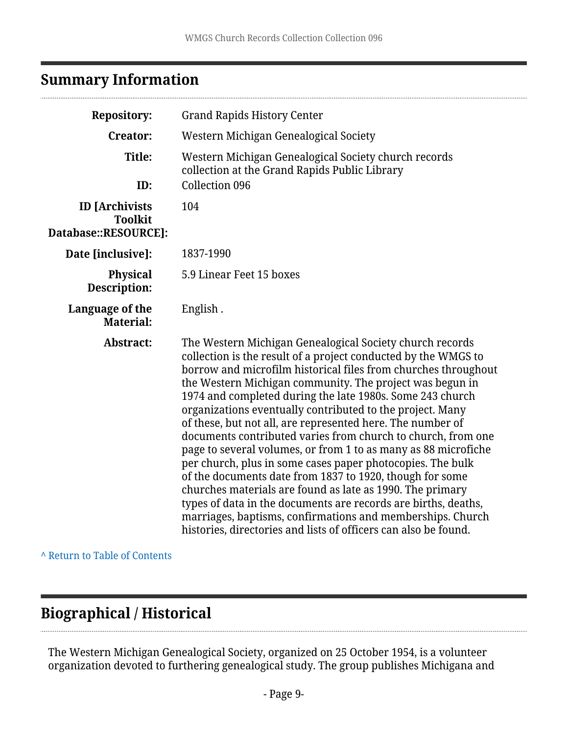## Summary Information

| | |
|---|---|
| **Repository:** | Grand Rapids History Center |
| **Creator:** | Western Michigan Genealogical Society |
| **Title:** | Western Michigan Genealogical Society church records collection at the Grand Rapids Public Library |
| **ID:** | Collection 096 |
| **ID [Archivists Toolkit Database::RESOURCE]:** | 104 |
| **Date [inclusive]:** | 1837-1990 |
| **Physical Description:** | 5.9 Linear Feet 15 boxes |
| **Language of the Material:** | English . |
| **Abstract:** | The Western Michigan Genealogical Society church records collection is the result of a project conducted by the WMGS to borrow and microfilm historical files from churches throughout the Western Michigan community. The project was begun in 1974 and completed during the late 1980s. Some 243 church organizations eventually contributed to the project. Many of these, but not all, are represented here. The number of documents contributed varies from church to church, from one page to several volumes, or from 1 to as many as 88 microfiche per church, plus in some cases paper photocopies. The bulk of the documents date from 1837 to 1920, though for some churches materials are found as late as 1990. The primary types of data in the documents are records are births, deaths, marriages, baptisms, confirmations and memberships. Church histories, directories and lists of officers can also be found. |

^ Return to Table of Contents

## Biographical / Historical

The Western Michigan Genealogical Society, organized on 25 October 1954, is a volunteer organization devoted to furthering genealogical study. The group publishes Michigana and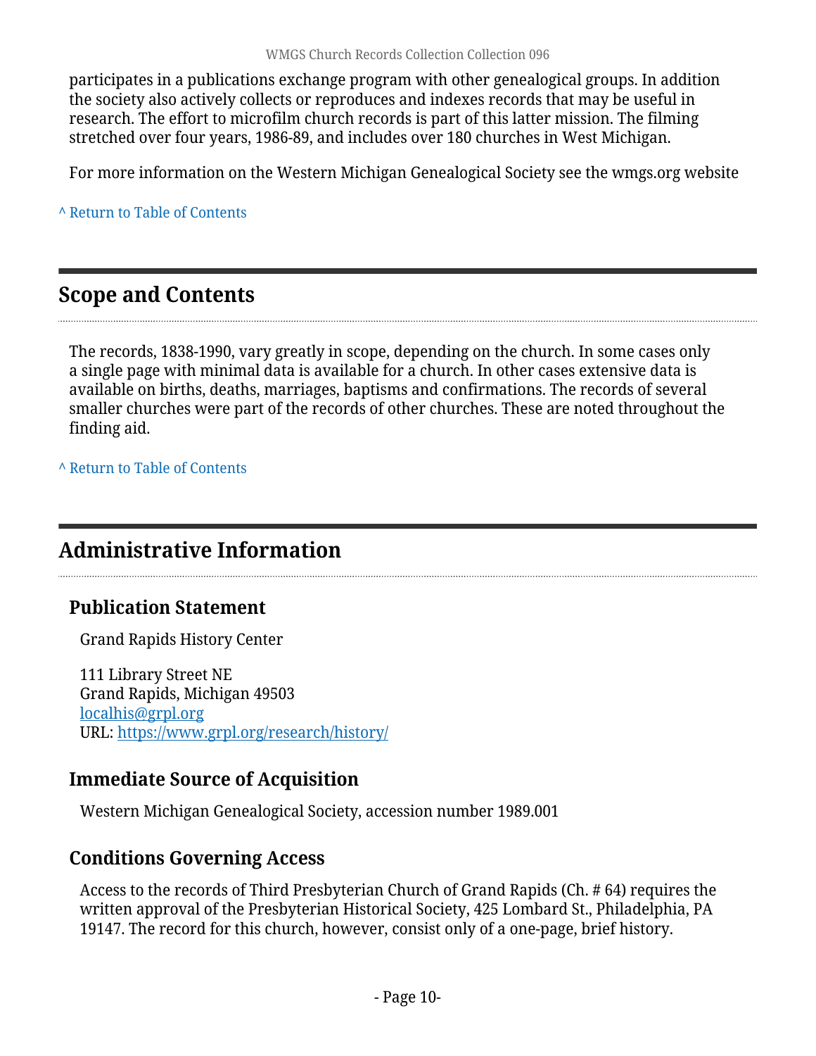participates in a publications exchange program with other genealogical groups. In addition the society also actively collects or reproduces and indexes records that may be useful in research. The effort to microfilm church records is part of this latter mission. The filming stretched over four years, 1986-89, and includes over 180 churches in West Michigan.

For more information on the Western Michigan Genealogical Society see the wmgs.org website

^ Return to Table of Contents

## Scope and Contents

The records, 1838-1990, vary greatly in scope, depending on the church. In some cases only a single page with minimal data is available for a church. In other cases extensive data is available on births, deaths, marriages, baptisms and confirmations. The records of several smaller churches were part of the records of other churches. These are noted throughout the finding aid.

^ Return to Table of Contents

## Administrative Information

### Publication Statement

Grand Rapids History Center

111 Library Street NE
Grand Rapids, Michigan 49503
localhis@grpl.org
URL: https://www.grpl.org/research/history/

### Immediate Source of Acquisition

Western Michigan Genealogical Society, accession number 1989.001

### Conditions Governing Access

Access to the records of Third Presbyterian Church of Grand Rapids (Ch. # 64) requires the written approval of the Presbyterian Historical Society, 425 Lombard St., Philadelphia, PA 19147. The record for this church, however, consist only of a one-page, brief history.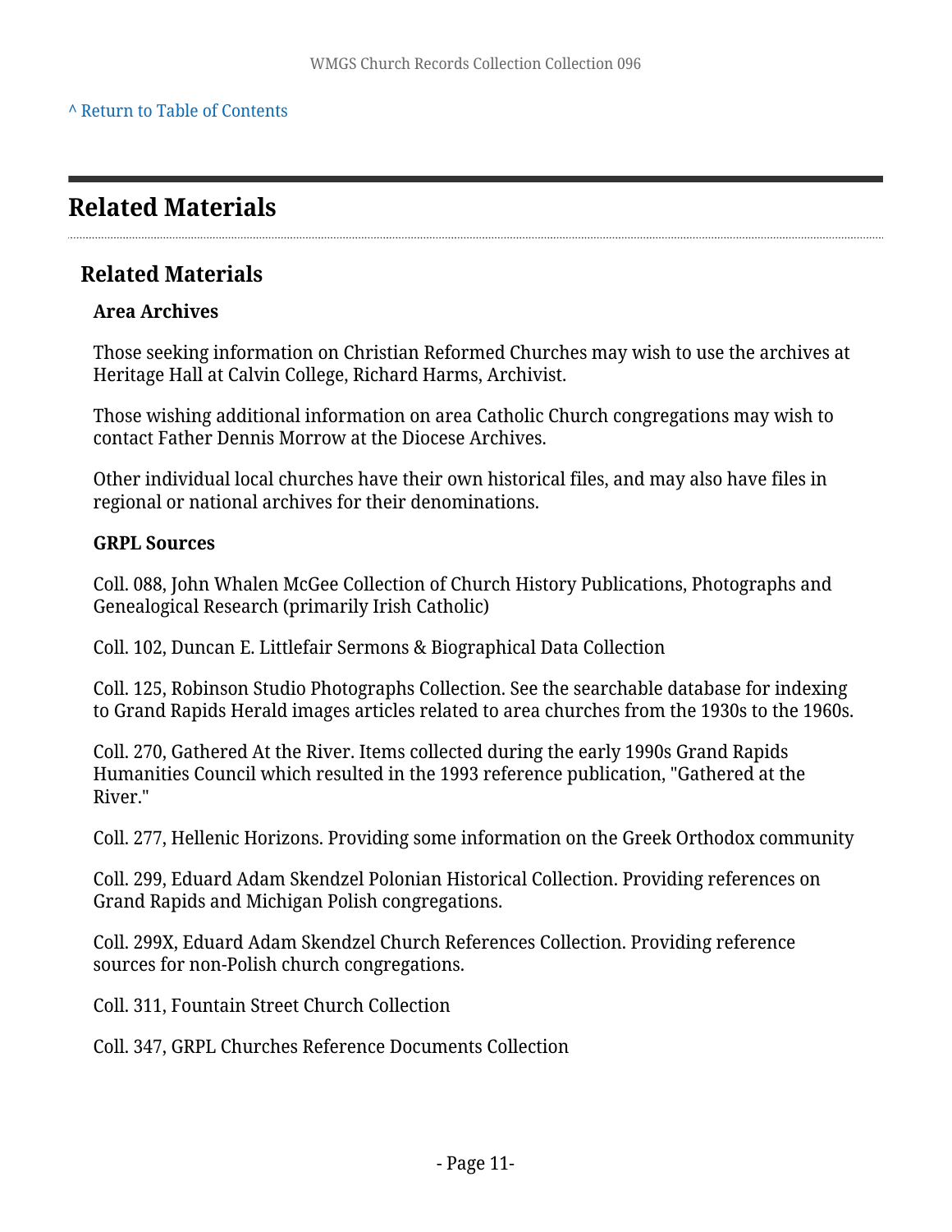[^ Return to Table of Contents](#)

## Related Materials

### Related Materials

**Area Archives**

Those seeking information on Christian Reformed Churches may wish to use the archives at Heritage Hall at Calvin College, Richard Harms, Archivist.

Those wishing additional information on area Catholic Church congregations may wish to contact Father Dennis Morrow at the Diocese Archives.

Other individual local churches have their own historical files, and may also have files in regional or national archives for their denominations.

**GRPL Sources**

Coll. 088, John Whalen McGee Collection of Church History Publications, Photographs and Genealogical Research (primarily Irish Catholic)

Coll. 102, Duncan E. Littlefair Sermons & Biographical Data Collection

Coll. 125, Robinson Studio Photographs Collection. See the searchable database for indexing to Grand Rapids Herald images articles related to area churches from the 1930s to the 1960s.

Coll. 270, Gathered At the River. Items collected during the early 1990s Grand Rapids Humanities Council which resulted in the 1993 reference publication, "Gathered at the River."

Coll. 277, Hellenic Horizons. Providing some information on the Greek Orthodox community

Coll. 299, Eduard Adam Skendzel Polonian Historical Collection. Providing references on Grand Rapids and Michigan Polish congregations.

Coll. 299X, Eduard Adam Skendzel Church References Collection. Providing reference sources for non-Polish church congregations.

Coll. 311, Fountain Street Church Collection

Coll. 347, GRPL Churches Reference Documents Collection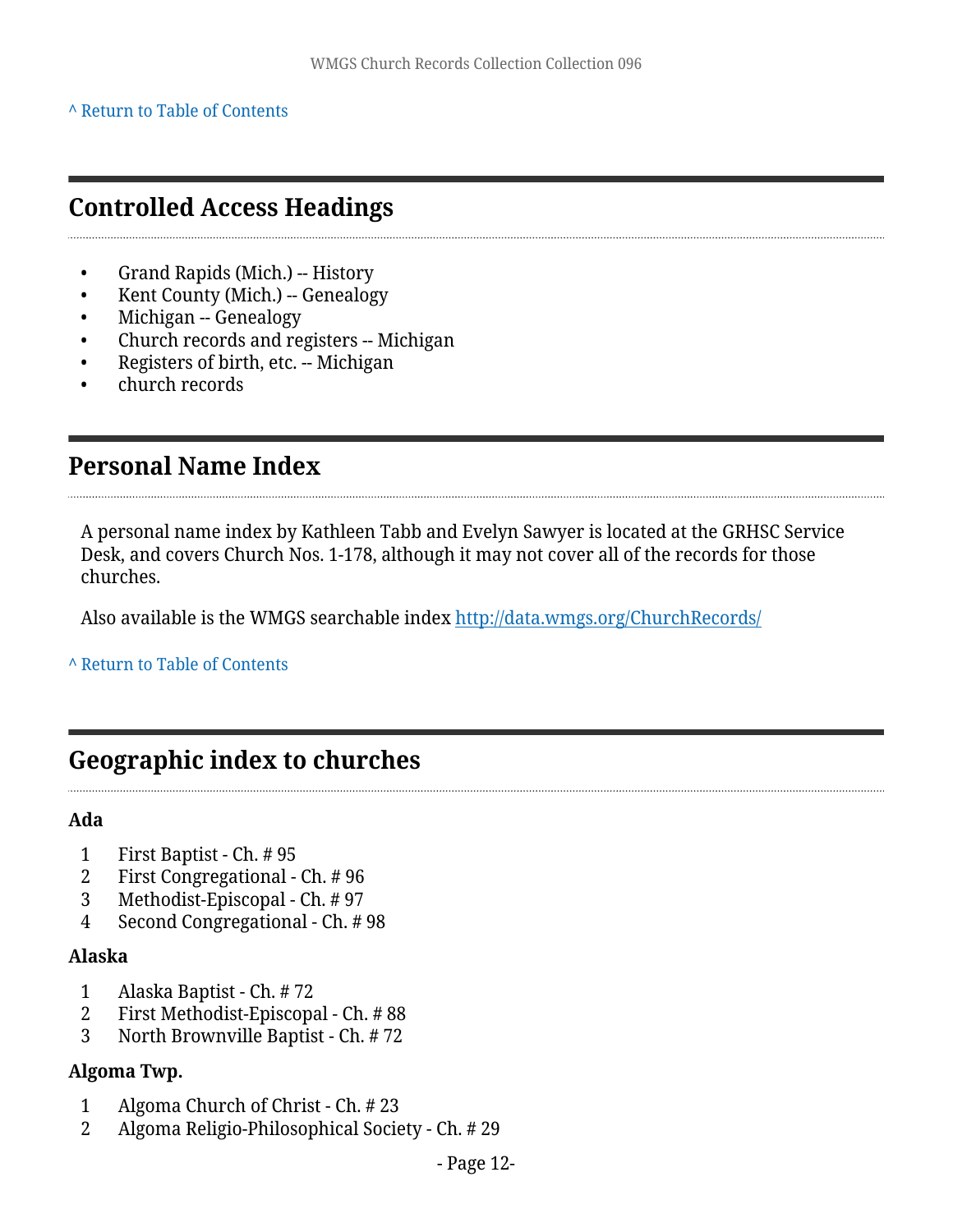^ Return to Table of Contents

## Controlled Access Headings

- Grand Rapids (Mich.) -- History
- Kent County (Mich.) -- Genealogy
- Michigan -- Genealogy
- Church records and registers -- Michigan
- Registers of birth, etc. -- Michigan
- church records

## Personal Name Index

A personal name index by Kathleen Tabb and Evelyn Sawyer is located at the GRHSC Service Desk, and covers Church Nos. 1-178, although it may not cover all of the records for those churches.

Also available is the WMGS searchable index http://data.wmgs.org/ChurchRecords/

^ Return to Table of Contents

## Geographic index to churches

**Ada**

1. First Baptist - Ch. # 95
2. First Congregational - Ch. # 96
3. Methodist-Episcopal - Ch. # 97
4. Second Congregational - Ch. # 98

**Alaska**

1. Alaska Baptist - Ch. # 72
2. First Methodist-Episcopal - Ch. # 88
3. North Brownville Baptist - Ch. # 72

**Algoma Twp.**

1. Algoma Church of Christ - Ch. # 23
2. Algoma Religio-Philosophical Society - Ch. # 29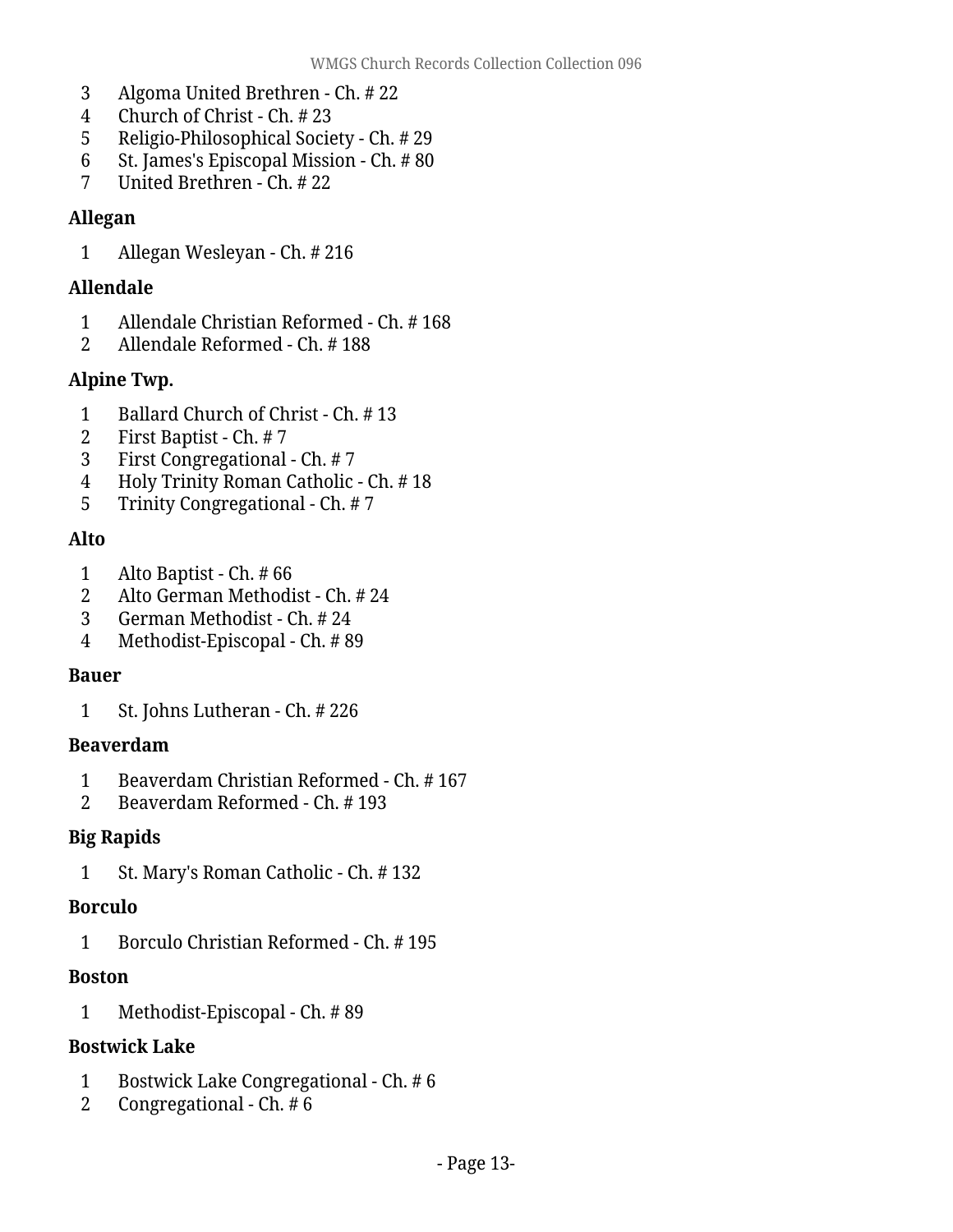3 Algoma United Brethren - Ch. # 22
4 Church of Christ - Ch. # 23
5 Religio-Philosophical Society - Ch. # 29
6 St. James's Episcopal Mission - Ch. # 80
7 United Brethren - Ch. # 22

**Allegan**

1 Allegan Wesleyan - Ch. # 216

**Allendale**

1 Allendale Christian Reformed - Ch. # 168
2 Allendale Reformed - Ch. # 188

**Alpine Twp.**

1 Ballard Church of Christ - Ch. # 13
2 First Baptist - Ch. # 7
3 First Congregational - Ch. # 7
4 Holy Trinity Roman Catholic - Ch. # 18
5 Trinity Congregational - Ch. # 7

**Alto**

1 Alto Baptist - Ch. # 66
2 Alto German Methodist - Ch. # 24
3 German Methodist - Ch. # 24
4 Methodist-Episcopal - Ch. # 89

**Bauer**

1 St. Johns Lutheran - Ch. # 226

**Beaverdam**

1 Beaverdam Christian Reformed - Ch. # 167
2 Beaverdam Reformed - Ch. # 193

**Big Rapids**

1 St. Mary's Roman Catholic - Ch. # 132

**Borculo**

1 Borculo Christian Reformed - Ch. # 195

**Boston**

1 Methodist-Episcopal - Ch. # 89

**Bostwick Lake**

1 Bostwick Lake Congregational - Ch. # 6
2 Congregational - Ch. # 6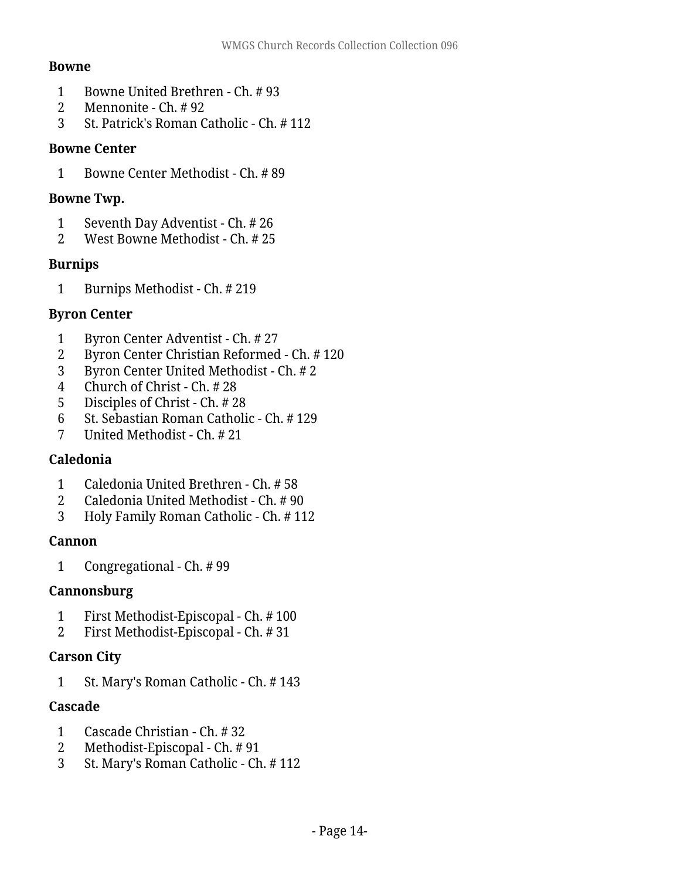**Bowne**

1 Bowne United Brethren - Ch. # 93
2 Mennonite - Ch. # 92
3 St. Patrick's Roman Catholic - Ch. # 112

**Bowne Center**

1 Bowne Center Methodist - Ch. # 89

**Bowne Twp.**

1 Seventh Day Adventist - Ch. # 26
2 West Bowne Methodist - Ch. # 25

**Burnips**

1 Burnips Methodist - Ch. # 219

**Byron Center**

1 Byron Center Adventist - Ch. # 27
2 Byron Center Christian Reformed - Ch. # 120
3 Byron Center United Methodist - Ch. # 2
4 Church of Christ - Ch. # 28
5 Disciples of Christ - Ch. # 28
6 St. Sebastian Roman Catholic - Ch. # 129
7 United Methodist - Ch. # 21

**Caledonia**

1 Caledonia United Brethren - Ch. # 58
2 Caledonia United Methodist - Ch. # 90
3 Holy Family Roman Catholic - Ch. # 112

**Cannon**

1 Congregational - Ch. # 99

**Cannonsburg**

1 First Methodist-Episcopal - Ch. # 100
2 First Methodist-Episcopal - Ch. # 31

**Carson City**

1 St. Mary's Roman Catholic - Ch. # 143

**Cascade**

1 Cascade Christian - Ch. # 32
2 Methodist-Episcopal - Ch. # 91
3 St. Mary's Roman Catholic - Ch. # 112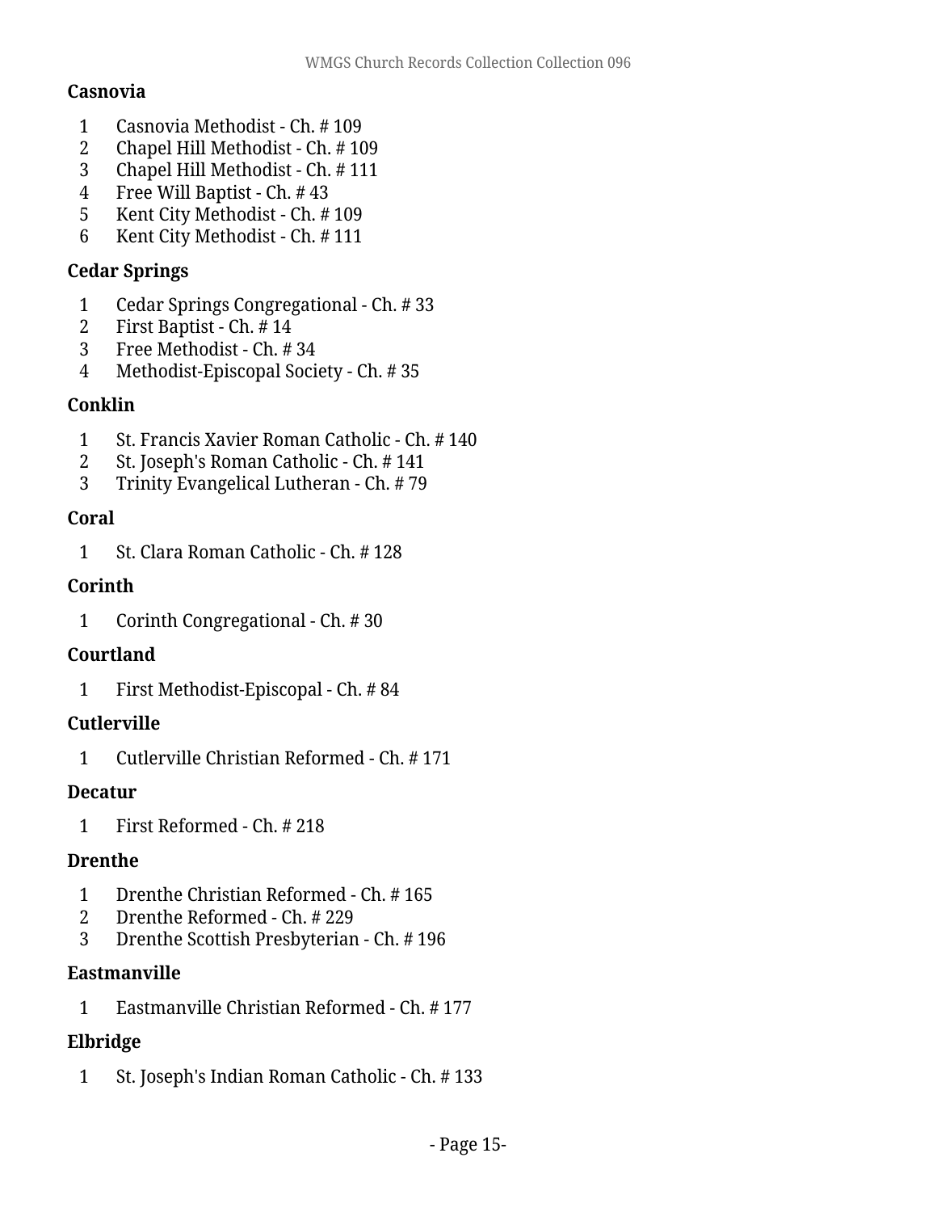**Casnovia**

1. Casnovia Methodist - Ch. # 109
2. Chapel Hill Methodist - Ch. # 109
3. Chapel Hill Methodist - Ch. # 111
4. Free Will Baptist - Ch. # 43
5. Kent City Methodist - Ch. # 109
6. Kent City Methodist - Ch. # 111

**Cedar Springs**

1. Cedar Springs Congregational - Ch. # 33
2. First Baptist - Ch. # 14
3. Free Methodist - Ch. # 34
4. Methodist-Episcopal Society - Ch. # 35

**Conklin**

1. St. Francis Xavier Roman Catholic - Ch. # 140
2. St. Joseph's Roman Catholic - Ch. # 141
3. Trinity Evangelical Lutheran - Ch. # 79

**Coral**

1. St. Clara Roman Catholic - Ch. # 128

**Corinth**

1. Corinth Congregational - Ch. # 30

**Courtland**

1. First Methodist-Episcopal - Ch. # 84

**Cutlerville**

1. Cutlerville Christian Reformed - Ch. # 171

**Decatur**

1. First Reformed - Ch. # 218

**Drenthe**

1. Drenthe Christian Reformed - Ch. # 165
2. Drenthe Reformed - Ch. # 229
3. Drenthe Scottish Presbyterian - Ch. # 196

**Eastmanville**

1. Eastmanville Christian Reformed - Ch. # 177

**Elbridge**

1. St. Joseph's Indian Roman Catholic - Ch. # 133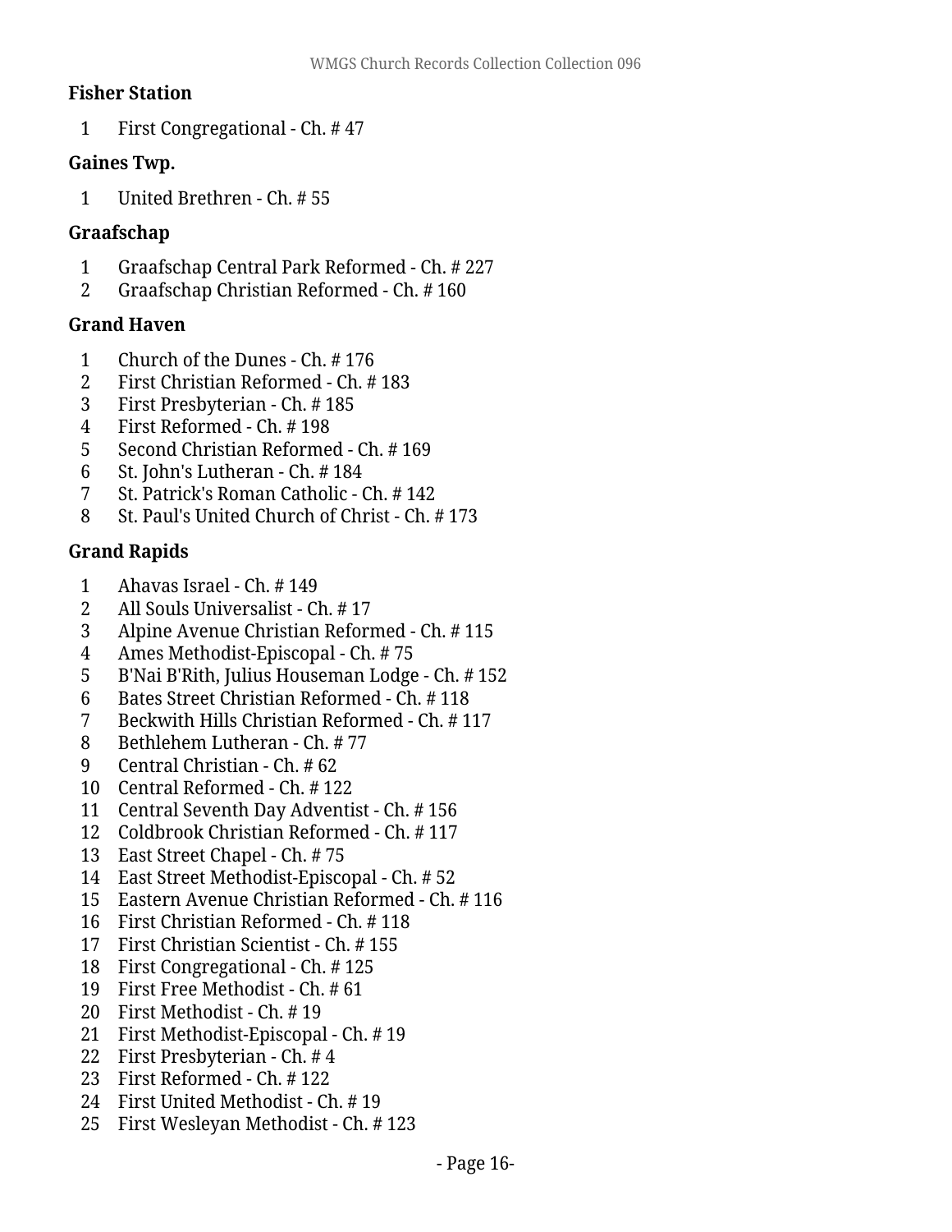**Fisher Station**

1. First Congregational - Ch. # 47

**Gaines Twp.**

1. United Brethren - Ch. # 55

**Graafschap**

1. Graafschap Central Park Reformed - Ch. # 227
2. Graafschap Christian Reformed - Ch. # 160

**Grand Haven**

1. Church of the Dunes - Ch. # 176
2. First Christian Reformed - Ch. # 183
3. First Presbyterian - Ch. # 185
4. First Reformed - Ch. # 198
5. Second Christian Reformed - Ch. # 169
6. St. John's Lutheran - Ch. # 184
7. St. Patrick's Roman Catholic - Ch. # 142
8. St. Paul's United Church of Christ - Ch. # 173

**Grand Rapids**

1. Ahavas Israel - Ch. # 149
2. All Souls Universalist - Ch. # 17
3. Alpine Avenue Christian Reformed - Ch. # 115
4. Ames Methodist-Episcopal - Ch. # 75
5. B'Nai B'Rith, Julius Houseman Lodge - Ch. # 152
6. Bates Street Christian Reformed - Ch. # 118
7. Beckwith Hills Christian Reformed - Ch. # 117
8. Bethlehem Lutheran - Ch. # 77
9. Central Christian - Ch. # 62
10. Central Reformed - Ch. # 122
11. Central Seventh Day Adventist - Ch. # 156
12. Coldbrook Christian Reformed - Ch. # 117
13. East Street Chapel - Ch. # 75
14. East Street Methodist-Episcopal - Ch. # 52
15. Eastern Avenue Christian Reformed - Ch. # 116
16. First Christian Reformed - Ch. # 118
17. First Christian Scientist - Ch. # 155
18. First Congregational - Ch. # 125
19. First Free Methodist - Ch. # 61
20. First Methodist - Ch. # 19
21. First Methodist-Episcopal - Ch. # 19
22. First Presbyterian - Ch. # 4
23. First Reformed - Ch. # 122
24. First United Methodist - Ch. # 19
25. First Wesleyan Methodist - Ch. # 123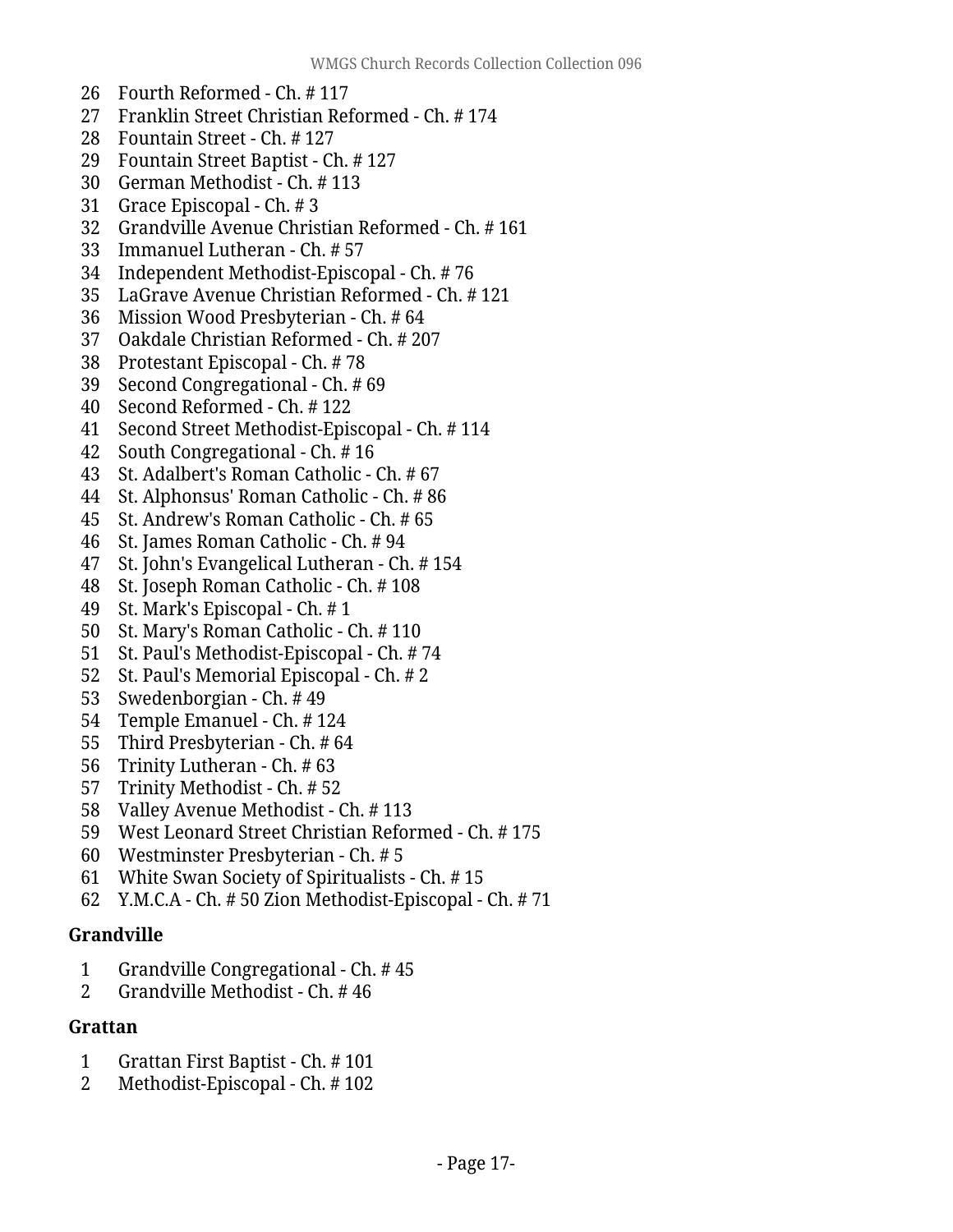26 Fourth Reformed - Ch. # 117
27 Franklin Street Christian Reformed - Ch. # 174
28 Fountain Street - Ch. # 127
29 Fountain Street Baptist - Ch. # 127
30 German Methodist - Ch. # 113
31 Grace Episcopal - Ch. # 3
32 Grandville Avenue Christian Reformed - Ch. # 161
33 Immanuel Lutheran - Ch. # 57
34 Independent Methodist-Episcopal - Ch. # 76
35 LaGrave Avenue Christian Reformed - Ch. # 121
36 Mission Wood Presbyterian - Ch. # 64
37 Oakdale Christian Reformed - Ch. # 207
38 Protestant Episcopal - Ch. # 78
39 Second Congregational - Ch. # 69
40 Second Reformed - Ch. # 122
41 Second Street Methodist-Episcopal - Ch. # 114
42 South Congregational - Ch. # 16
43 St. Adalbert's Roman Catholic - Ch. # 67
44 St. Alphonsus' Roman Catholic - Ch. # 86
45 St. Andrew's Roman Catholic - Ch. # 65
46 St. James Roman Catholic - Ch. # 94
47 St. John's Evangelical Lutheran - Ch. # 154
48 St. Joseph Roman Catholic - Ch. # 108
49 St. Mark's Episcopal - Ch. # 1
50 St. Mary's Roman Catholic - Ch. # 110
51 St. Paul's Methodist-Episcopal - Ch. # 74
52 St. Paul's Memorial Episcopal - Ch. # 2
53 Swedenborgian - Ch. # 49
54 Temple Emanuel - Ch. # 124
55 Third Presbyterian - Ch. # 64
56 Trinity Lutheran - Ch. # 63
57 Trinity Methodist - Ch. # 52
58 Valley Avenue Methodist - Ch. # 113
59 West Leonard Street Christian Reformed - Ch. # 175
60 Westminster Presbyterian - Ch. # 5
61 White Swan Society of Spiritualists - Ch. # 15
62 Y.M.C.A - Ch. # 50 Zion Methodist-Episcopal - Ch. # 71

**Grandville**

1 Grandville Congregational - Ch. # 45
2 Grandville Methodist - Ch. # 46

**Grattan**

1 Grattan First Baptist - Ch. # 101
2 Methodist-Episcopal - Ch. # 102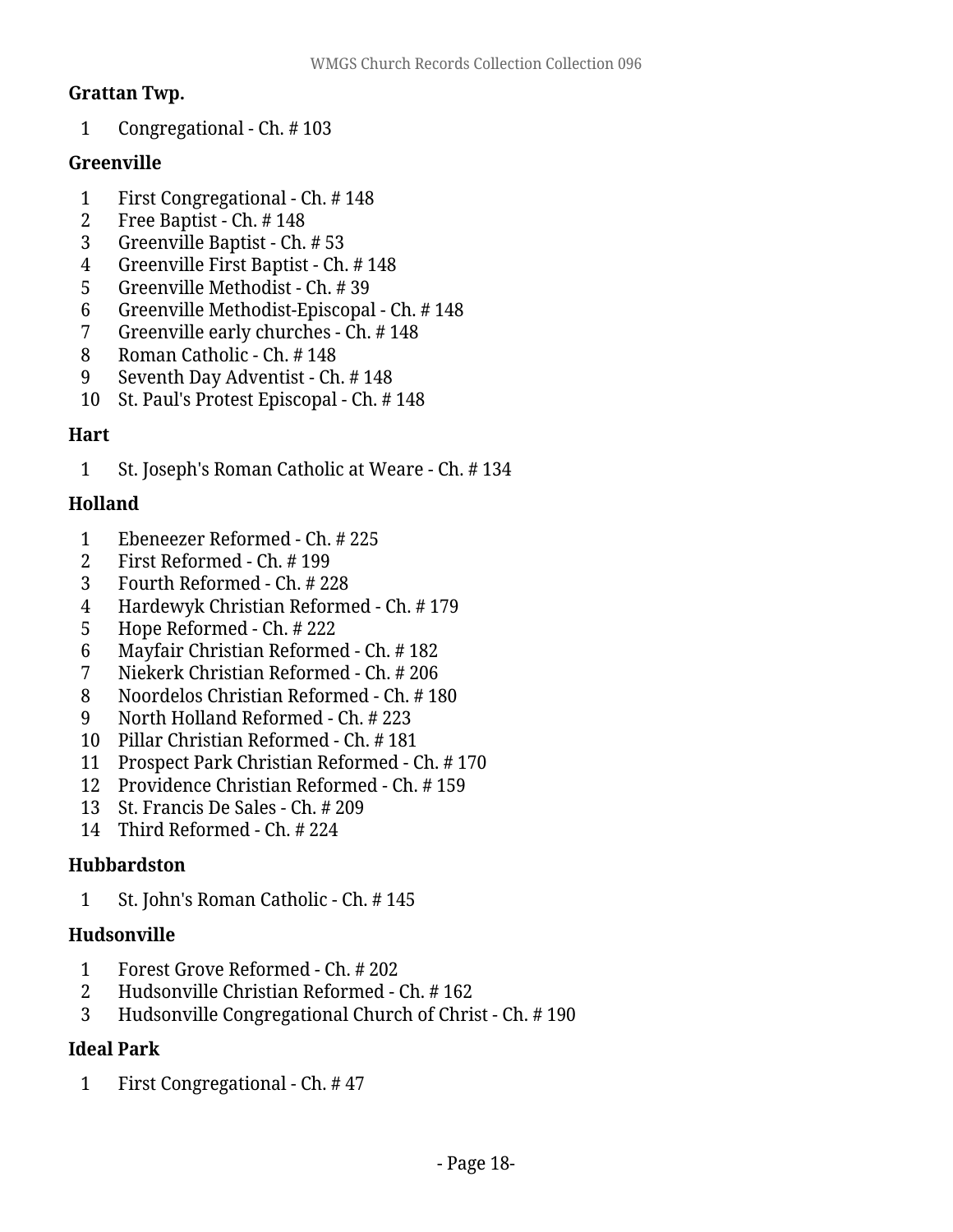**Grattan Twp.**

1 Congregational - Ch. # 103

**Greenville**

1 First Congregational - Ch. # 148
2 Free Baptist - Ch. # 148
3 Greenville Baptist - Ch. # 53
4 Greenville First Baptist - Ch. # 148
5 Greenville Methodist - Ch. # 39
6 Greenville Methodist-Episcopal - Ch. # 148
7 Greenville early churches - Ch. # 148
8 Roman Catholic - Ch. # 148
9 Seventh Day Adventist - Ch. # 148
10 St. Paul's Protest Episcopal - Ch. # 148

**Hart**

1 St. Joseph's Roman Catholic at Weare - Ch. # 134

**Holland**

1 Ebeneezer Reformed - Ch. # 225
2 First Reformed - Ch. # 199
3 Fourth Reformed - Ch. # 228
4 Hardewyk Christian Reformed - Ch. # 179
5 Hope Reformed - Ch. # 222
6 Mayfair Christian Reformed - Ch. # 182
7 Niekerk Christian Reformed - Ch. # 206
8 Noordelos Christian Reformed - Ch. # 180
9 North Holland Reformed - Ch. # 223
10 Pillar Christian Reformed - Ch. # 181
11 Prospect Park Christian Reformed - Ch. # 170
12 Providence Christian Reformed - Ch. # 159
13 St. Francis De Sales - Ch. # 209
14 Third Reformed - Ch. # 224

**Hubbardston**

1 St. John's Roman Catholic - Ch. # 145

**Hudsonville**

1 Forest Grove Reformed - Ch. # 202
2 Hudsonville Christian Reformed - Ch. # 162
3 Hudsonville Congregational Church of Christ - Ch. # 190

**Ideal Park**

1 First Congregational - Ch. # 47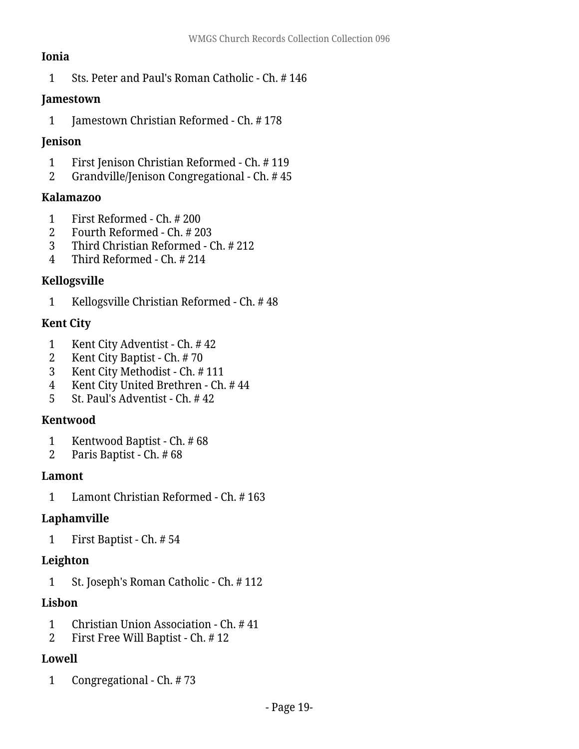**Ionia**

1 Sts. Peter and Paul's Roman Catholic - Ch. # 146

**Jamestown**

1 Jamestown Christian Reformed - Ch. # 178

**Jenison**

1 First Jenison Christian Reformed - Ch. # 119
2 Grandville/Jenison Congregational - Ch. # 45

**Kalamazoo**

1 First Reformed - Ch. # 200
2 Fourth Reformed - Ch. # 203
3 Third Christian Reformed - Ch. # 212
4 Third Reformed - Ch. # 214

**Kellogsville**

1 Kellogsville Christian Reformed - Ch. # 48

**Kent City**

1 Kent City Adventist - Ch. # 42
2 Kent City Baptist - Ch. # 70
3 Kent City Methodist - Ch. # 111
4 Kent City United Brethren - Ch. # 44
5 St. Paul's Adventist - Ch. # 42

**Kentwood**

1 Kentwood Baptist - Ch. # 68
2 Paris Baptist - Ch. # 68

**Lamont**

1 Lamont Christian Reformed - Ch. # 163

**Laphamville**

1 First Baptist - Ch. # 54

**Leighton**

1 St. Joseph's Roman Catholic - Ch. # 112

**Lisbon**

1 Christian Union Association - Ch. # 41
2 First Free Will Baptist - Ch. # 12

**Lowell**

1 Congregational - Ch. # 73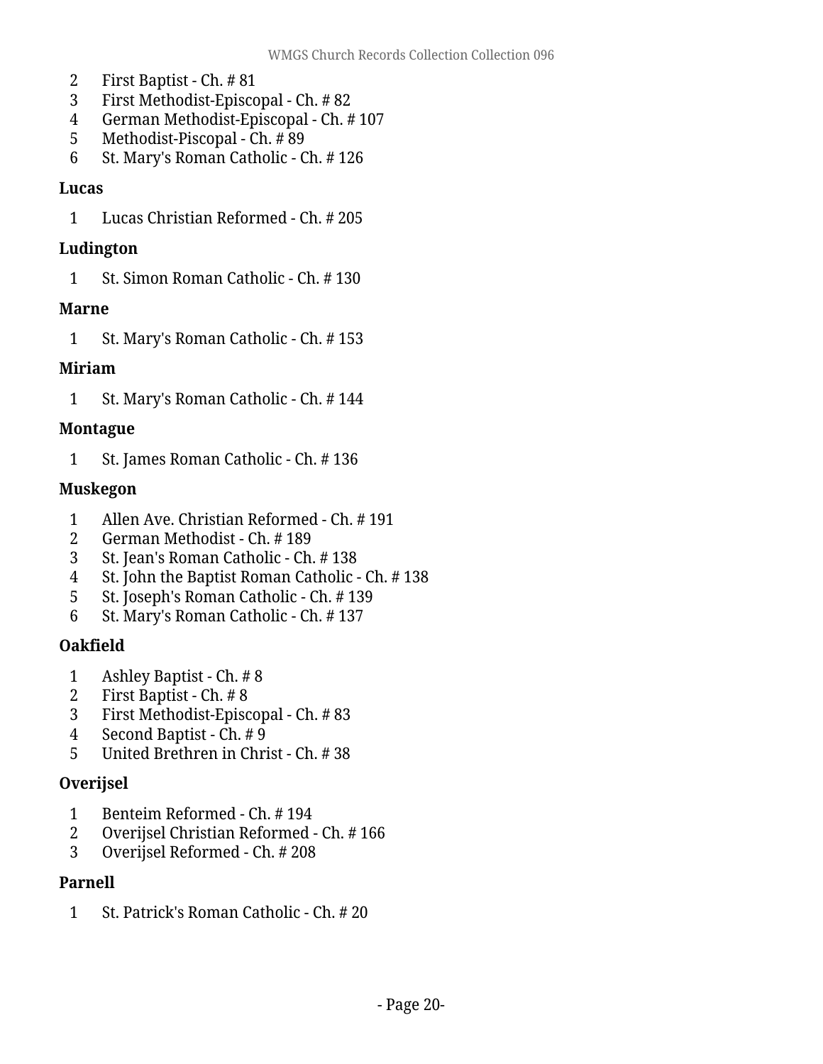2. First Baptist - Ch. # 81
3. First Methodist-Episcopal - Ch. # 82
4. German Methodist-Episcopal - Ch. # 107
5. Methodist-Piscopal - Ch. # 89
6. St. Mary's Roman Catholic - Ch. # 126

**Lucas**

1. Lucas Christian Reformed - Ch. # 205

**Ludington**

1. St. Simon Roman Catholic - Ch. # 130

**Marne**

1. St. Mary's Roman Catholic - Ch. # 153

**Miriam**

1. St. Mary's Roman Catholic - Ch. # 144

**Montague**

1. St. James Roman Catholic - Ch. # 136

**Muskegon**

1. Allen Ave. Christian Reformed - Ch. # 191
2. German Methodist - Ch. # 189
3. St. Jean's Roman Catholic - Ch. # 138
4. St. John the Baptist Roman Catholic - Ch. # 138
5. St. Joseph's Roman Catholic - Ch. # 139
6. St. Mary's Roman Catholic - Ch. # 137

**Oakfield**

1. Ashley Baptist - Ch. # 8
2. First Baptist - Ch. # 8
3. First Methodist-Episcopal - Ch. # 83
4. Second Baptist - Ch. # 9
5. United Brethren in Christ - Ch. # 38

**Overijsel**

1. Benteim Reformed - Ch. # 194
2. Overijsel Christian Reformed - Ch. # 166
3. Overijsel Reformed - Ch. # 208

**Parnell**

1. St. Patrick's Roman Catholic - Ch. # 20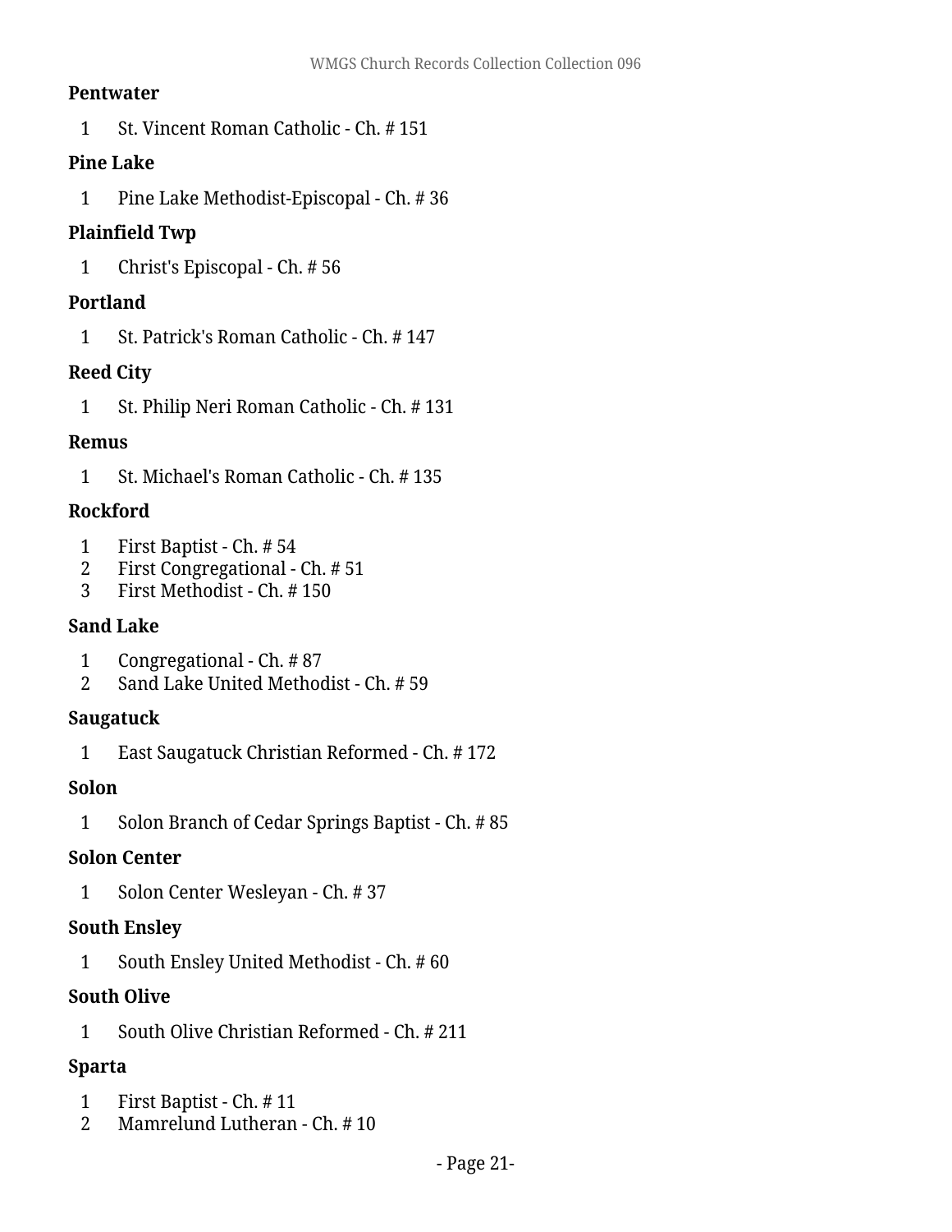**Pentwater**

1 St. Vincent Roman Catholic - Ch. # 151

**Pine Lake**

1 Pine Lake Methodist-Episcopal - Ch. # 36

**Plainfield Twp**

1 Christ's Episcopal - Ch. # 56

**Portland**

1 St. Patrick's Roman Catholic - Ch. # 147

**Reed City**

1 St. Philip Neri Roman Catholic - Ch. # 131

**Remus**

1 St. Michael's Roman Catholic - Ch. # 135

**Rockford**

1 First Baptist - Ch. # 54
2 First Congregational - Ch. # 51
3 First Methodist - Ch. # 150

**Sand Lake**

1 Congregational - Ch. # 87
2 Sand Lake United Methodist - Ch. # 59

**Saugatuck**

1 East Saugatuck Christian Reformed - Ch. # 172

**Solon**

1 Solon Branch of Cedar Springs Baptist - Ch. # 85

**Solon Center**

1 Solon Center Wesleyan - Ch. # 37

**South Ensley**

1 South Ensley United Methodist - Ch. # 60

**South Olive**

1 South Olive Christian Reformed - Ch. # 211

**Sparta**

1 First Baptist - Ch. # 11
2 Mamrelund Lutheran - Ch. # 10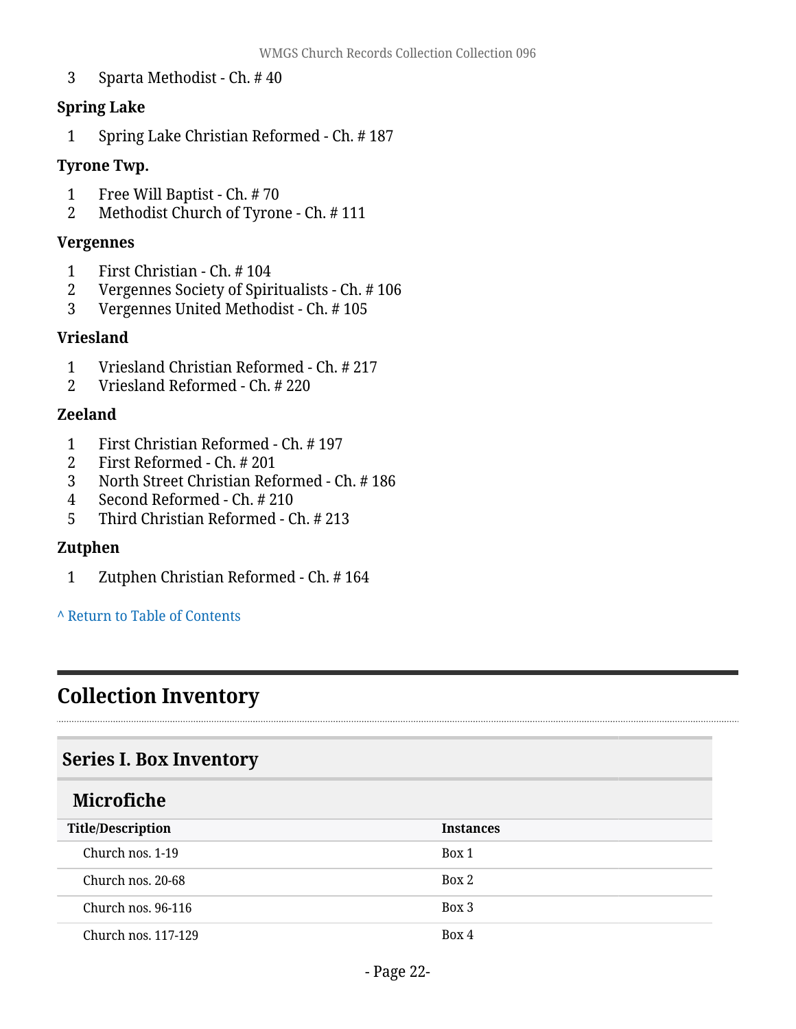3 Sparta Methodist - Ch. # 40

**Spring Lake**

1 Spring Lake Christian Reformed - Ch. # 187

**Tyrone Twp.**

1 Free Will Baptist - Ch. # 70
2 Methodist Church of Tyrone - Ch. # 111

**Vergennes**

1 First Christian - Ch. # 104
2 Vergennes Society of Spiritualists - Ch. # 106
3 Vergennes United Methodist - Ch. # 105

**Vriesland**

1 Vriesland Christian Reformed - Ch. # 217
2 Vriesland Reformed - Ch. # 220

**Zeeland**

1 First Christian Reformed - Ch. # 197
2 First Reformed - Ch. # 201
3 North Street Christian Reformed - Ch. # 186
4 Second Reformed - Ch. # 210
5 Third Christian Reformed - Ch. # 213

**Zutphen**

1 Zutphen Christian Reformed - Ch. # 164

^ Return to Table of Contents

# Collection Inventory

## Series I. Box Inventory

### Microfiche

| Title/Description | Instances |
|---|---|
| Church nos. 1-19 | Box 1 |
| Church nos. 20-68 | Box 2 |
| Church nos. 96-116 | Box 3 |
| Church nos. 117-129 | Box 4 |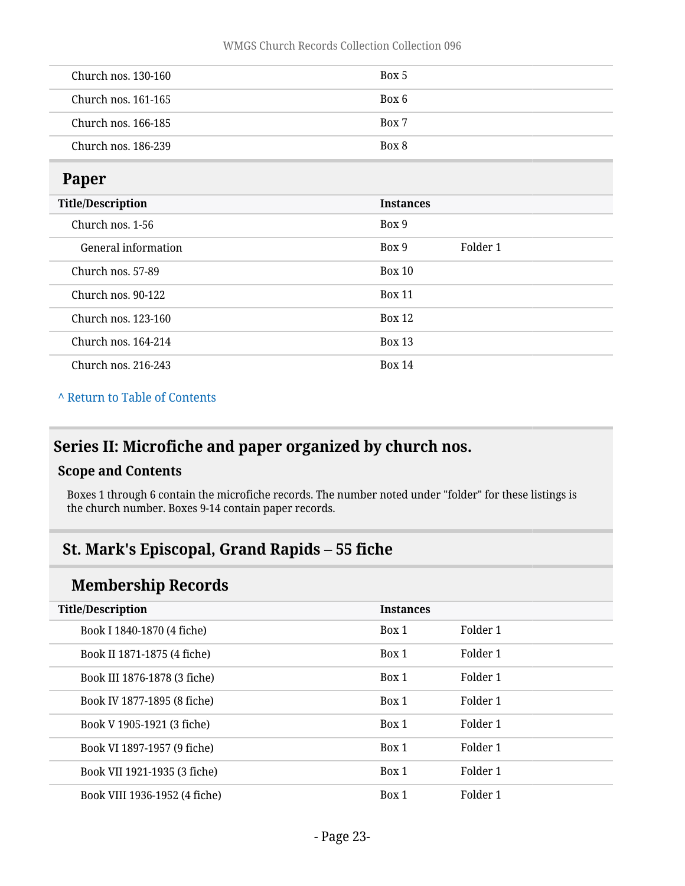| | | |
|---|---|---|
| Church nos. 130-160 | Box 5 | |
| Church nos. 161-165 | Box 6 | |
| Church nos. 166-185 | Box 7 | |
| Church nos. 186-239 | Box 8 | |

## Paper

| Title/Description | Instances | |
|---|---|---|
| Church nos. 1-56 | Box 9 | |
| General information | Box 9 | Folder 1 |
| Church nos. 57-89 | Box 10 | |
| Church nos. 90-122 | Box 11 | |
| Church nos. 123-160 | Box 12 | |
| Church nos. 164-214 | Box 13 | |
| Church nos. 216-243 | Box 14 | |

^ Return to Table of Contents

# Series II: Microfiche and paper organized by church nos.

### Scope and Contents

Boxes 1 through 6 contain the microfiche records. The number noted under "folder" for these listings is the church number. Boxes 9-14 contain paper records.

## St. Mark's Episcopal, Grand Rapids – 55 fiche

### Membership Records

| Title/Description | Instances | |
|---|---|---|
| Book I 1840-1870 (4 fiche) | Box 1 | Folder 1 |
| Book II 1871-1875 (4 fiche) | Box 1 | Folder 1 |
| Book III 1876-1878 (3 fiche) | Box 1 | Folder 1 |
| Book IV 1877-1895 (8 fiche) | Box 1 | Folder 1 |
| Book V 1905-1921 (3 fiche) | Box 1 | Folder 1 |
| Book VI 1897-1957 (9 fiche) | Box 1 | Folder 1 |
| Book VII 1921-1935 (3 fiche) | Box 1 | Folder 1 |
| Book VIII 1936-1952 (4 fiche) | Box 1 | Folder 1 |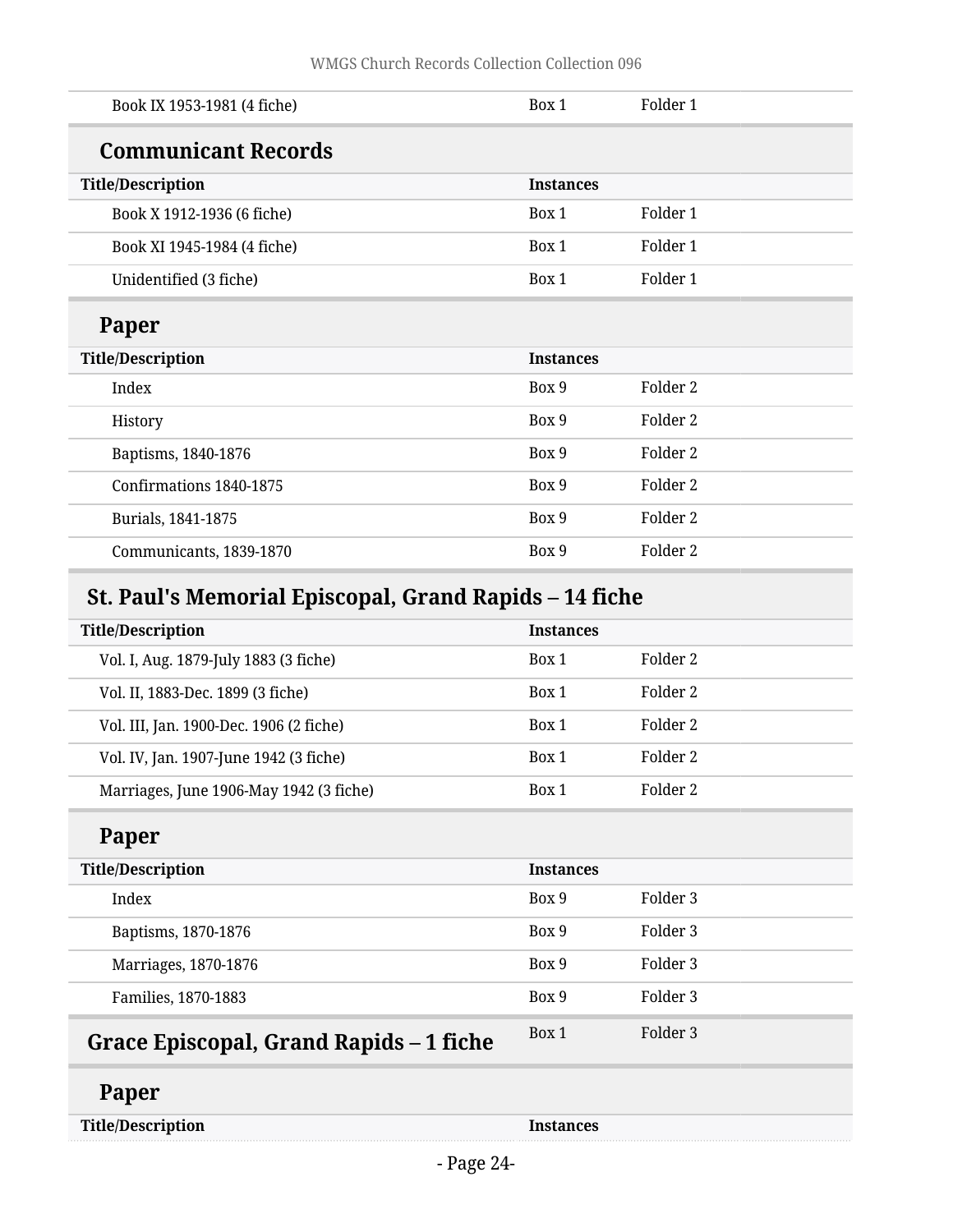| Title/Description | Instances | |
|---|---|---|
| Book IX 1953-1981 (4 fiche) | Box 1 | Folder 1 |

### Communicant Records

| Title/Description | Instances | |
|---|---|---|
| Book X 1912-1936 (6 fiche) | Box 1 | Folder 1 |
| Book XI 1945-1984 (4 fiche) | Box 1 | Folder 1 |
| Unidentified (3 fiche) | Box 1 | Folder 1 |

### Paper

| Title/Description | Instances | |
|---|---|---|
| Index | Box 9 | Folder 2 |
| History | Box 9 | Folder 2 |
| Baptisms, 1840-1876 | Box 9 | Folder 2 |
| Confirmations 1840-1875 | Box 9 | Folder 2 |
| Burials, 1841-1875 | Box 9 | Folder 2 |
| Communicants, 1839-1870 | Box 9 | Folder 2 |

## St. Paul's Memorial Episcopal, Grand Rapids – 14 fiche

| Title/Description | Instances | |
|---|---|---|
| Vol. I, Aug. 1879-July 1883 (3 fiche) | Box 1 | Folder 2 |
| Vol. II, 1883-Dec. 1899 (3 fiche) | Box 1 | Folder 2 |
| Vol. III, Jan. 1900-Dec. 1906 (2 fiche) | Box 1 | Folder 2 |
| Vol. IV, Jan. 1907-June 1942 (3 fiche) | Box 1 | Folder 2 |
| Marriages, June 1906-May 1942 (3 fiche) | Box 1 | Folder 2 |

### Paper

| Title/Description | Instances | |
|---|---|---|
| Index | Box 9 | Folder 3 |
| Baptisms, 1870-1876 | Box 9 | Folder 3 |
| Marriages, 1870-1876 | Box 9 | Folder 3 |
| Families, 1870-1883 | Box 9 | Folder 3 |

## Grace Episcopal, Grand Rapids – 1 fiche

Box 1 Folder 3

### Paper

| Title/Description | Instances |
|---|---|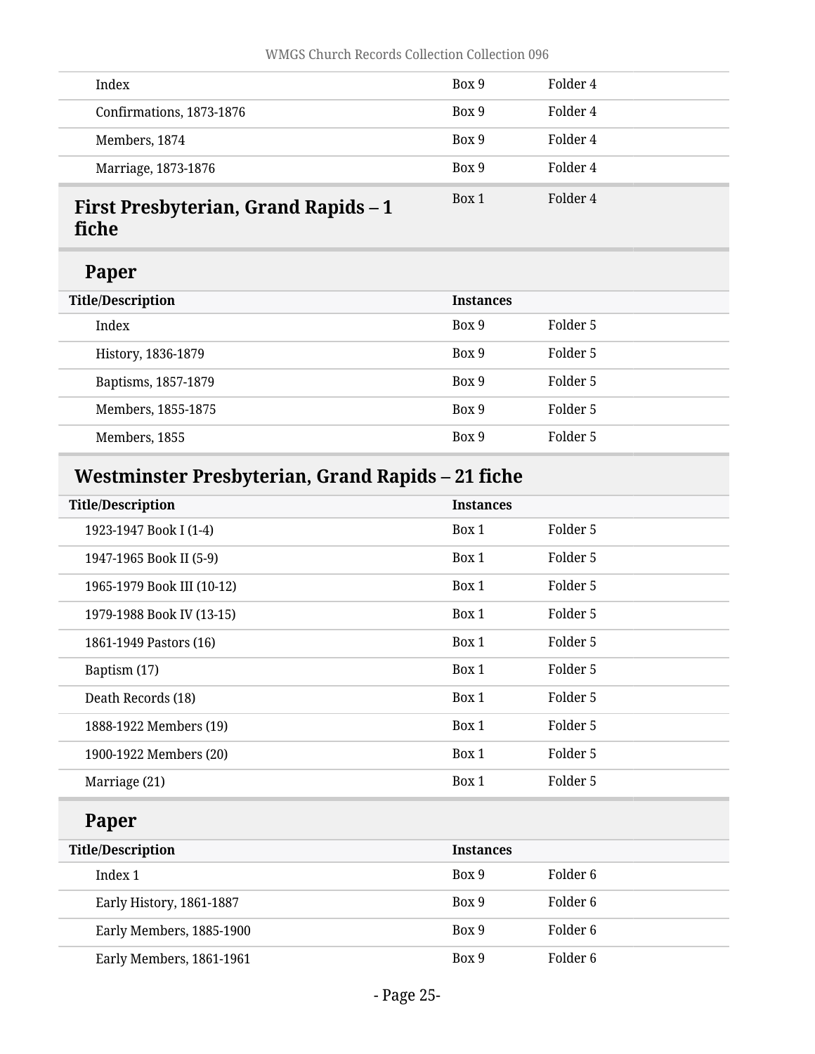| Title/Description | Instances | |
|---|---|---|
| Index | Box 9 | Folder 4 |
| Confirmations, 1873-1876 | Box 9 | Folder 4 |
| Members, 1874 | Box 9 | Folder 4 |
| Marriage, 1873-1876 | Box 9 | Folder 4 |

## First Presbyterian, Grand Rapids – 1 fiche

Box 1 Folder 4

### Paper

| Title/Description | Instances | |
|---|---|---|
| Index | Box 9 | Folder 5 |
| History, 1836-1879 | Box 9 | Folder 5 |
| Baptisms, 1857-1879 | Box 9 | Folder 5 |
| Members, 1855-1875 | Box 9 | Folder 5 |
| Members, 1855 | Box 9 | Folder 5 |

## Westminster Presbyterian, Grand Rapids – 21 fiche

| Title/Description | Instances | |
|---|---|---|
| 1923-1947 Book I (1-4) | Box 1 | Folder 5 |
| 1947-1965 Book II (5-9) | Box 1 | Folder 5 |
| 1965-1979 Book III (10-12) | Box 1 | Folder 5 |
| 1979-1988 Book IV (13-15) | Box 1 | Folder 5 |
| 1861-1949 Pastors (16) | Box 1 | Folder 5 |
| Baptism (17) | Box 1 | Folder 5 |
| Death Records (18) | Box 1 | Folder 5 |
| 1888-1922 Members (19) | Box 1 | Folder 5 |
| 1900-1922 Members (20) | Box 1 | Folder 5 |
| Marriage (21) | Box 1 | Folder 5 |

### Paper

| Title/Description | Instances | |
|---|---|---|
| Index 1 | Box 9 | Folder 6 |
| Early History, 1861-1887 | Box 9 | Folder 6 |
| Early Members, 1885-1900 | Box 9 | Folder 6 |
| Early Members, 1861-1961 | Box 9 | Folder 6 |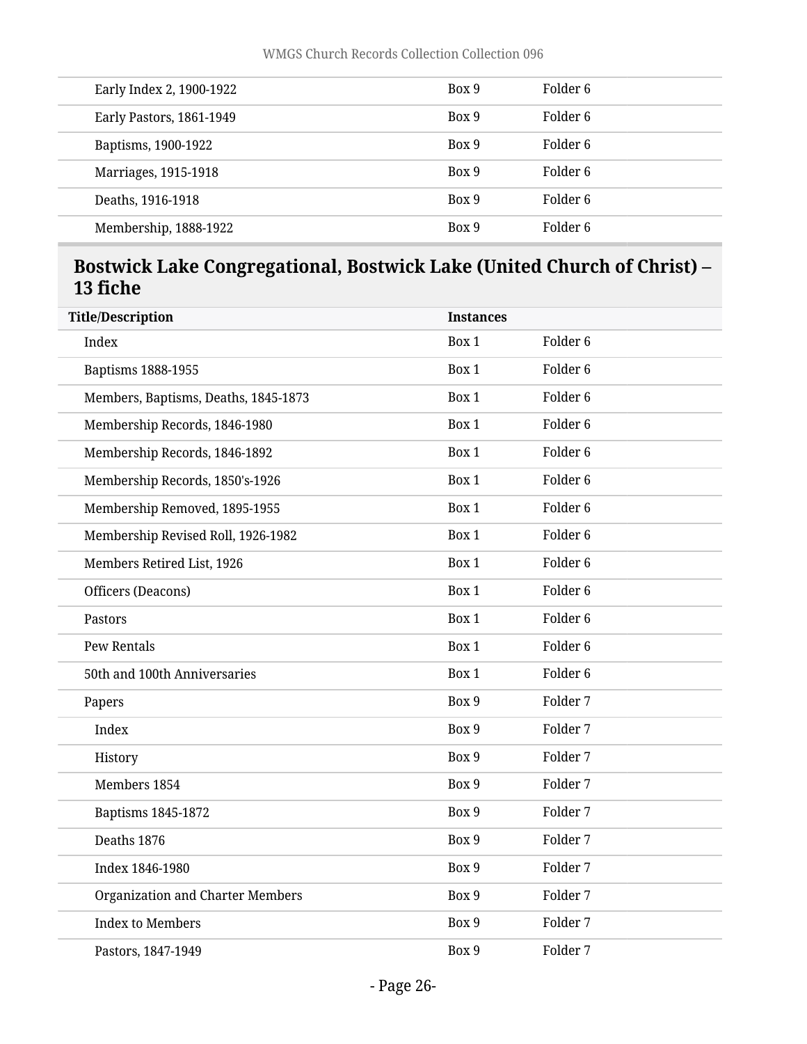| Title/Description | Instances | |
|---|---|---|
| Early Index 2, 1900-1922 | Box 9 | Folder 6 |
| Early Pastors, 1861-1949 | Box 9 | Folder 6 |
| Baptisms, 1900-1922 | Box 9 | Folder 6 |
| Marriages, 1915-1918 | Box 9 | Folder 6 |
| Deaths, 1916-1918 | Box 9 | Folder 6 |
| Membership, 1888-1922 | Box 9 | Folder 6 |

## Bostwick Lake Congregational, Bostwick Lake (United Church of Christ) – 13 fiche

| Title/Description | Instances | |
|---|---|---|
| Index | Box 1 | Folder 6 |
| Baptisms 1888-1955 | Box 1 | Folder 6 |
| Members, Baptisms, Deaths, 1845-1873 | Box 1 | Folder 6 |
| Membership Records, 1846-1980 | Box 1 | Folder 6 |
| Membership Records, 1846-1892 | Box 1 | Folder 6 |
| Membership Records, 1850's-1926 | Box 1 | Folder 6 |
| Membership Removed, 1895-1955 | Box 1 | Folder 6 |
| Membership Revised Roll, 1926-1982 | Box 1 | Folder 6 |
| Members Retired List, 1926 | Box 1 | Folder 6 |
| Officers (Deacons) | Box 1 | Folder 6 |
| Pastors | Box 1 | Folder 6 |
| Pew Rentals | Box 1 | Folder 6 |
| 50th and 100th Anniversaries | Box 1 | Folder 6 |
| Papers | Box 9 | Folder 7 |
| Index | Box 9 | Folder 7 |
| History | Box 9 | Folder 7 |
| Members 1854 | Box 9 | Folder 7 |
| Baptisms 1845-1872 | Box 9 | Folder 7 |
| Deaths 1876 | Box 9 | Folder 7 |
| Index 1846-1980 | Box 9 | Folder 7 |
| Organization and Charter Members | Box 9 | Folder 7 |
| Index to Members | Box 9 | Folder 7 |
| Pastors, 1847-1949 | Box 9 | Folder 7 |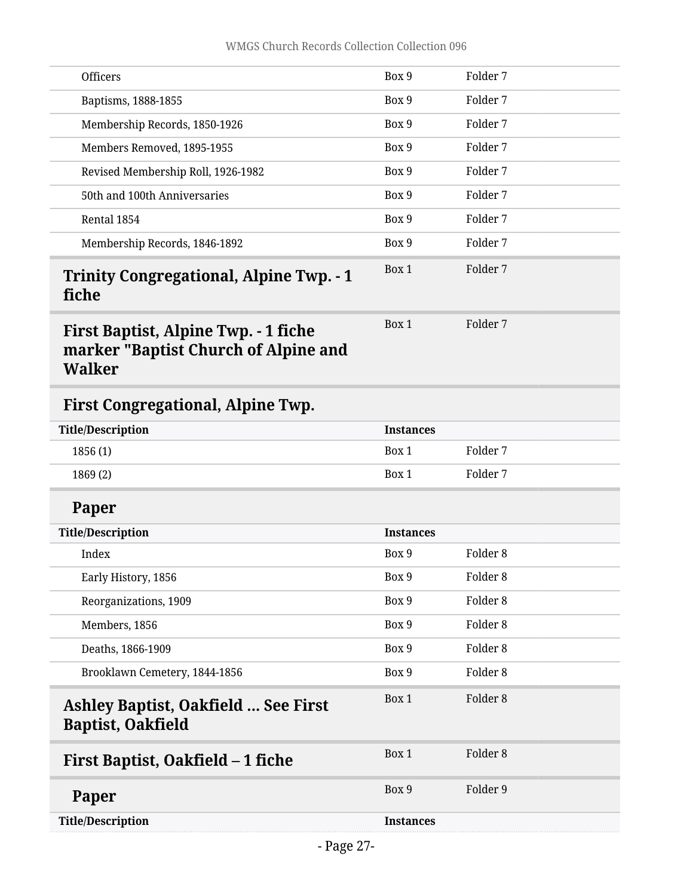| Title/Description | Instances | |
|---|---|---|
| Officers | Box 9 | Folder 7 |
| Baptisms, 1888-1855 | Box 9 | Folder 7 |
| Membership Records, 1850-1926 | Box 9 | Folder 7 |
| Members Removed, 1895-1955 | Box 9 | Folder 7 |
| Revised Membership Roll, 1926-1982 | Box 9 | Folder 7 |
| 50th and 100th Anniversaries | Box 9 | Folder 7 |
| Rental 1854 | Box 9 | Folder 7 |
| Membership Records, 1846-1892 | Box 9 | Folder 7 |

## Trinity Congregational, Alpine Twp. - 1 fiche

Box 1 | Folder 7

## First Baptist, Alpine Twp. - 1 fiche marker "Baptist Church of Alpine and Walker

Box 1 | Folder 7

## First Congregational, Alpine Twp.

| Title/Description | Instances | |
|---|---|---|
| 1856 (1) | Box 1 | Folder 7 |
| 1869 (2) | Box 1 | Folder 7 |

### Paper

| Title/Description | Instances | |
|---|---|---|
| Index | Box 9 | Folder 8 |
| Early History, 1856 | Box 9 | Folder 8 |
| Reorganizations, 1909 | Box 9 | Folder 8 |
| Members, 1856 | Box 9 | Folder 8 |
| Deaths, 1866-1909 | Box 9 | Folder 8 |
| Brooklawn Cemetery, 1844-1856 | Box 9 | Folder 8 |

## Ashley Baptist, Oakfield ... See First Baptist, Oakfield

Box 1 | Folder 8

## First Baptist, Oakfield – 1 fiche

Box 1 | Folder 8

### Paper

Box 9 | Folder 9

| Title/Description | Instances |
|---|---|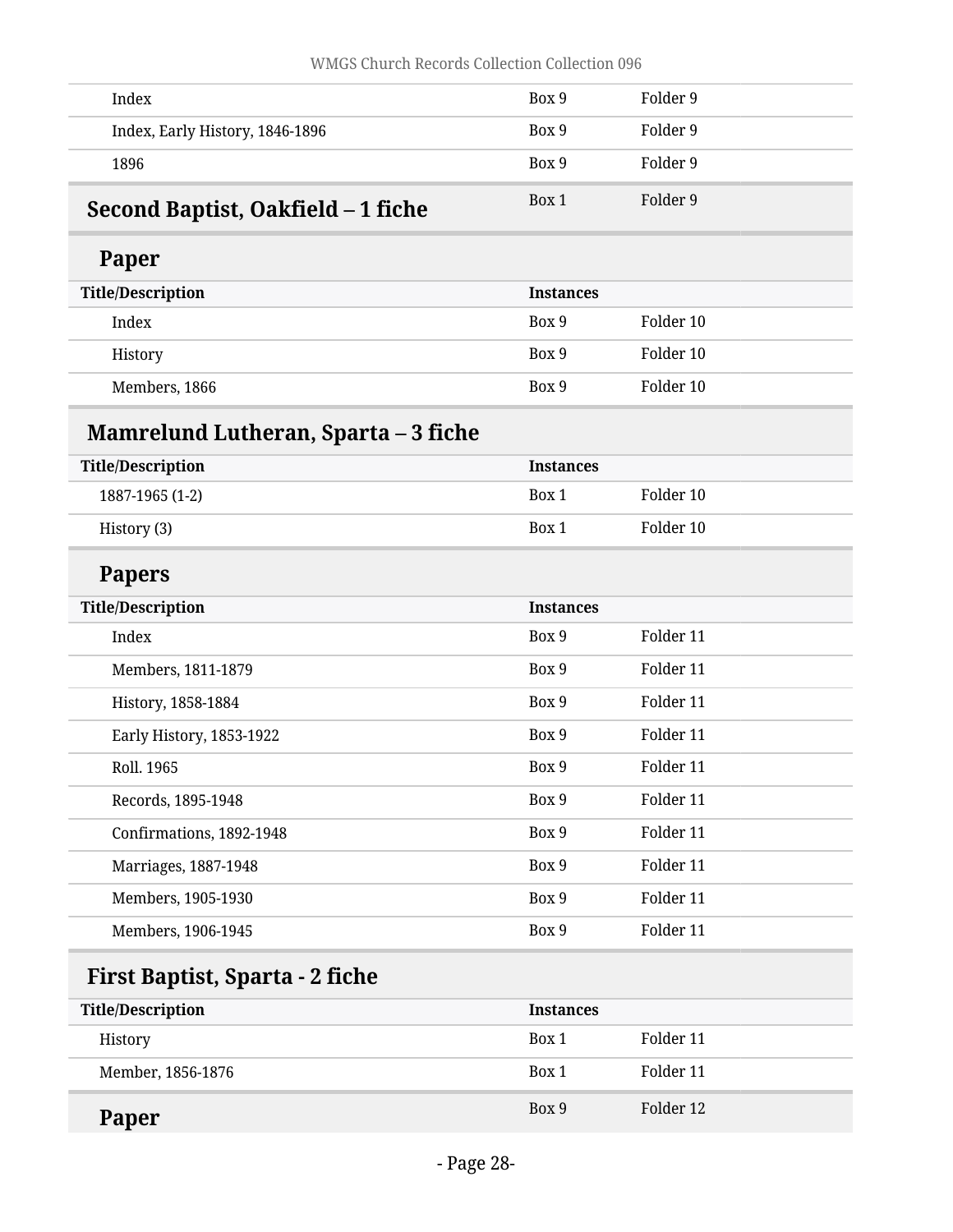| Title/Description | Instances | |
|---|---|---|
| Index | Box 9 | Folder 9 |
| Index, Early History, 1846-1896 | Box 9 | Folder 9 |
| 1896 | Box 9 | Folder 9 |

## Second Baptist, Oakfield – 1 fiche

Box 1 Folder 9

### Paper

| Title/Description | Instances | |
|---|---|---|
| Index | Box 9 | Folder 10 |
| History | Box 9 | Folder 10 |
| Members, 1866 | Box 9 | Folder 10 |

## Mamrelund Lutheran, Sparta – 3 fiche

| Title/Description | Instances | |
|---|---|---|
| 1887-1965 (1-2) | Box 1 | Folder 10 |
| History (3) | Box 1 | Folder 10 |

### Papers

| Title/Description | Instances | |
|---|---|---|
| Index | Box 9 | Folder 11 |
| Members, 1811-1879 | Box 9 | Folder 11 |
| History, 1858-1884 | Box 9 | Folder 11 |
| Early History, 1853-1922 | Box 9 | Folder 11 |
| Roll. 1965 | Box 9 | Folder 11 |
| Records, 1895-1948 | Box 9 | Folder 11 |
| Confirmations, 1892-1948 | Box 9 | Folder 11 |
| Marriages, 1887-1948 | Box 9 | Folder 11 |
| Members, 1905-1930 | Box 9 | Folder 11 |
| Members, 1906-1945 | Box 9 | Folder 11 |

## First Baptist, Sparta - 2 fiche

| Title/Description | Instances | |
|---|---|---|
| History | Box 1 | Folder 11 |
| Member, 1856-1876 | Box 1 | Folder 11 |

### Paper

Box 9 Folder 12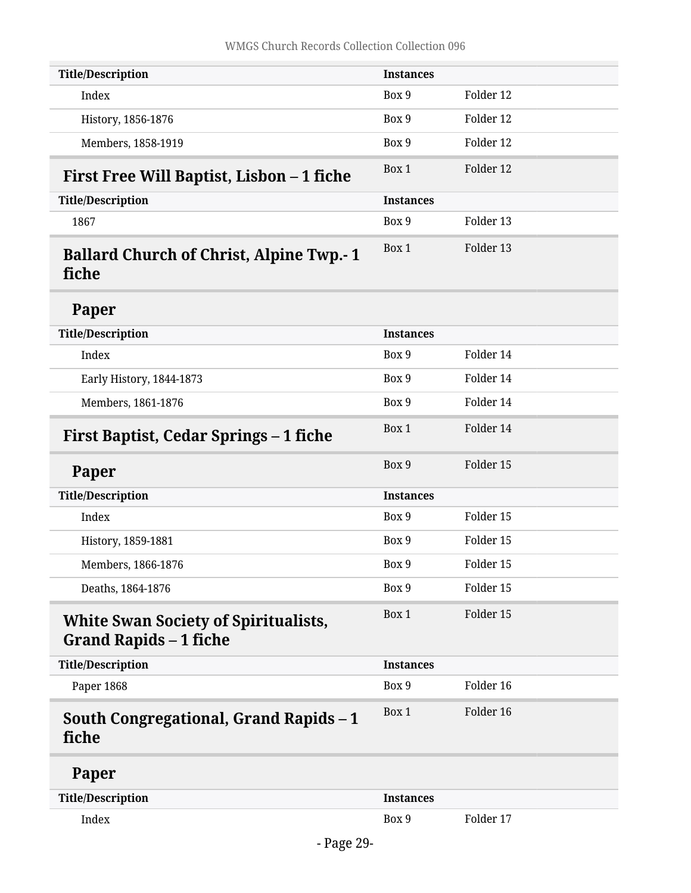| Title/Description | Instances | |
|---|---|---|
| Index | Box 9 | Folder 12 |
| History, 1856-1876 | Box 9 | Folder 12 |
| Members, 1858-1919 | Box 9 | Folder 12 |

## First Free Will Baptist, Lisbon – 1 fiche

Box 1 Folder 12

| Title/Description | Instances | |
|---|---|---|
| 1867 | Box 9 | Folder 13 |

## Ballard Church of Christ, Alpine Twp.- 1 fiche

Box 1 Folder 13

### Paper

| Title/Description | Instances | |
|---|---|---|
| Index | Box 9 | Folder 14 |
| Early History, 1844-1873 | Box 9 | Folder 14 |
| Members, 1861-1876 | Box 9 | Folder 14 |

## First Baptist, Cedar Springs – 1 fiche

Box 1 Folder 14

### Paper

Box 9 Folder 15

| Title/Description | Instances | |
|---|---|---|
| Index | Box 9 | Folder 15 |
| History, 1859-1881 | Box 9 | Folder 15 |
| Members, 1866-1876 | Box 9 | Folder 15 |
| Deaths, 1864-1876 | Box 9 | Folder 15 |

## White Swan Society of Spiritualists, Grand Rapids – 1 fiche

Box 1 Folder 15

| Title/Description | Instances | |
|---|---|---|
| Paper 1868 | Box 9 | Folder 16 |

## South Congregational, Grand Rapids – 1 fiche

Box 1 Folder 16

### Paper

| Title/Description | Instances | |
|---|---|---|
| Index | Box 9 | Folder 17 |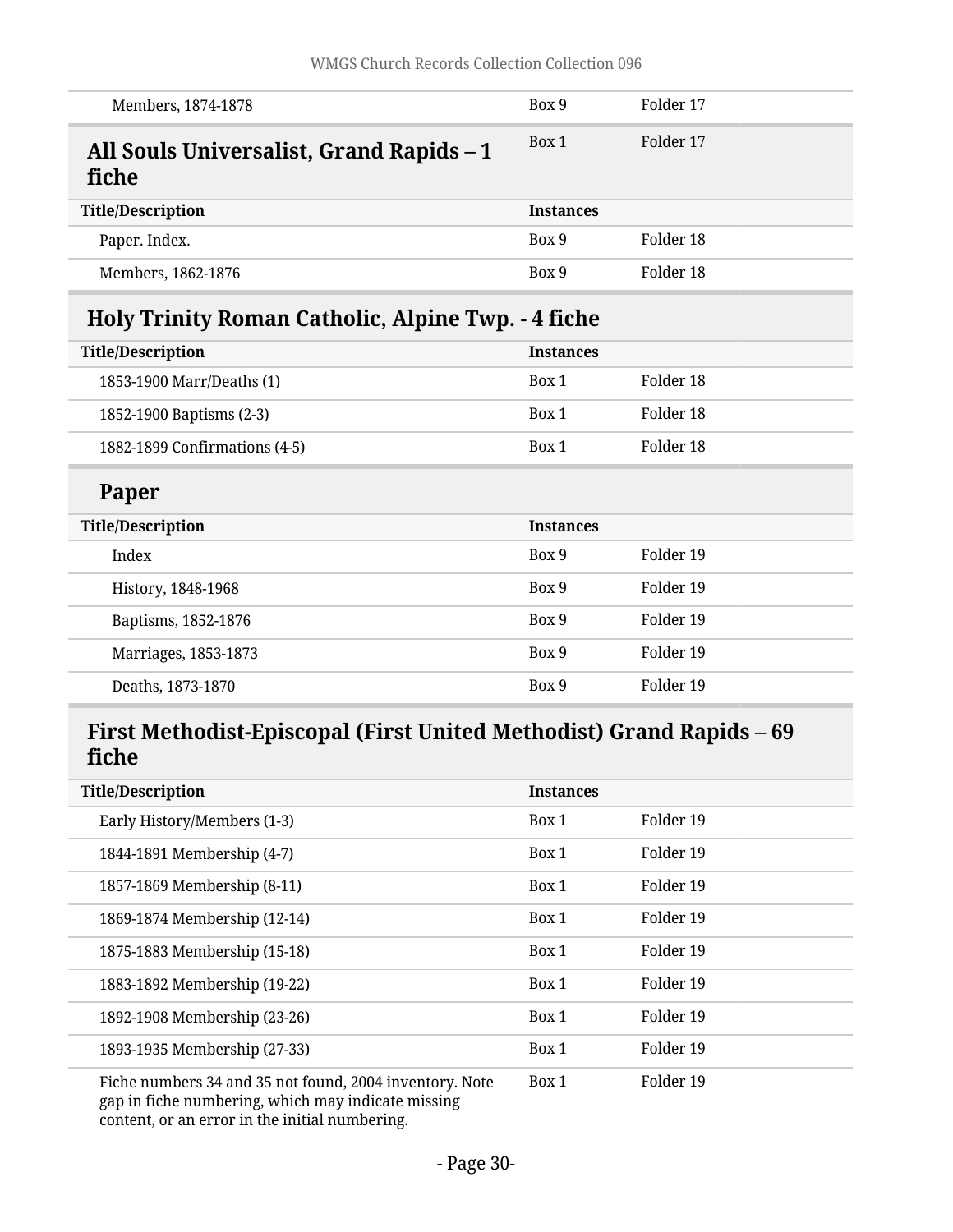| | | |
|---|---|---|
| Members, 1874-1878 | Box 9 | Folder 17 |

## All Souls Universalist, Grand Rapids – 1 fiche

Box 1 Folder 17

| Title/Description | Instances | |
|---|---|---|
| Paper. Index. | Box 9 | Folder 18 |
| Members, 1862-1876 | Box 9 | Folder 18 |

## Holy Trinity Roman Catholic, Alpine Twp. - 4 fiche

| Title/Description | Instances | |
|---|---|---|
| 1853-1900 Marr/Deaths (1) | Box 1 | Folder 18 |
| 1852-1900 Baptisms (2-3) | Box 1 | Folder 18 |
| 1882-1899 Confirmations (4-5) | Box 1 | Folder 18 |

### Paper

| Title/Description | Instances | |
|---|---|---|
| Index | Box 9 | Folder 19 |
| History, 1848-1968 | Box 9 | Folder 19 |
| Baptisms, 1852-1876 | Box 9 | Folder 19 |
| Marriages, 1853-1873 | Box 9 | Folder 19 |
| Deaths, 1873-1870 | Box 9 | Folder 19 |

## First Methodist-Episcopal (First United Methodist) Grand Rapids – 69 fiche

| Title/Description | Instances | |
|---|---|---|
| Early History/Members (1-3) | Box 1 | Folder 19 |
| 1844-1891 Membership (4-7) | Box 1 | Folder 19 |
| 1857-1869 Membership (8-11) | Box 1 | Folder 19 |
| 1869-1874 Membership (12-14) | Box 1 | Folder 19 |
| 1875-1883 Membership (15-18) | Box 1 | Folder 19 |
| 1883-1892 Membership (19-22) | Box 1 | Folder 19 |
| 1892-1908 Membership (23-26) | Box 1 | Folder 19 |
| 1893-1935 Membership (27-33) | Box 1 | Folder 19 |
| Fiche numbers 34 and 35 not found, 2004 inventory. Note gap in fiche numbering, which may indicate missing content, or an error in the initial numbering. | Box 1 | Folder 19 |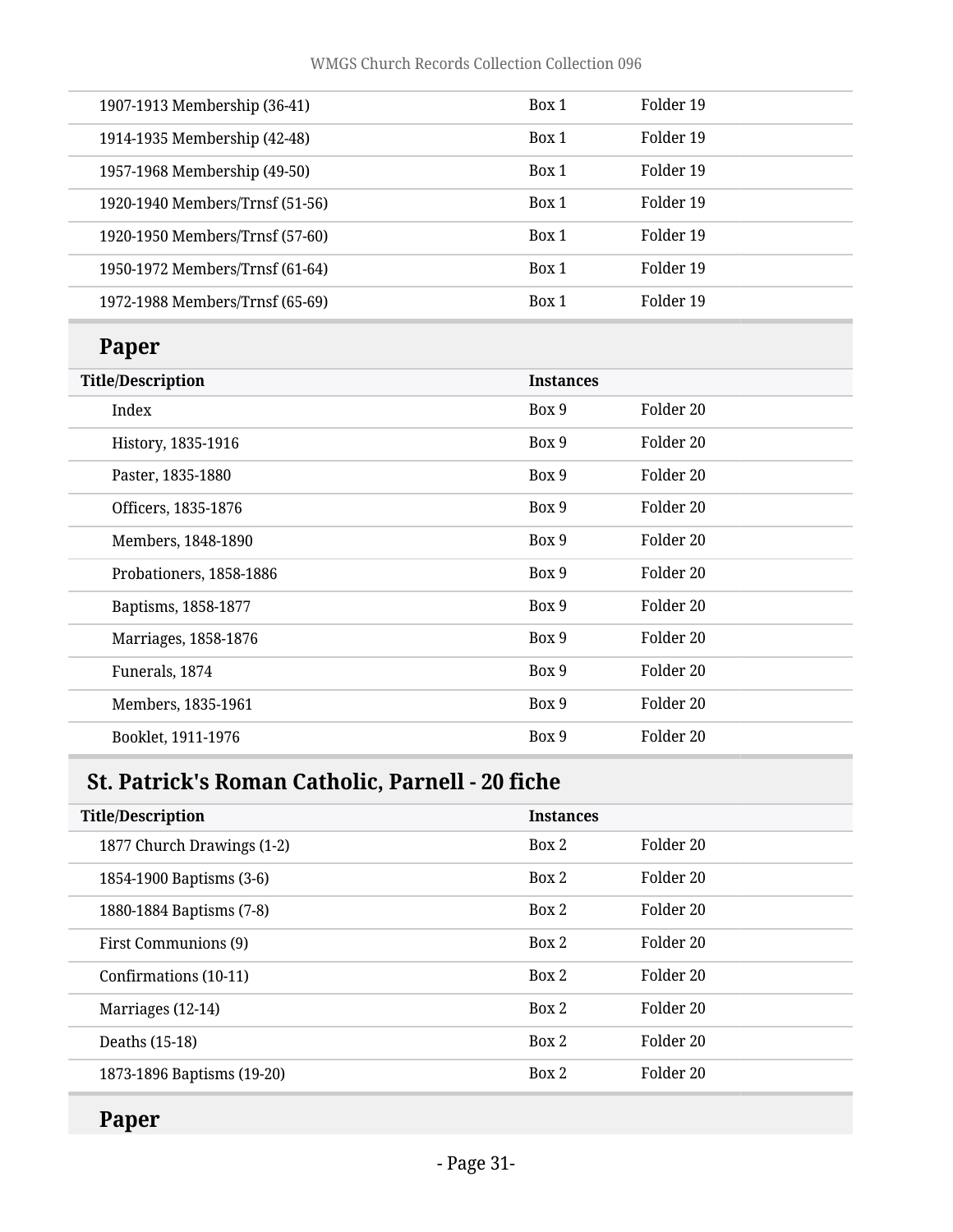| | | |
|---|---|---|
| 1907-1913 Membership (36-41) | Box 1 | Folder 19 |
| 1914-1935 Membership (42-48) | Box 1 | Folder 19 |
| 1957-1968 Membership (49-50) | Box 1 | Folder 19 |
| 1920-1940 Members/Trnsf (51-56) | Box 1 | Folder 19 |
| 1920-1950 Members/Trnsf (57-60) | Box 1 | Folder 19 |
| 1950-1972 Members/Trnsf (61-64) | Box 1 | Folder 19 |
| 1972-1988 Members/Trnsf (65-69) | Box 1 | Folder 19 |

### Paper

| Title/Description | Instances | |
|---|---|---|
| Index | Box 9 | Folder 20 |
| History, 1835-1916 | Box 9 | Folder 20 |
| Paster, 1835-1880 | Box 9 | Folder 20 |
| Officers, 1835-1876 | Box 9 | Folder 20 |
| Members, 1848-1890 | Box 9 | Folder 20 |
| Probationers, 1858-1886 | Box 9 | Folder 20 |
| Baptisms, 1858-1877 | Box 9 | Folder 20 |
| Marriages, 1858-1876 | Box 9 | Folder 20 |
| Funerals, 1874 | Box 9 | Folder 20 |
| Members, 1835-1961 | Box 9 | Folder 20 |
| Booklet, 1911-1976 | Box 9 | Folder 20 |

## St. Patrick's Roman Catholic, Parnell - 20 fiche

| Title/Description | Instances | |
|---|---|---|
| 1877 Church Drawings (1-2) | Box 2 | Folder 20 |
| 1854-1900 Baptisms (3-6) | Box 2 | Folder 20 |
| 1880-1884 Baptisms (7-8) | Box 2 | Folder 20 |
| First Communions (9) | Box 2 | Folder 20 |
| Confirmations (10-11) | Box 2 | Folder 20 |
| Marriages (12-14) | Box 2 | Folder 20 |
| Deaths (15-18) | Box 2 | Folder 20 |
| 1873-1896 Baptisms (19-20) | Box 2 | Folder 20 |

### Paper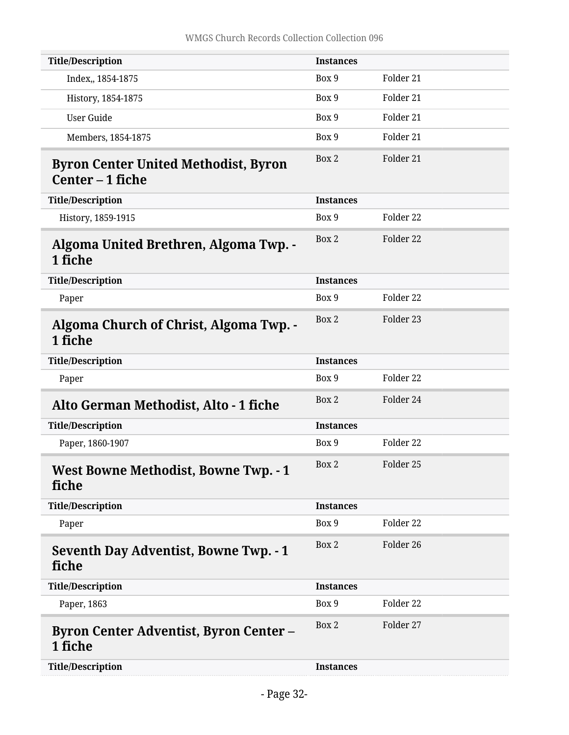| Title/Description | Instances | |
|---|---|---|
| Index,, 1854-1875 | Box 9 | Folder 21 |
| History, 1854-1875 | Box 9 | Folder 21 |
| User Guide | Box 9 | Folder 21 |
| Members, 1854-1875 | Box 9 | Folder 21 |

## Byron Center United Methodist, Byron Center – 1 fiche

Box 2 Folder 21

| Title/Description | Instances | |
|---|---|---|
| History, 1859-1915 | Box 9 | Folder 22 |

## Algoma United Brethren, Algoma Twp. - 1 fiche

Box 2 Folder 22

| Title/Description | Instances | |
|---|---|---|
| Paper | Box 9 | Folder 22 |

## Algoma Church of Christ, Algoma Twp. - 1 fiche

Box 2 Folder 23

| Title/Description | Instances | |
|---|---|---|
| Paper | Box 9 | Folder 22 |

## Alto German Methodist, Alto - 1 fiche

Box 2 Folder 24

| Title/Description | Instances | |
|---|---|---|
| Paper, 1860-1907 | Box 9 | Folder 22 |

## West Bowne Methodist, Bowne Twp. - 1 fiche

Box 2 Folder 25

| Title/Description | Instances | |
|---|---|---|
| Paper | Box 9 | Folder 22 |

## Seventh Day Adventist, Bowne Twp. - 1 fiche

Box 2 Folder 26

| Title/Description | Instances | |
|---|---|---|
| Paper, 1863 | Box 9 | Folder 22 |

## Byron Center Adventist, Byron Center – 1 fiche

Box 2 Folder 27

| Title/Description | Instances |
|---|---|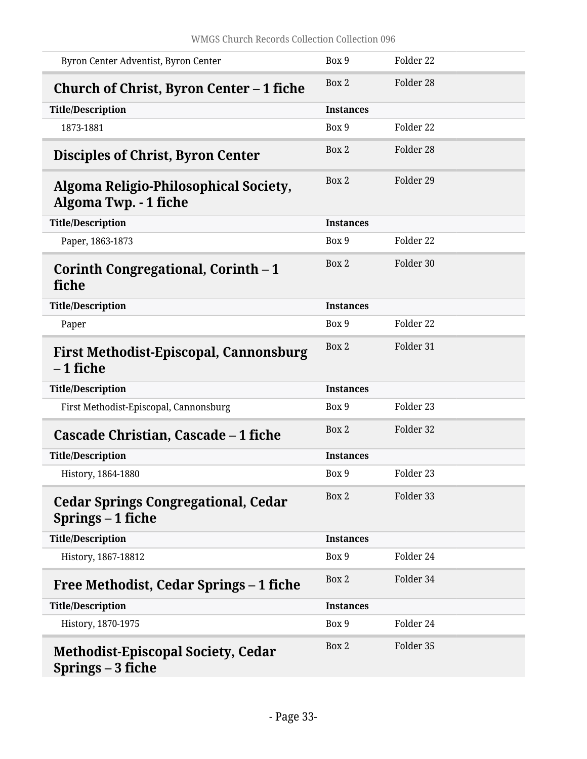| | | |
|---|---|---|
| Byron Center Adventist, Byron Center | Box 9 | Folder 22 |

## Church of Christ, Byron Center – 1 fiche

Box 2 Folder 28

| Title/Description | Instances | |
|---|---|---|
| 1873-1881 | Box 9 | Folder 22 |

## Disciples of Christ, Byron Center

Box 2 Folder 28

## Algoma Religio-Philosophical Society, Algoma Twp. - 1 fiche

Box 2 Folder 29

| Title/Description | Instances | |
|---|---|---|
| Paper, 1863-1873 | Box 9 | Folder 22 |

## Corinth Congregational, Corinth – 1 fiche

Box 2 Folder 30

| Title/Description | Instances | |
|---|---|---|
| Paper | Box 9 | Folder 22 |

## First Methodist-Episcopal, Cannonsburg – 1 fiche

Box 2 Folder 31

| Title/Description | Instances | |
|---|---|---|
| First Methodist-Episcopal, Cannonsburg | Box 9 | Folder 23 |

## Cascade Christian, Cascade – 1 fiche

Box 2 Folder 32

| Title/Description | Instances | |
|---|---|---|
| History, 1864-1880 | Box 9 | Folder 23 |

## Cedar Springs Congregational, Cedar Springs – 1 fiche

Box 2 Folder 33

| Title/Description | Instances | |
|---|---|---|
| History, 1867-18812 | Box 9 | Folder 24 |

## Free Methodist, Cedar Springs – 1 fiche

Box 2 Folder 34

| Title/Description | Instances | |
|---|---|---|
| History, 1870-1975 | Box 9 | Folder 24 |

## Methodist-Episcopal Society, Cedar Springs – 3 fiche

Box 2 Folder 35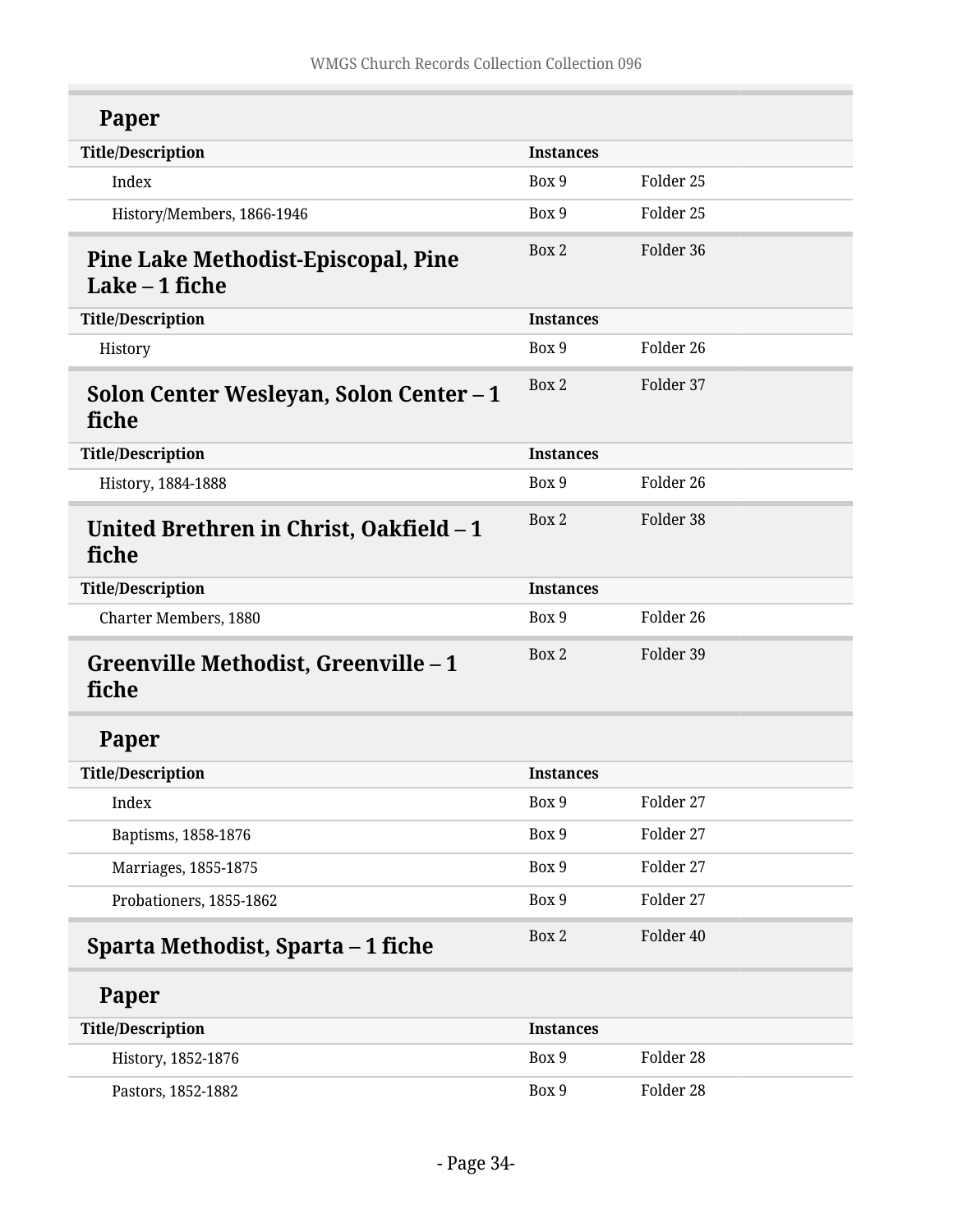### Paper

| Title/Description | Instances | |
|---|---|---|
| Index | Box 9 | Folder 25 |
| History/Members, 1866-1946 | Box 9 | Folder 25 |

## Pine Lake Methodist-Episcopal, Pine Lake – 1 fiche

Box 2 Folder 36

| Title/Description | Instances | |
|---|---|---|
| History | Box 9 | Folder 26 |

## Solon Center Wesleyan, Solon Center – 1 fiche

Box 2 Folder 37

| Title/Description | Instances | |
|---|---|---|
| History, 1884-1888 | Box 9 | Folder 26 |

## United Brethren in Christ, Oakfield – 1 fiche

Box 2 Folder 38

| Title/Description | Instances | |
|---|---|---|
| Charter Members, 1880 | Box 9 | Folder 26 |

## Greenville Methodist, Greenville – 1 fiche

Box 2 Folder 39

### Paper

| Title/Description | Instances | |
|---|---|---|
| Index | Box 9 | Folder 27 |
| Baptisms, 1858-1876 | Box 9 | Folder 27 |
| Marriages, 1855-1875 | Box 9 | Folder 27 |
| Probationers, 1855-1862 | Box 9 | Folder 27 |

## Sparta Methodist, Sparta – 1 fiche

Box 2 Folder 40

### Paper

| Title/Description | Instances | |
|---|---|---|
| History, 1852-1876 | Box 9 | Folder 28 |
| Pastors, 1852-1882 | Box 9 | Folder 28 |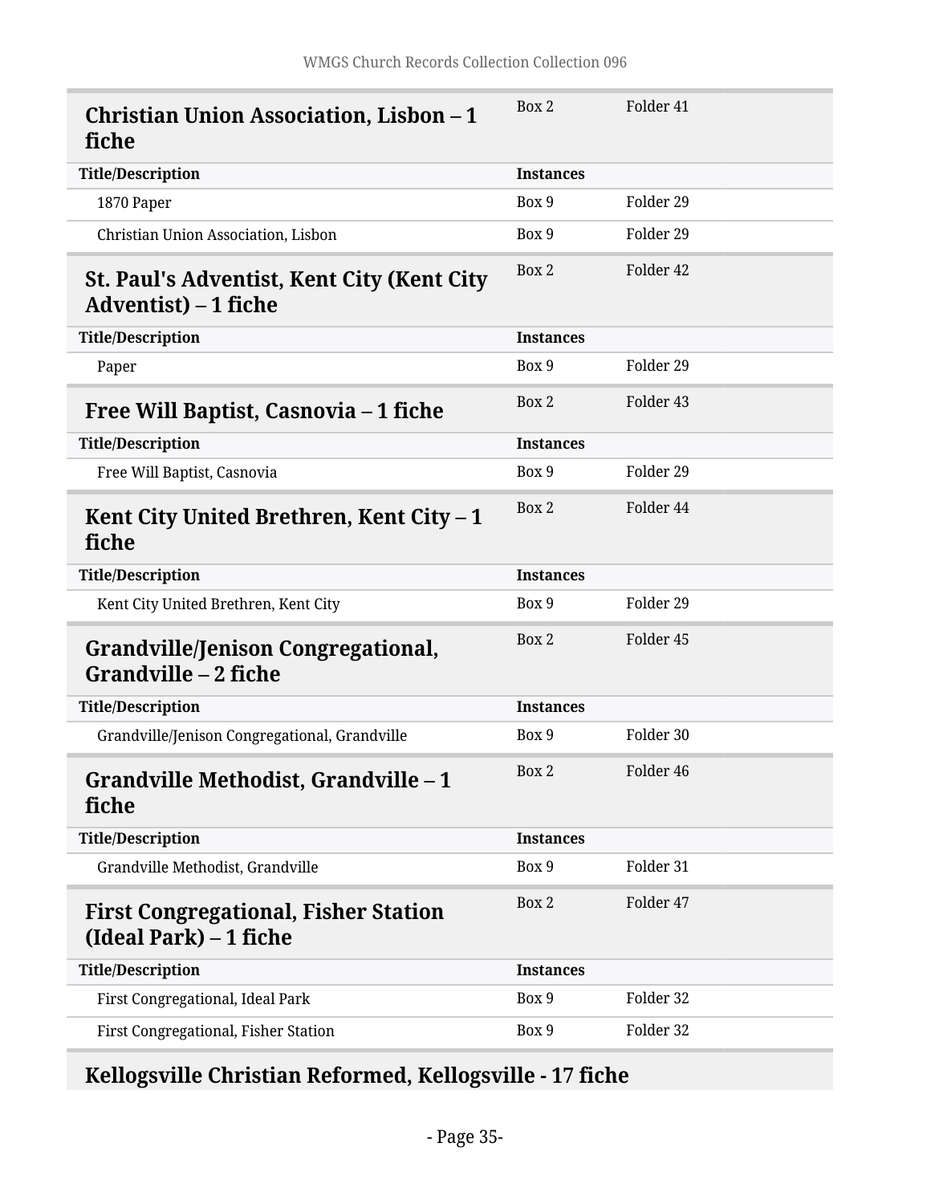### Christian Union Association, Lisbon – 1 fiche

Box 2 | Folder 41

| Title/Description | Instances | |
|---|---|---|
| 1870 Paper | Box 9 | Folder 29 |
| Christian Union Association, Lisbon | Box 9 | Folder 29 |

### St. Paul's Adventist, Kent City (Kent City Adventist) – 1 fiche

Box 2 | Folder 42

| Title/Description | Instances | |
|---|---|---|
| Paper | Box 9 | Folder 29 |

### Free Will Baptist, Casnovia – 1 fiche

Box 2 | Folder 43

| Title/Description | Instances | |
|---|---|---|
| Free Will Baptist, Casnovia | Box 9 | Folder 29 |

### Kent City United Brethren, Kent City – 1 fiche

Box 2 | Folder 44

| Title/Description | Instances | |
|---|---|---|
| Kent City United Brethren, Kent City | Box 9 | Folder 29 |

### Grandville/Jenison Congregational, Grandville – 2 fiche

Box 2 | Folder 45

| Title/Description | Instances | |
|---|---|---|
| Grandville/Jenison Congregational, Grandville | Box 9 | Folder 30 |

### Grandville Methodist, Grandville – 1 fiche

Box 2 | Folder 46

| Title/Description | Instances | |
|---|---|---|
| Grandville Methodist, Grandville | Box 9 | Folder 31 |

### First Congregational, Fisher Station (Ideal Park) – 1 fiche

Box 2 | Folder 47

| Title/Description | Instances | |
|---|---|---|
| First Congregational, Ideal Park | Box 9 | Folder 32 |
| First Congregational, Fisher Station | Box 9 | Folder 32 |

### Kellogsville Christian Reformed, Kellogsville - 17 fiche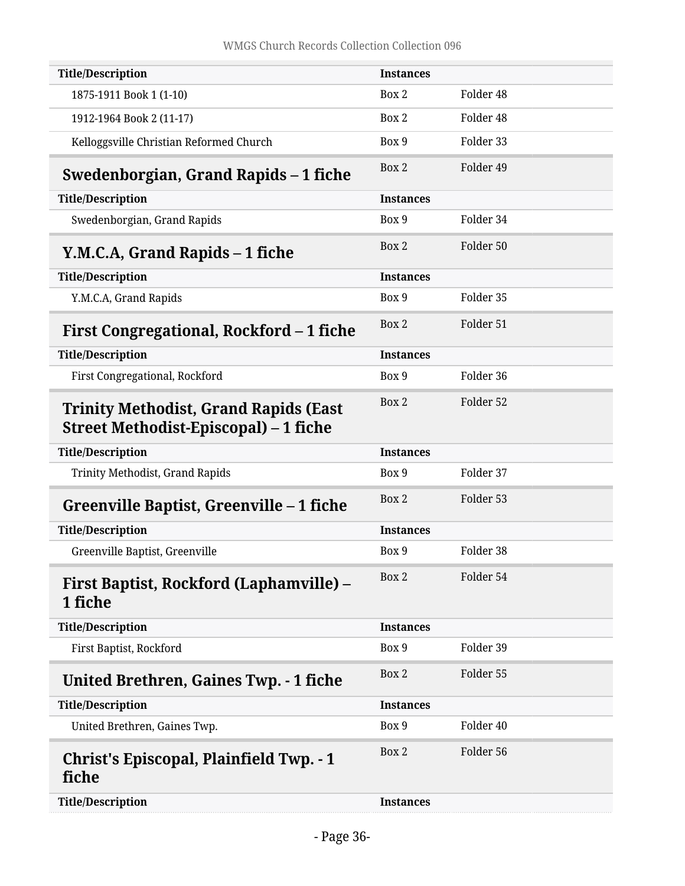| Title/Description | Instances | |
|---|---|---|
| 1875-1911 Book 1 (1-10) | Box 2 | Folder 48 |
| 1912-1964 Book 2 (11-17) | Box 2 | Folder 48 |
| Kelloggsville Christian Reformed Church | Box 9 | Folder 33 |

## Swedenborgian, Grand Rapids – 1 fiche

Box 2 Folder 49

| Title/Description | Instances | |
|---|---|---|
| Swedenborgian, Grand Rapids | Box 9 | Folder 34 |

## Y.M.C.A, Grand Rapids – 1 fiche

Box 2 Folder 50

| Title/Description | Instances | |
|---|---|---|
| Y.M.C.A, Grand Rapids | Box 9 | Folder 35 |

## First Congregational, Rockford – 1 fiche

Box 2 Folder 51

| Title/Description | Instances | |
|---|---|---|
| First Congregational, Rockford | Box 9 | Folder 36 |

## Trinity Methodist, Grand Rapids (East Street Methodist-Episcopal) – 1 fiche

Box 2 Folder 52

| Title/Description | Instances | |
|---|---|---|
| Trinity Methodist, Grand Rapids | Box 9 | Folder 37 |

## Greenville Baptist, Greenville – 1 fiche

Box 2 Folder 53

| Title/Description | Instances | |
|---|---|---|
| Greenville Baptist, Greenville | Box 9 | Folder 38 |

## First Baptist, Rockford (Laphamville) – 1 fiche

Box 2 Folder 54

| Title/Description | Instances | |
|---|---|---|
| First Baptist, Rockford | Box 9 | Folder 39 |

## United Brethren, Gaines Twp. - 1 fiche

Box 2 Folder 55

| Title/Description | Instances | |
|---|---|---|
| United Brethren, Gaines Twp. | Box 9 | Folder 40 |

## Christ's Episcopal, Plainfield Twp. - 1 fiche

Box 2 Folder 56

| Title/Description | Instances | |
|---|---|---|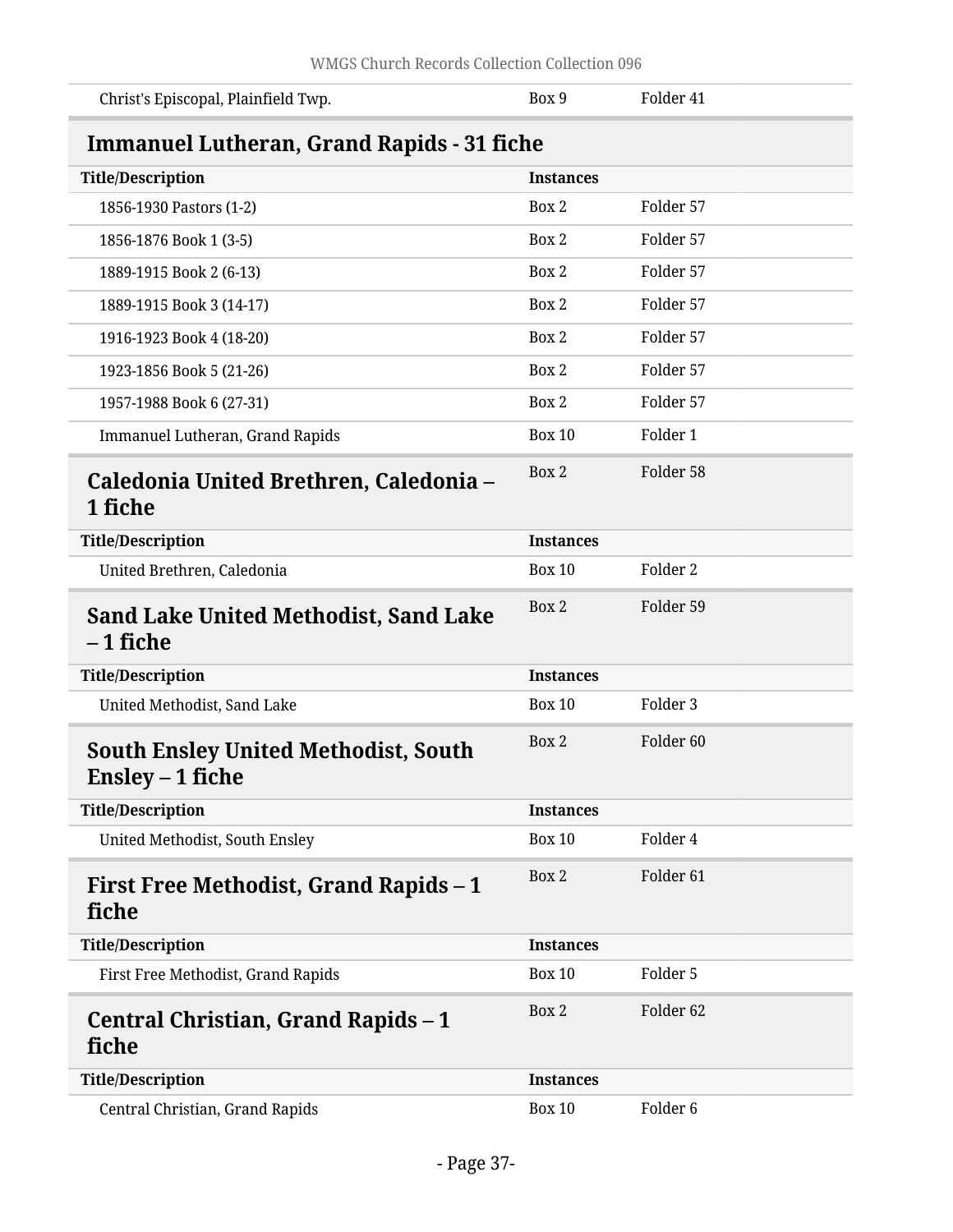| | | |
|---|---|---|
| Christ's Episcopal, Plainfield Twp. | Box 9 | Folder 41 |

## Immanuel Lutheran, Grand Rapids - 31 fiche

| Title/Description | Instances | |
|---|---|---|
| 1856-1930 Pastors (1-2) | Box 2 | Folder 57 |
| 1856-1876 Book 1 (3-5) | Box 2 | Folder 57 |
| 1889-1915 Book 2 (6-13) | Box 2 | Folder 57 |
| 1889-1915 Book 3 (14-17) | Box 2 | Folder 57 |
| 1916-1923 Book 4 (18-20) | Box 2 | Folder 57 |
| 1923-1856 Book 5 (21-26) | Box 2 | Folder 57 |
| 1957-1988 Book 6 (27-31) | Box 2 | Folder 57 |
| Immanuel Lutheran, Grand Rapids | Box 10 | Folder 1 |

## Caledonia United Brethren, Caledonia – 1 fiche

Box 2 Folder 58

| Title/Description | Instances | |
|---|---|---|
| United Brethren, Caledonia | Box 10 | Folder 2 |

## Sand Lake United Methodist, Sand Lake – 1 fiche

Box 2 Folder 59

| Title/Description | Instances | |
|---|---|---|
| United Methodist, Sand Lake | Box 10 | Folder 3 |

## South Ensley United Methodist, South Ensley – 1 fiche

Box 2 Folder 60

| Title/Description | Instances | |
|---|---|---|
| United Methodist, South Ensley | Box 10 | Folder 4 |

## First Free Methodist, Grand Rapids – 1 fiche

Box 2 Folder 61

| Title/Description | Instances | |
|---|---|---|
| First Free Methodist, Grand Rapids | Box 10 | Folder 5 |

## Central Christian, Grand Rapids – 1 fiche

Box 2 Folder 62

| Title/Description | Instances | |
|---|---|---|
| Central Christian, Grand Rapids | Box 10 | Folder 6 |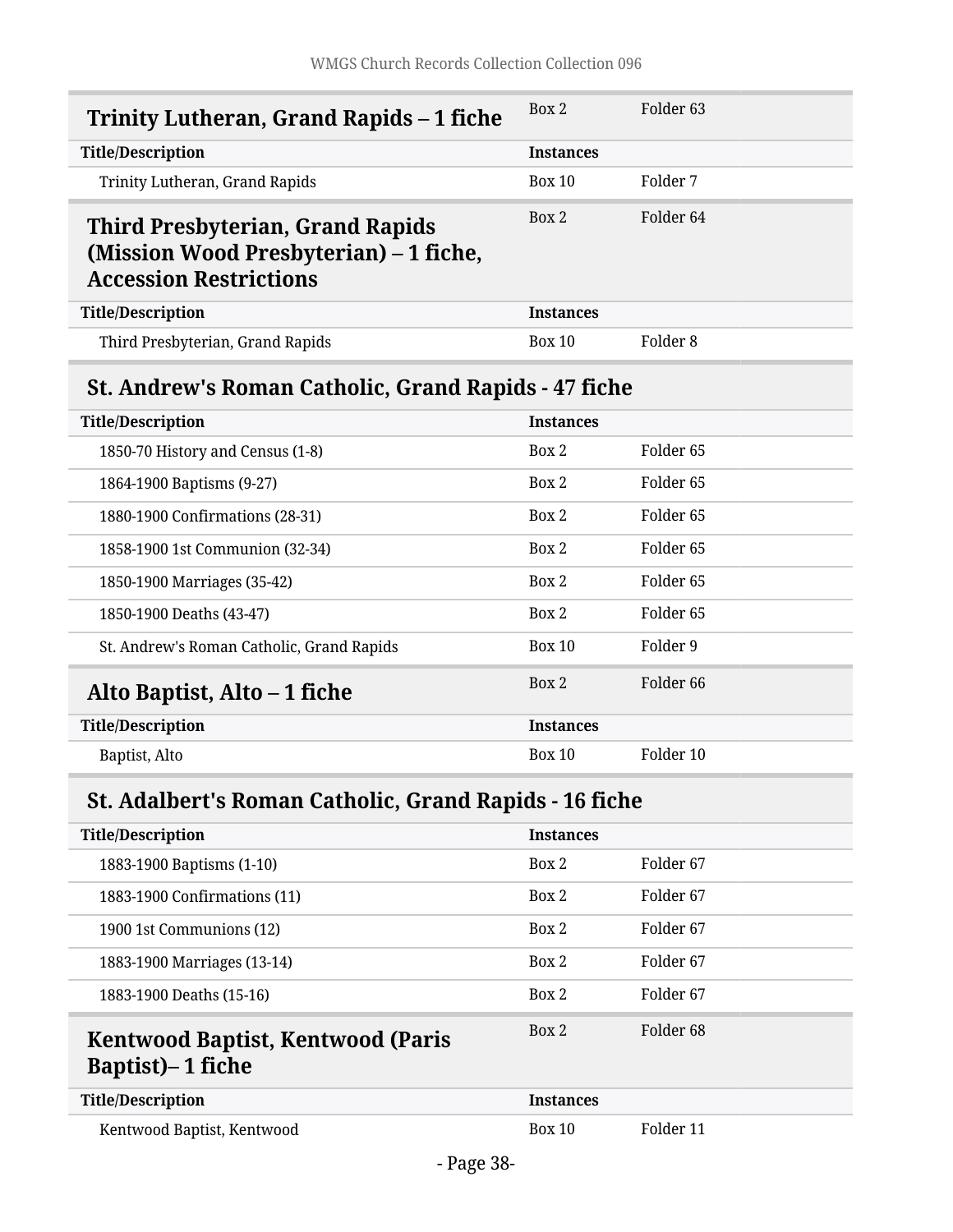## Trinity Lutheran, Grand Rapids – 1 fiche

Box 2 Folder 63

| Title/Description | Instances | |
|---|---|---|
| Trinity Lutheran, Grand Rapids | Box 10 | Folder 7 |

## Third Presbyterian, Grand Rapids (Mission Wood Presbyterian) – 1 fiche, Accession Restrictions

Box 2 Folder 64

| Title/Description | Instances | |
|---|---|---|
| Third Presbyterian, Grand Rapids | Box 10 | Folder 8 |

## St. Andrew's Roman Catholic, Grand Rapids - 47 fiche

| Title/Description | Instances | |
|---|---|---|
| 1850-70 History and Census (1-8) | Box 2 | Folder 65 |
| 1864-1900 Baptisms (9-27) | Box 2 | Folder 65 |
| 1880-1900 Confirmations (28-31) | Box 2 | Folder 65 |
| 1858-1900 1st Communion (32-34) | Box 2 | Folder 65 |
| 1850-1900 Marriages (35-42) | Box 2 | Folder 65 |
| 1850-1900 Deaths (43-47) | Box 2 | Folder 65 |
| St. Andrew's Roman Catholic, Grand Rapids | Box 10 | Folder 9 |

## Alto Baptist, Alto – 1 fiche

Box 2 Folder 66

| Title/Description | Instances | |
|---|---|---|
| Baptist, Alto | Box 10 | Folder 10 |

## St. Adalbert's Roman Catholic, Grand Rapids - 16 fiche

| Title/Description | Instances | |
|---|---|---|
| 1883-1900 Baptisms (1-10) | Box 2 | Folder 67 |
| 1883-1900 Confirmations (11) | Box 2 | Folder 67 |
| 1900 1st Communions (12) | Box 2 | Folder 67 |
| 1883-1900 Marriages (13-14) | Box 2 | Folder 67 |
| 1883-1900 Deaths (15-16) | Box 2 | Folder 67 |

## Kentwood Baptist, Kentwood (Paris Baptist)– 1 fiche

Box 2 Folder 68

| Title/Description | Instances | |
|---|---|---|
| Kentwood Baptist, Kentwood | Box 10 | Folder 11 |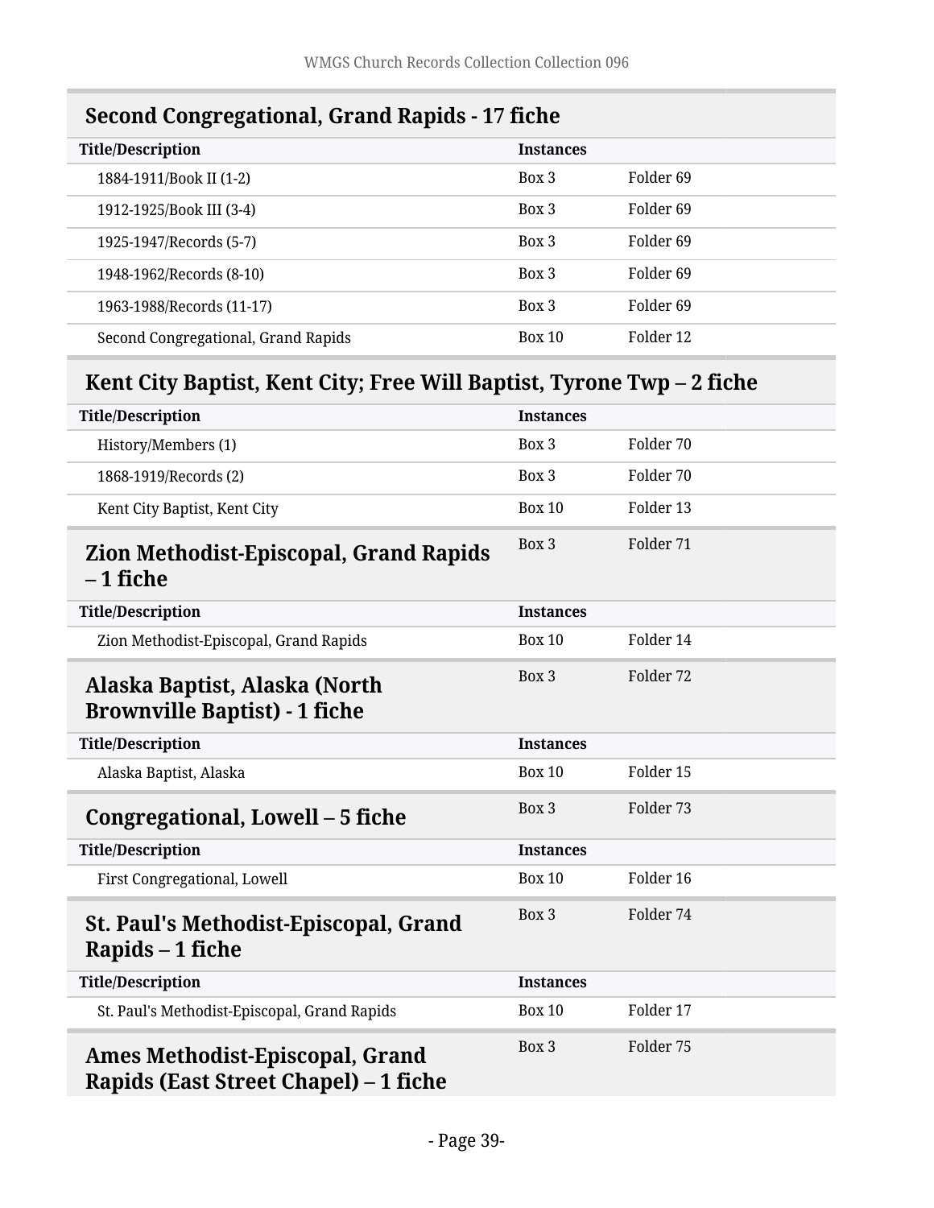## Second Congregational, Grand Rapids - 17 fiche

| Title/Description | Instances | |
|---|---|---|
| 1884-1911/Book II (1-2) | Box 3 | Folder 69 |
| 1912-1925/Book III (3-4) | Box 3 | Folder 69 |
| 1925-1947/Records (5-7) | Box 3 | Folder 69 |
| 1948-1962/Records (8-10) | Box 3 | Folder 69 |
| 1963-1988/Records (11-17) | Box 3 | Folder 69 |
| Second Congregational, Grand Rapids | Box 10 | Folder 12 |

## Kent City Baptist, Kent City; Free Will Baptist, Tyrone Twp – 2 fiche

| Title/Description | Instances | |
|---|---|---|
| History/Members (1) | Box 3 | Folder 70 |
| 1868-1919/Records (2) | Box 3 | Folder 70 |
| Kent City Baptist, Kent City | Box 10 | Folder 13 |

## Zion Methodist-Episcopal, Grand Rapids – 1 fiche

Box 3 Folder 71

| Title/Description | Instances | |
|---|---|---|
| Zion Methodist-Episcopal, Grand Rapids | Box 10 | Folder 14 |

## Alaska Baptist, Alaska (North Brownville Baptist) - 1 fiche

Box 3 Folder 72

| Title/Description | Instances | |
|---|---|---|
| Alaska Baptist, Alaska | Box 10 | Folder 15 |

## Congregational, Lowell – 5 fiche

Box 3 Folder 73

| Title/Description | Instances | |
|---|---|---|
| First Congregational, Lowell | Box 10 | Folder 16 |

## St. Paul's Methodist-Episcopal, Grand Rapids – 1 fiche

Box 3 Folder 74

| Title/Description | Instances | |
|---|---|---|
| St. Paul's Methodist-Episcopal, Grand Rapids | Box 10 | Folder 17 |

## Ames Methodist-Episcopal, Grand Rapids (East Street Chapel) – 1 fiche

Box 3 Folder 75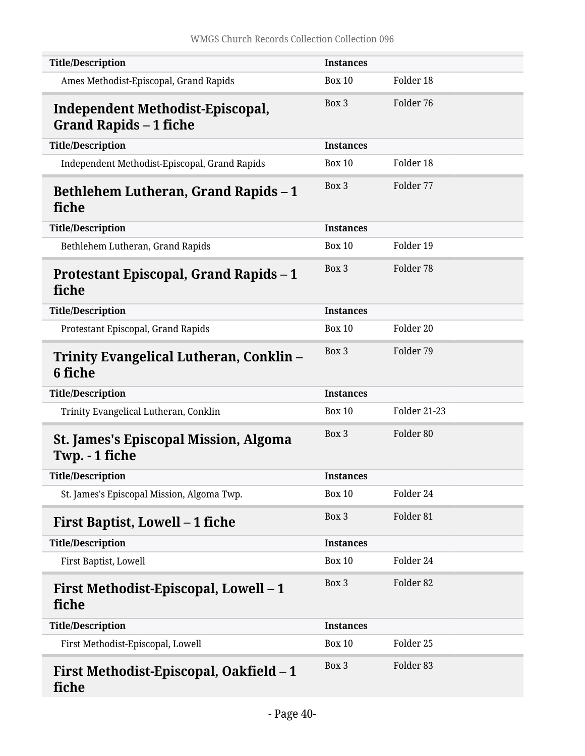| Title/Description | Instances | |
|---|---|---|
| Ames Methodist-Episcopal, Grand Rapids | Box 10 | Folder 18 |

### Independent Methodist-Episcopal, Grand Rapids – 1 fiche

Box 3 Folder 76

| Title/Description | Instances | |
|---|---|---|
| Independent Methodist-Episcopal, Grand Rapids | Box 10 | Folder 18 |

### Bethlehem Lutheran, Grand Rapids – 1 fiche

Box 3 Folder 77

| Title/Description | Instances | |
|---|---|---|
| Bethlehem Lutheran, Grand Rapids | Box 10 | Folder 19 |

### Protestant Episcopal, Grand Rapids – 1 fiche

Box 3 Folder 78

| Title/Description | Instances | |
|---|---|---|
| Protestant Episcopal, Grand Rapids | Box 10 | Folder 20 |

### Trinity Evangelical Lutheran, Conklin – 6 fiche

Box 3 Folder 79

| Title/Description | Instances | |
|---|---|---|
| Trinity Evangelical Lutheran, Conklin | Box 10 | Folder 21-23 |

### St. James's Episcopal Mission, Algoma Twp. - 1 fiche

Box 3 Folder 80

| Title/Description | Instances | |
|---|---|---|
| St. James's Episcopal Mission, Algoma Twp. | Box 10 | Folder 24 |

### First Baptist, Lowell – 1 fiche

Box 3 Folder 81

| Title/Description | Instances | |
|---|---|---|
| First Baptist, Lowell | Box 10 | Folder 24 |

### First Methodist-Episcopal, Lowell – 1 fiche

Box 3 Folder 82

| Title/Description | Instances | |
|---|---|---|
| First Methodist-Episcopal, Lowell | Box 10 | Folder 25 |

### First Methodist-Episcopal, Oakfield – 1 fiche

Box 3 Folder 83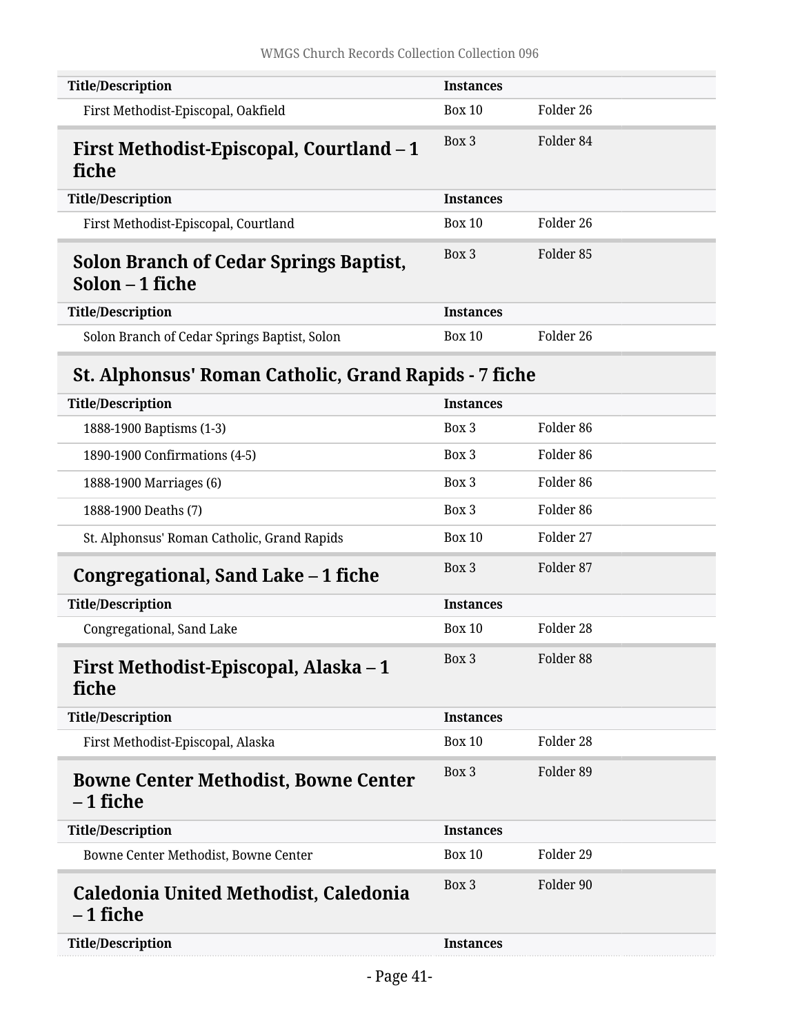| Title/Description | Instances | |
|---|---|---|
| First Methodist-Episcopal, Oakfield | Box 10 | Folder 26 |

## First Methodist-Episcopal, Courtland – 1 fiche

Box 3 Folder 84

| Title/Description | Instances | |
|---|---|---|
| First Methodist-Episcopal, Courtland | Box 10 | Folder 26 |

## Solon Branch of Cedar Springs Baptist, Solon – 1 fiche

Box 3 Folder 85

| Title/Description | Instances | |
|---|---|---|
| Solon Branch of Cedar Springs Baptist, Solon | Box 10 | Folder 26 |

## St. Alphonsus' Roman Catholic, Grand Rapids - 7 fiche

| Title/Description | Instances | |
|---|---|---|
| 1888-1900 Baptisms (1-3) | Box 3 | Folder 86 |
| 1890-1900 Confirmations (4-5) | Box 3 | Folder 86 |
| 1888-1900 Marriages (6) | Box 3 | Folder 86 |
| 1888-1900 Deaths (7) | Box 3 | Folder 86 |
| St. Alphonsus' Roman Catholic, Grand Rapids | Box 10 | Folder 27 |

## Congregational, Sand Lake – 1 fiche

Box 3 Folder 87

| Title/Description | Instances | |
|---|---|---|
| Congregational, Sand Lake | Box 10 | Folder 28 |

## First Methodist-Episcopal, Alaska – 1 fiche

Box 3 Folder 88

| Title/Description | Instances | |
|---|---|---|
| First Methodist-Episcopal, Alaska | Box 10 | Folder 28 |

## Bowne Center Methodist, Bowne Center – 1 fiche

Box 3 Folder 89

| Title/Description | Instances | |
|---|---|---|
| Bowne Center Methodist, Bowne Center | Box 10 | Folder 29 |

## Caledonia United Methodist, Caledonia – 1 fiche

Box 3 Folder 90

| Title/Description | Instances | |
|---|---|---|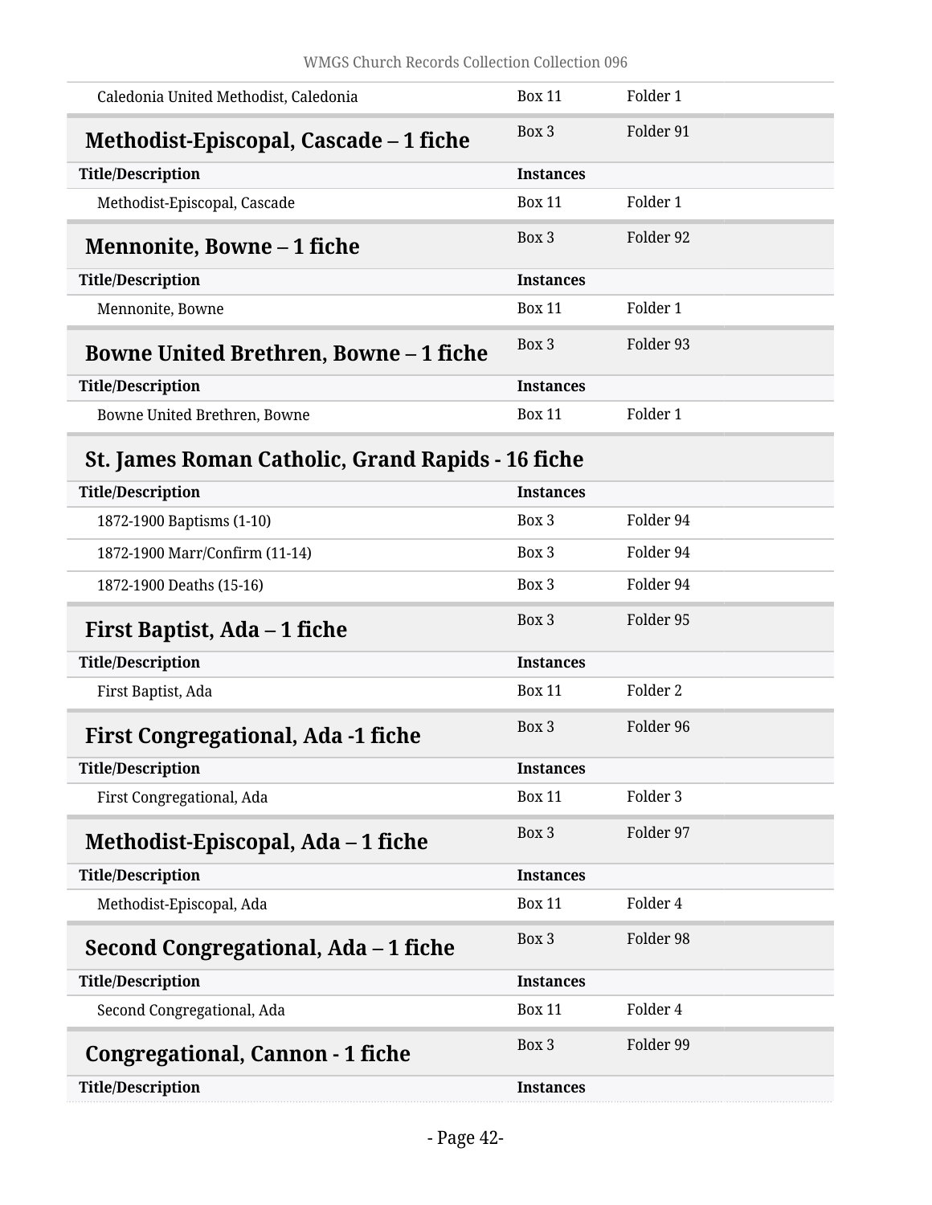| Title/Description | Instances | |
|---|---|---|
| Caledonia United Methodist, Caledonia | Box 11 | Folder 1 |

## Methodist-Episcopal, Cascade – 1 fiche

Box 3 Folder 91

| Title/Description | Instances | |
|---|---|---|
| Methodist-Episcopal, Cascade | Box 11 | Folder 1 |

## Mennonite, Bowne – 1 fiche

Box 3 Folder 92

| Title/Description | Instances | |
|---|---|---|
| Mennonite, Bowne | Box 11 | Folder 1 |

## Bowne United Brethren, Bowne – 1 fiche

Box 3 Folder 93

| Title/Description | Instances | |
|---|---|---|
| Bowne United Brethren, Bowne | Box 11 | Folder 1 |

## St. James Roman Catholic, Grand Rapids - 16 fiche

| Title/Description | Instances | |
|---|---|---|
| 1872-1900 Baptisms (1-10) | Box 3 | Folder 94 |
| 1872-1900 Marr/Confirm (11-14) | Box 3 | Folder 94 |
| 1872-1900 Deaths (15-16) | Box 3 | Folder 94 |

## First Baptist, Ada – 1 fiche

Box 3 Folder 95

| Title/Description | Instances | |
|---|---|---|
| First Baptist, Ada | Box 11 | Folder 2 |

## First Congregational, Ada -1 fiche

Box 3 Folder 96

| Title/Description | Instances | |
|---|---|---|
| First Congregational, Ada | Box 11 | Folder 3 |

## Methodist-Episcopal, Ada – 1 fiche

Box 3 Folder 97

| Title/Description | Instances | |
|---|---|---|
| Methodist-Episcopal, Ada | Box 11 | Folder 4 |

## Second Congregational, Ada – 1 fiche

Box 3 Folder 98

| Title/Description | Instances | |
|---|---|---|
| Second Congregational, Ada | Box 11 | Folder 4 |

## Congregational, Cannon - 1 fiche

Box 3 Folder 99

| Title/Description | Instances |
|---|---|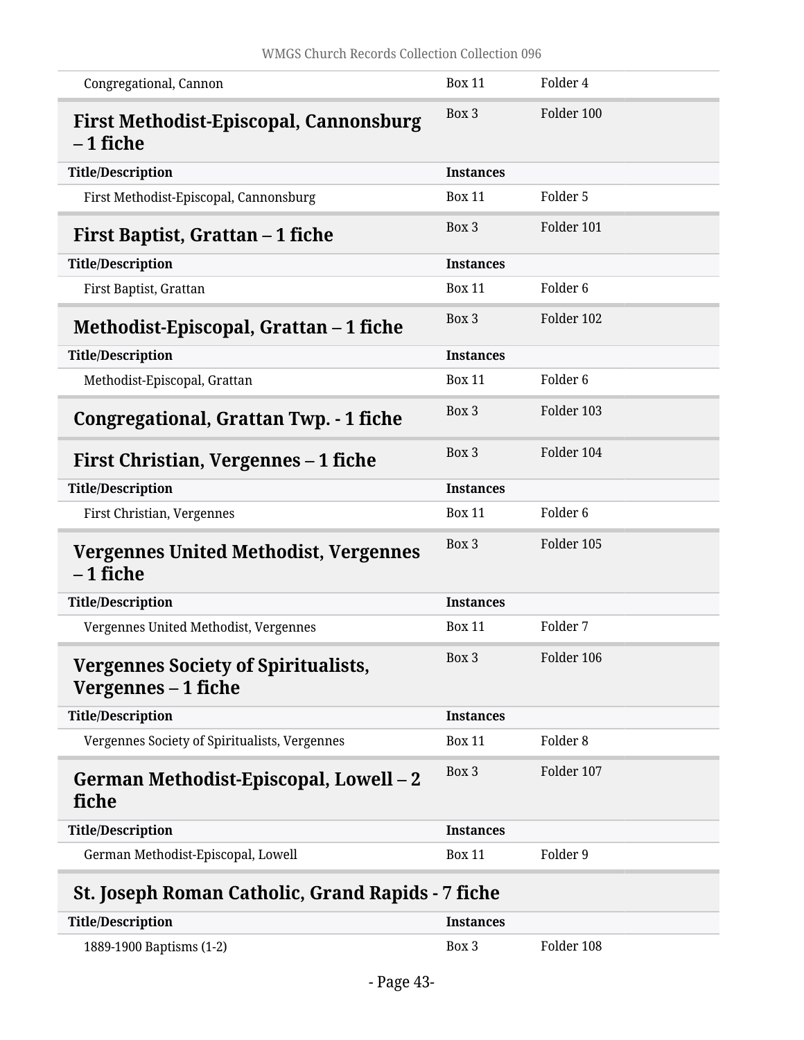| | | |
|---|---|---|
| Congregational, Cannon | Box 11 | Folder 4 |

## First Methodist-Episcopal, Cannonsburg – 1 fiche

Box 3 Folder 100

| Title/Description | Instances | |
|---|---|---|
| First Methodist-Episcopal, Cannonsburg | Box 11 | Folder 5 |

## First Baptist, Grattan – 1 fiche

Box 3 Folder 101

| Title/Description | Instances | |
|---|---|---|
| First Baptist, Grattan | Box 11 | Folder 6 |

## Methodist-Episcopal, Grattan – 1 fiche

Box 3 Folder 102

| Title/Description | Instances | |
|---|---|---|
| Methodist-Episcopal, Grattan | Box 11 | Folder 6 |

## Congregational, Grattan Twp. - 1 fiche

Box 3 Folder 103

## First Christian, Vergennes – 1 fiche

Box 3 Folder 104

| Title/Description | Instances | |
|---|---|---|
| First Christian, Vergennes | Box 11 | Folder 6 |

## Vergennes United Methodist, Vergennes – 1 fiche

Box 3 Folder 105

| Title/Description | Instances | |
|---|---|---|
| Vergennes United Methodist, Vergennes | Box 11 | Folder 7 |

## Vergennes Society of Spiritualists, Vergennes – 1 fiche

Box 3 Folder 106

| Title/Description | Instances | |
|---|---|---|
| Vergennes Society of Spiritualists, Vergennes | Box 11 | Folder 8 |

## German Methodist-Episcopal, Lowell – 2 fiche

Box 3 Folder 107

| Title/Description | Instances | |
|---|---|---|
| German Methodist-Episcopal, Lowell | Box 11 | Folder 9 |

## St. Joseph Roman Catholic, Grand Rapids - 7 fiche

| Title/Description | Instances | |
|---|---|---|
| 1889-1900 Baptisms (1-2) | Box 3 | Folder 108 |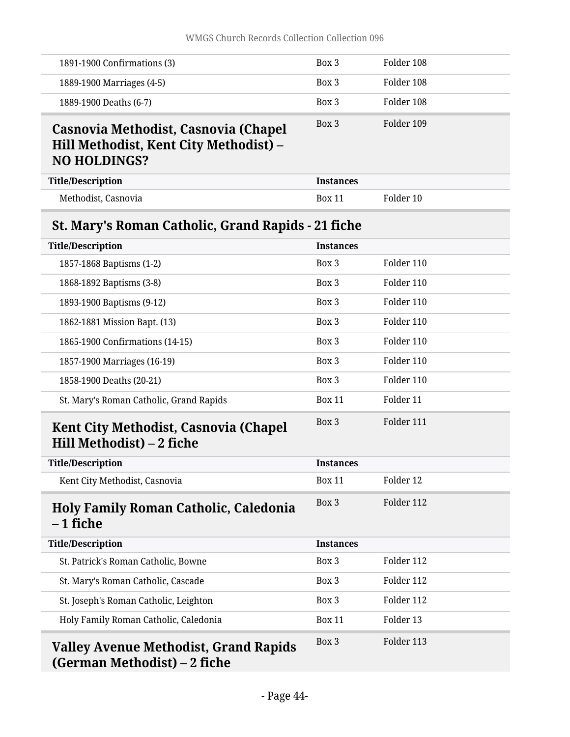| | | |
|---|---|---|
| 1891-1900 Confirmations (3) | Box 3 | Folder 108 |
| 1889-1900 Marriages (4-5) | Box 3 | Folder 108 |
| 1889-1900 Deaths (6-7) | Box 3 | Folder 108 |

### Casnovia Methodist, Casnovia (Chapel Hill Methodist, Kent City Methodist) – NO HOLDINGS?

Box 3 Folder 109

| Title/Description | Instances | |
|---|---|---|
| Methodist, Casnovia | Box 11 | Folder 10 |

### St. Mary's Roman Catholic, Grand Rapids - 21 fiche

| Title/Description | Instances | |
|---|---|---|
| 1857-1868 Baptisms (1-2) | Box 3 | Folder 110 |
| 1868-1892 Baptisms (3-8) | Box 3 | Folder 110 |
| 1893-1900 Baptisms (9-12) | Box 3 | Folder 110 |
| 1862-1881 Mission Bapt. (13) | Box 3 | Folder 110 |
| 1865-1900 Confirmations (14-15) | Box 3 | Folder 110 |
| 1857-1900 Marriages (16-19) | Box 3 | Folder 110 |
| 1858-1900 Deaths (20-21) | Box 3 | Folder 110 |
| St. Mary's Roman Catholic, Grand Rapids | Box 11 | Folder 11 |

### Kent City Methodist, Casnovia (Chapel Hill Methodist) – 2 fiche

Box 3 Folder 111

| Title/Description | Instances | |
|---|---|---|
| Kent City Methodist, Casnovia | Box 11 | Folder 12 |

### Holy Family Roman Catholic, Caledonia – 1 fiche

Box 3 Folder 112

| Title/Description | Instances | |
|---|---|---|
| St. Patrick's Roman Catholic, Bowne | Box 3 | Folder 112 |
| St. Mary's Roman Catholic, Cascade | Box 3 | Folder 112 |
| St. Joseph's Roman Catholic, Leighton | Box 3 | Folder 112 |
| Holy Family Roman Catholic, Caledonia | Box 11 | Folder 13 |

### Valley Avenue Methodist, Grand Rapids (German Methodist) – 2 fiche

Box 3 Folder 113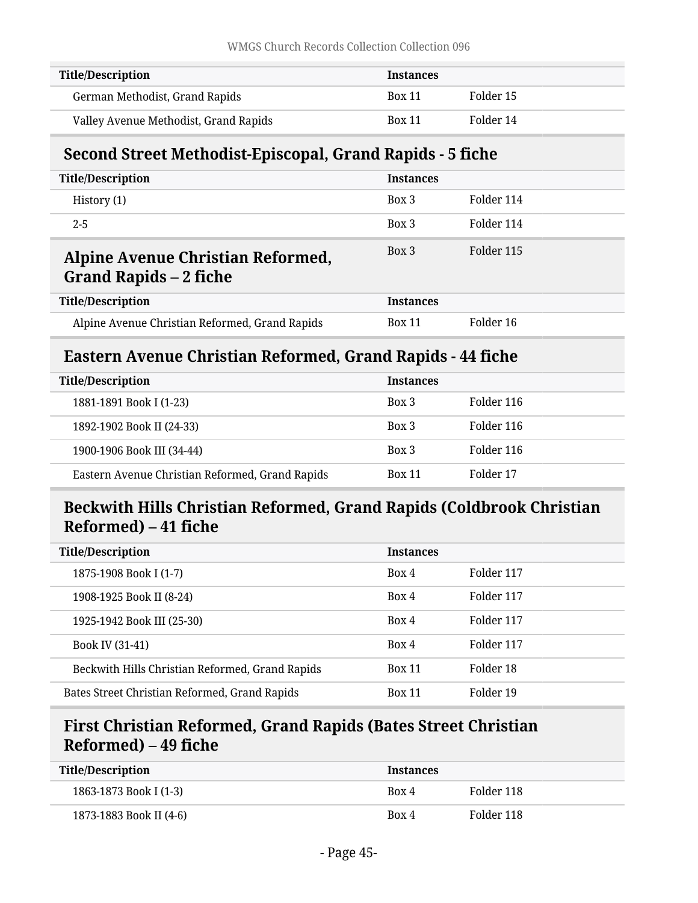| Title/Description | Instances | |
|---|---|---|
| German Methodist, Grand Rapids | Box 11 | Folder 15 |
| Valley Avenue Methodist, Grand Rapids | Box 11 | Folder 14 |

## Second Street Methodist-Episcopal, Grand Rapids - 5 fiche

| Title/Description | Instances | |
|---|---|---|
| History (1) | Box 3 | Folder 114 |
| 2-5 | Box 3 | Folder 114 |

## Alpine Avenue Christian Reformed, Grand Rapids – 2 fiche

Box 3 Folder 115

| Title/Description | Instances | |
|---|---|---|
| Alpine Avenue Christian Reformed, Grand Rapids | Box 11 | Folder 16 |

## Eastern Avenue Christian Reformed, Grand Rapids - 44 fiche

| Title/Description | Instances | |
|---|---|---|
| 1881-1891 Book I (1-23) | Box 3 | Folder 116 |
| 1892-1902 Book II (24-33) | Box 3 | Folder 116 |
| 1900-1906 Book III (34-44) | Box 3 | Folder 116 |
| Eastern Avenue Christian Reformed, Grand Rapids | Box 11 | Folder 17 |

## Beckwith Hills Christian Reformed, Grand Rapids (Coldbrook Christian Reformed) – 41 fiche

| Title/Description | Instances | |
|---|---|---|
| 1875-1908 Book I (1-7) | Box 4 | Folder 117 |
| 1908-1925 Book II (8-24) | Box 4 | Folder 117 |
| 1925-1942 Book III (25-30) | Box 4 | Folder 117 |
| Book IV (31-41) | Box 4 | Folder 117 |
| Beckwith Hills Christian Reformed, Grand Rapids | Box 11 | Folder 18 |

| Bates Street Christian Reformed, Grand Rapids | Box 11 | Folder 19 |
|---|---|---|

## First Christian Reformed, Grand Rapids (Bates Street Christian Reformed) – 49 fiche

| Title/Description | Instances | |
|---|---|---|
| 1863-1873 Book I (1-3) | Box 4 | Folder 118 |
| 1873-1883 Book II (4-6) | Box 4 | Folder 118 |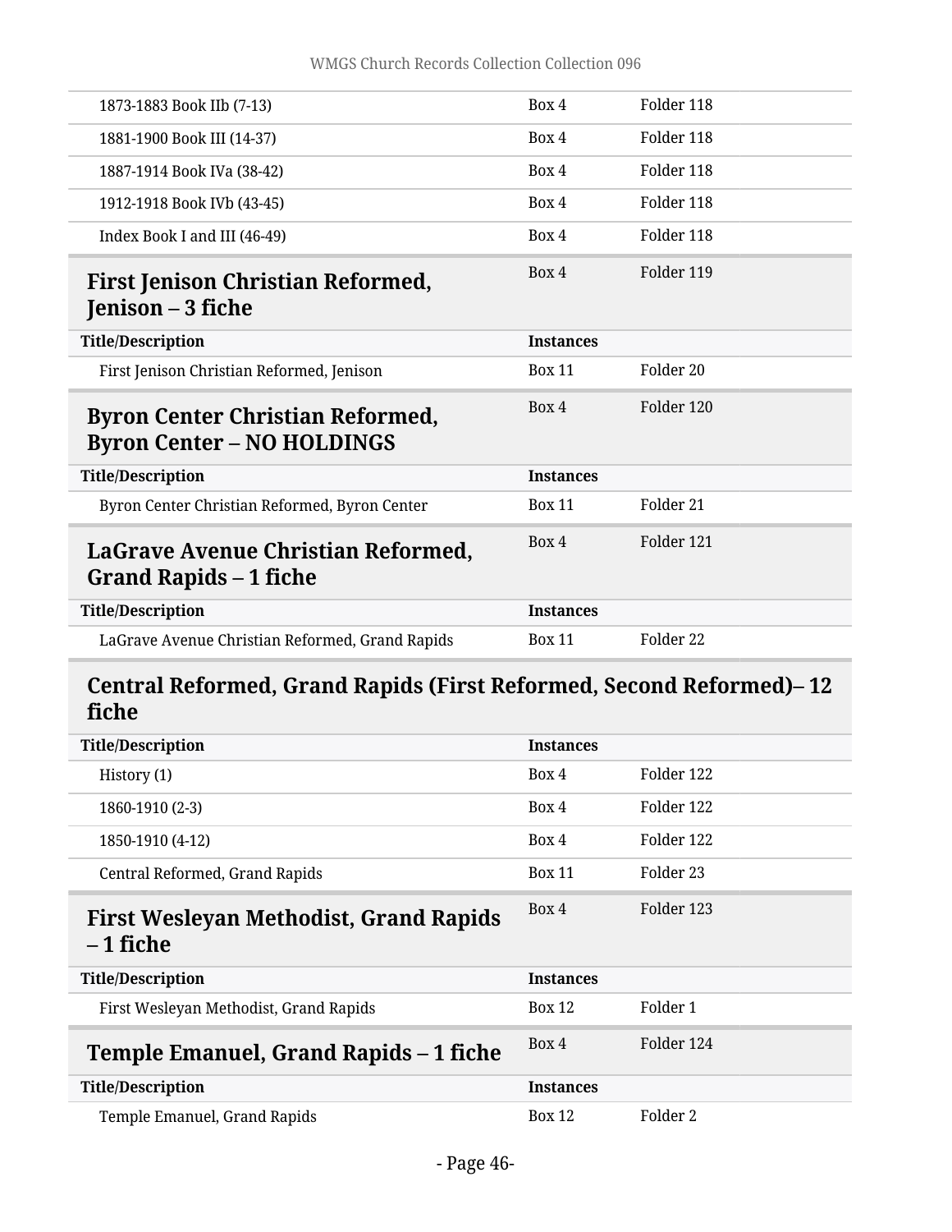| | | |
|---|---|---|
| 1873-1883 Book IIb (7-13) | Box 4 | Folder 118 |
| 1881-1900 Book III (14-37) | Box 4 | Folder 118 |
| 1887-1914 Book IVa (38-42) | Box 4 | Folder 118 |
| 1912-1918 Book IVb (43-45) | Box 4 | Folder 118 |
| Index Book I and III (46-49) | Box 4 | Folder 118 |

## First Jenison Christian Reformed, Jenison – 3 fiche

Box 4 Folder 119

| Title/Description | Instances | |
|---|---|---|
| First Jenison Christian Reformed, Jenison | Box 11 | Folder 20 |

## Byron Center Christian Reformed, Byron Center – NO HOLDINGS

Box 4 Folder 120

| Title/Description | Instances | |
|---|---|---|
| Byron Center Christian Reformed, Byron Center | Box 11 | Folder 21 |

## LaGrave Avenue Christian Reformed, Grand Rapids – 1 fiche

Box 4 Folder 121

| Title/Description | Instances | |
|---|---|---|
| LaGrave Avenue Christian Reformed, Grand Rapids | Box 11 | Folder 22 |

## Central Reformed, Grand Rapids (First Reformed, Second Reformed)– 12 fiche

| Title/Description | Instances | |
|---|---|---|
| History (1) | Box 4 | Folder 122 |
| 1860-1910 (2-3) | Box 4 | Folder 122 |
| 1850-1910 (4-12) | Box 4 | Folder 122 |
| Central Reformed, Grand Rapids | Box 11 | Folder 23 |

## First Wesleyan Methodist, Grand Rapids – 1 fiche

Box 4 Folder 123

| Title/Description | Instances | |
|---|---|---|
| First Wesleyan Methodist, Grand Rapids | Box 12 | Folder 1 |

## Temple Emanuel, Grand Rapids – 1 fiche

Box 4 Folder 124

| Title/Description | Instances | |
|---|---|---|
| Temple Emanuel, Grand Rapids | Box 12 | Folder 2 |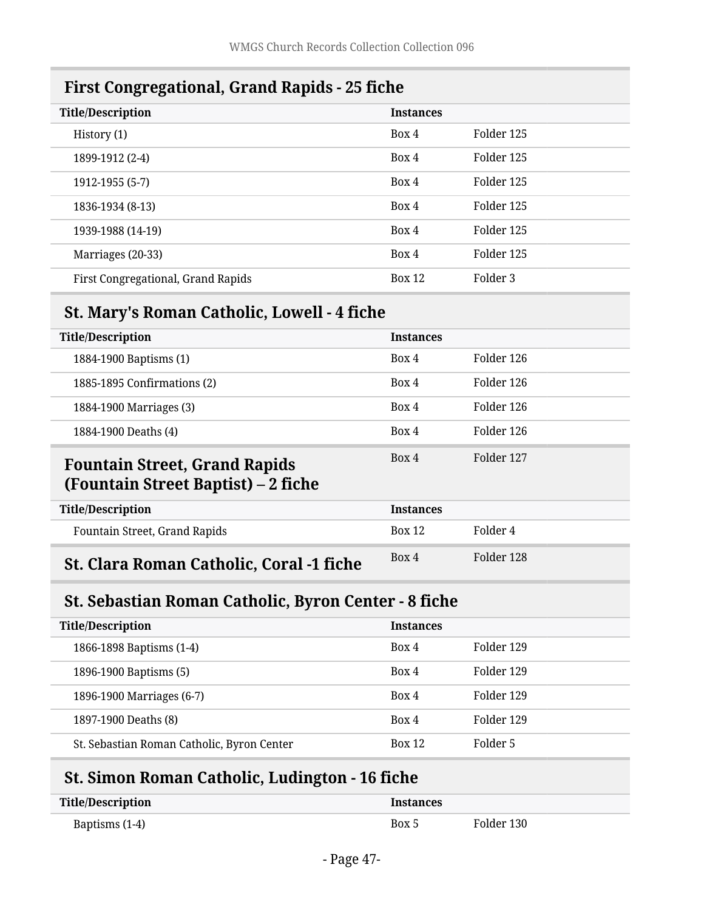## First Congregational, Grand Rapids - 25 fiche

| Title/Description | Instances | |
|---|---|---|
| History (1) | Box 4 | Folder 125 |
| 1899-1912 (2-4) | Box 4 | Folder 125 |
| 1912-1955 (5-7) | Box 4 | Folder 125 |
| 1836-1934 (8-13) | Box 4 | Folder 125 |
| 1939-1988 (14-19) | Box 4 | Folder 125 |
| Marriages (20-33) | Box 4 | Folder 125 |
| First Congregational, Grand Rapids | Box 12 | Folder 3 |

## St. Mary's Roman Catholic, Lowell - 4 fiche

| Title/Description | Instances | |
|---|---|---|
| 1884-1900 Baptisms (1) | Box 4 | Folder 126 |
| 1885-1895 Confirmations (2) | Box 4 | Folder 126 |
| 1884-1900 Marriages (3) | Box 4 | Folder 126 |
| 1884-1900 Deaths (4) | Box 4 | Folder 126 |

## Fountain Street, Grand Rapids (Fountain Street Baptist) – 2 fiche

Box 4 Folder 127

| Title/Description | Instances | |
|---|---|---|
| Fountain Street, Grand Rapids | Box 12 | Folder 4 |

## St. Clara Roman Catholic, Coral -1 fiche

Box 4 Folder 128

## St. Sebastian Roman Catholic, Byron Center - 8 fiche

| Title/Description | Instances | |
|---|---|---|
| 1866-1898 Baptisms (1-4) | Box 4 | Folder 129 |
| 1896-1900 Baptisms (5) | Box 4 | Folder 129 |
| 1896-1900 Marriages (6-7) | Box 4 | Folder 129 |
| 1897-1900 Deaths (8) | Box 4 | Folder 129 |
| St. Sebastian Roman Catholic, Byron Center | Box 12 | Folder 5 |

## St. Simon Roman Catholic, Ludington - 16 fiche

| Title/Description | Instances | |
|---|---|---|
| Baptisms (1-4) | Box 5 | Folder 130 |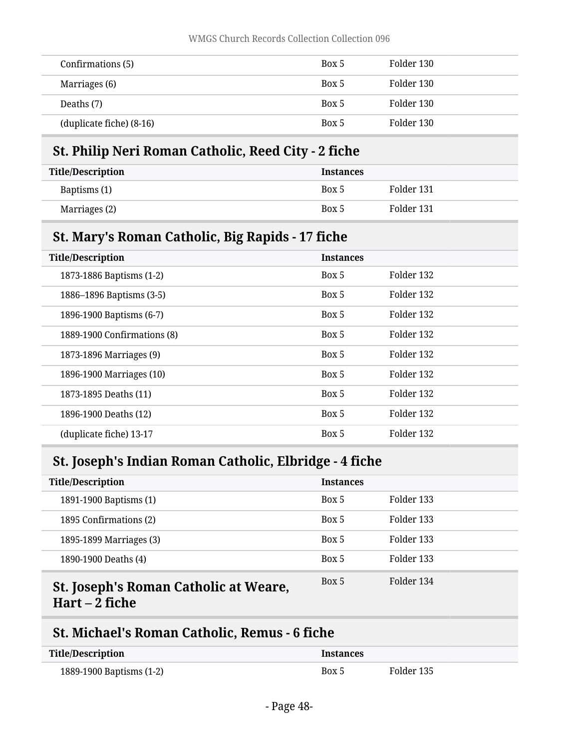| Title/Description | Instances | |
|---|---|---|
| Confirmations (5) | Box 5 | Folder 130 |
| Marriages (6) | Box 5 | Folder 130 |
| Deaths (7) | Box 5 | Folder 130 |
| (duplicate fiche) (8-16) | Box 5 | Folder 130 |

### St. Philip Neri Roman Catholic, Reed City - 2 fiche

| Title/Description | Instances | |
|---|---|---|
| Baptisms (1) | Box 5 | Folder 131 |
| Marriages (2) | Box 5 | Folder 131 |

### St. Mary's Roman Catholic, Big Rapids - 17 fiche

| Title/Description | Instances | |
|---|---|---|
| 1873-1886 Baptisms (1-2) | Box 5 | Folder 132 |
| 1886–1896 Baptisms (3-5) | Box 5 | Folder 132 |
| 1896-1900 Baptisms (6-7) | Box 5 | Folder 132 |
| 1889-1900 Confirmations (8) | Box 5 | Folder 132 |
| 1873-1896 Marriages (9) | Box 5 | Folder 132 |
| 1896-1900 Marriages (10) | Box 5 | Folder 132 |
| 1873-1895 Deaths (11) | Box 5 | Folder 132 |
| 1896-1900 Deaths (12) | Box 5 | Folder 132 |
| (duplicate fiche) 13-17 | Box 5 | Folder 132 |

### St. Joseph's Indian Roman Catholic, Elbridge - 4 fiche

| Title/Description | Instances | |
|---|---|---|
| 1891-1900 Baptisms (1) | Box 5 | Folder 133 |
| 1895 Confirmations (2) | Box 5 | Folder 133 |
| 1895-1899 Marriages (3) | Box 5 | Folder 133 |
| 1890-1900 Deaths (4) | Box 5 | Folder 133 |

### St. Joseph's Roman Catholic at Weare, Hart – 2 fiche

Box 5 Folder 134

### St. Michael's Roman Catholic, Remus - 6 fiche

| Title/Description | Instances | |
|---|---|---|
| 1889-1900 Baptisms (1-2) | Box 5 | Folder 135 |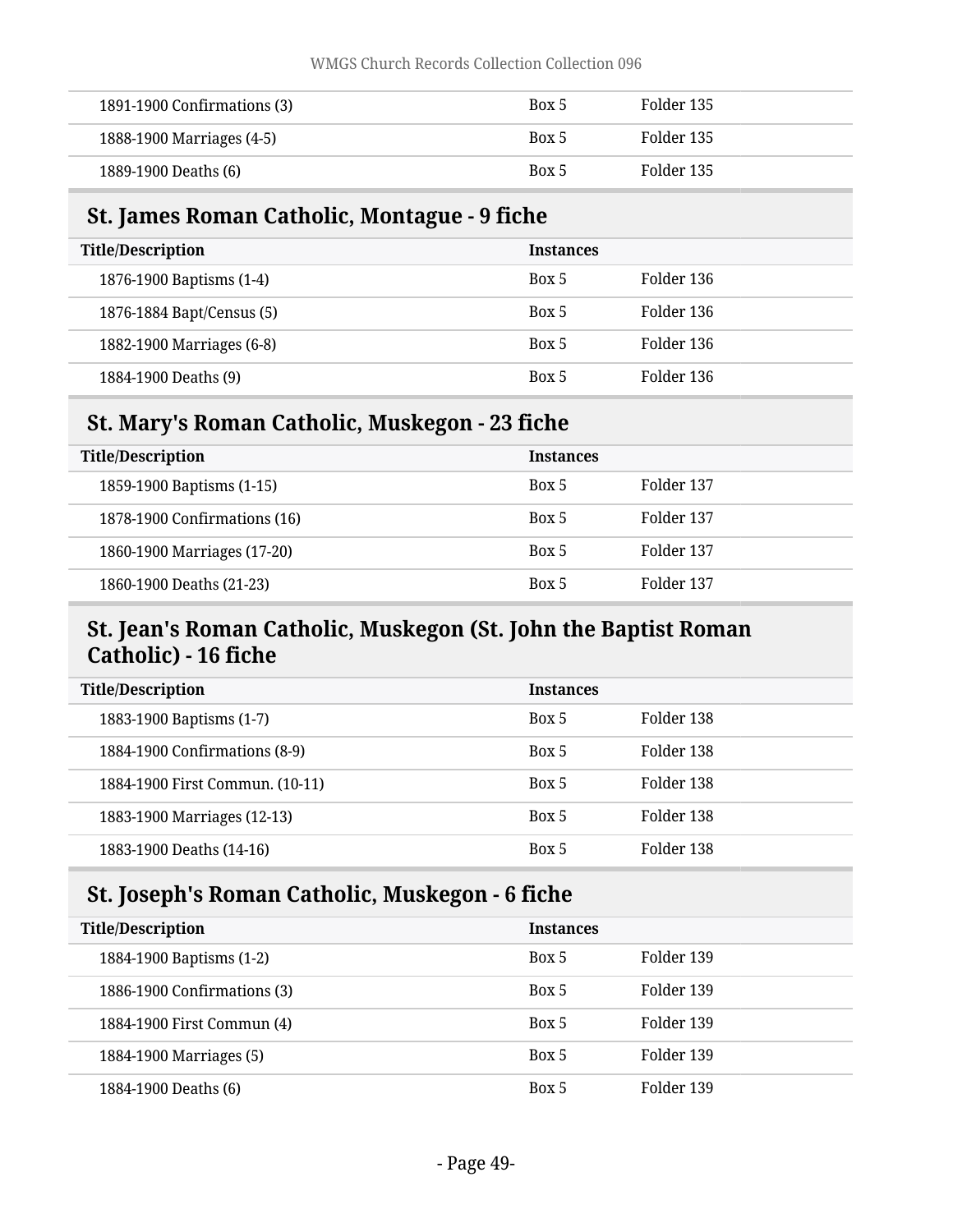| Title/Description | Instances | |
| --- | --- | --- |
| 1891-1900 Confirmations (3) | Box 5 | Folder 135 |
| 1888-1900 Marriages (4-5) | Box 5 | Folder 135 |
| 1889-1900 Deaths (6) | Box 5 | Folder 135 |

## St. James Roman Catholic, Montague - 9 fiche

| Title/Description | Instances | |
| --- | --- | --- |
| 1876-1900 Baptisms (1-4) | Box 5 | Folder 136 |
| 1876-1884 Bapt/Census (5) | Box 5 | Folder 136 |
| 1882-1900 Marriages (6-8) | Box 5 | Folder 136 |
| 1884-1900 Deaths (9) | Box 5 | Folder 136 |

## St. Mary's Roman Catholic, Muskegon - 23 fiche

| Title/Description | Instances | |
| --- | --- | --- |
| 1859-1900 Baptisms (1-15) | Box 5 | Folder 137 |
| 1878-1900 Confirmations (16) | Box 5 | Folder 137 |
| 1860-1900 Marriages (17-20) | Box 5 | Folder 137 |
| 1860-1900 Deaths (21-23) | Box 5 | Folder 137 |

## St. Jean's Roman Catholic, Muskegon (St. John the Baptist Roman Catholic) - 16 fiche

| Title/Description | Instances | |
| --- | --- | --- |
| 1883-1900 Baptisms (1-7) | Box 5 | Folder 138 |
| 1884-1900 Confirmations (8-9) | Box 5 | Folder 138 |
| 1884-1900 First Commun. (10-11) | Box 5 | Folder 138 |
| 1883-1900 Marriages (12-13) | Box 5 | Folder 138 |
| 1883-1900 Deaths (14-16) | Box 5 | Folder 138 |

## St. Joseph's Roman Catholic, Muskegon - 6 fiche

| Title/Description | Instances | |
| --- | --- | --- |
| 1884-1900 Baptisms (1-2) | Box 5 | Folder 139 |
| 1886-1900 Confirmations (3) | Box 5 | Folder 139 |
| 1884-1900 First Commun (4) | Box 5 | Folder 139 |
| 1884-1900 Marriages (5) | Box 5 | Folder 139 |
| 1884-1900 Deaths (6) | Box 5 | Folder 139 |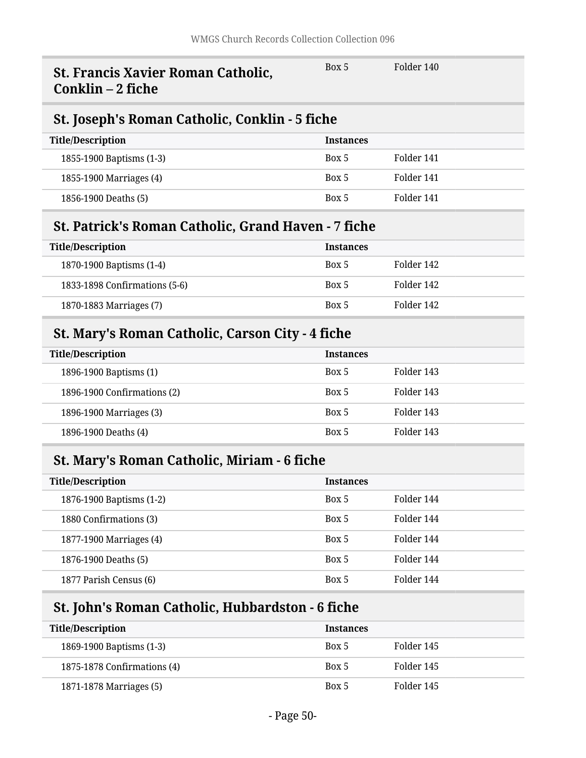## St. Francis Xavier Roman Catholic, Conklin – 2 fiche

Box 5 | Folder 140

## St. Joseph's Roman Catholic, Conklin - 5 fiche

| Title/Description | Instances | |
|---|---|---|
| 1855-1900 Baptisms (1-3) | Box 5 | Folder 141 |
| 1855-1900 Marriages (4) | Box 5 | Folder 141 |
| 1856-1900 Deaths (5) | Box 5 | Folder 141 |

## St. Patrick's Roman Catholic, Grand Haven - 7 fiche

| Title/Description | Instances | |
|---|---|---|
| 1870-1900 Baptisms (1-4) | Box 5 | Folder 142 |
| 1833-1898 Confirmations (5-6) | Box 5 | Folder 142 |
| 1870-1883 Marriages (7) | Box 5 | Folder 142 |

## St. Mary's Roman Catholic, Carson City - 4 fiche

| Title/Description | Instances | |
|---|---|---|
| 1896-1900 Baptisms (1) | Box 5 | Folder 143 |
| 1896-1900 Confirmations (2) | Box 5 | Folder 143 |
| 1896-1900 Marriages (3) | Box 5 | Folder 143 |
| 1896-1900 Deaths (4) | Box 5 | Folder 143 |

## St. Mary's Roman Catholic, Miriam - 6 fiche

| Title/Description | Instances | |
|---|---|---|
| 1876-1900 Baptisms (1-2) | Box 5 | Folder 144 |
| 1880 Confirmations (3) | Box 5 | Folder 144 |
| 1877-1900 Marriages (4) | Box 5 | Folder 144 |
| 1876-1900 Deaths (5) | Box 5 | Folder 144 |
| 1877 Parish Census (6) | Box 5 | Folder 144 |

## St. John's Roman Catholic, Hubbardston - 6 fiche

| Title/Description | Instances | |
|---|---|---|
| 1869-1900 Baptisms (1-3) | Box 5 | Folder 145 |
| 1875-1878 Confirmations (4) | Box 5 | Folder 145 |
| 1871-1878 Marriages (5) | Box 5 | Folder 145 |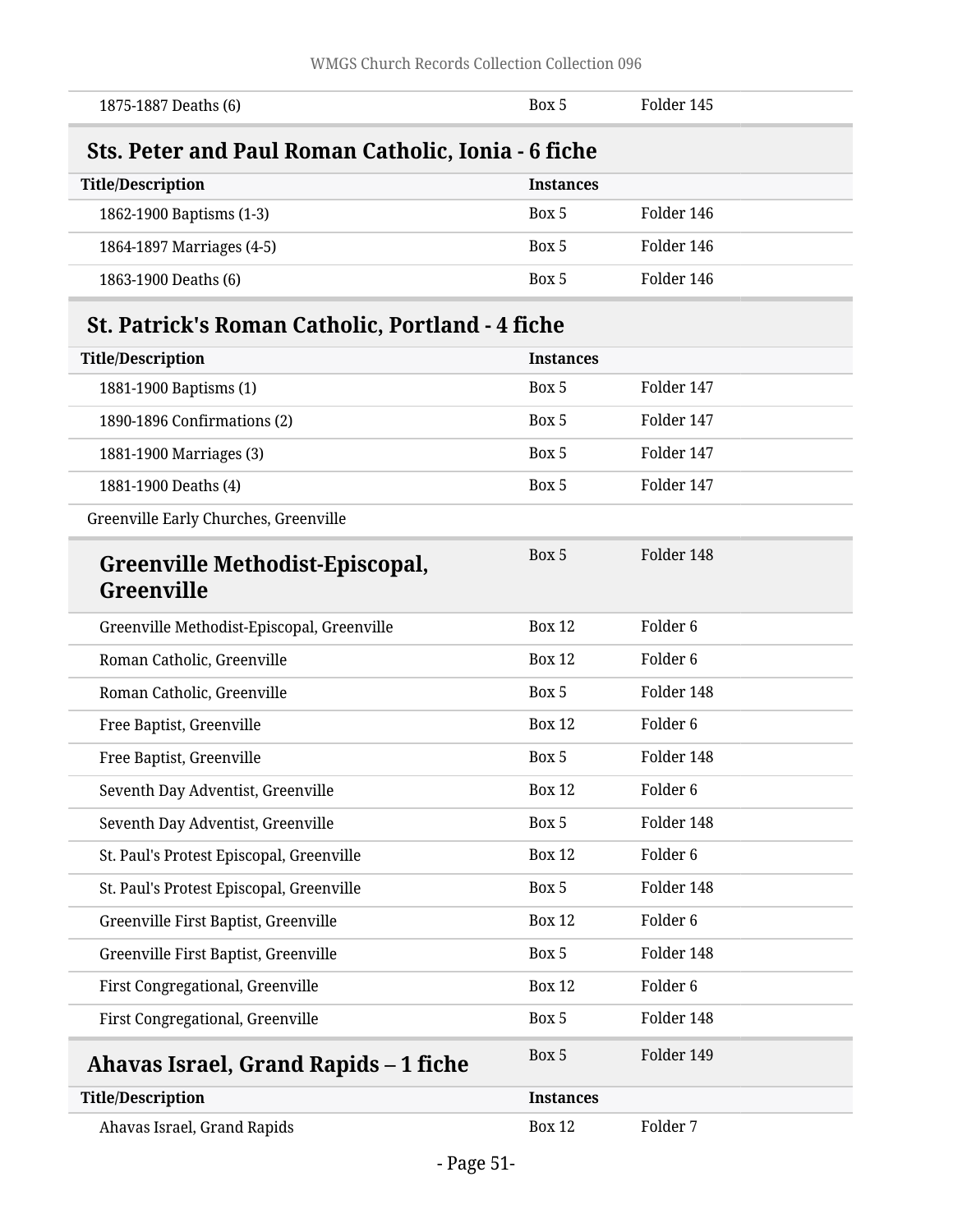| | | |
|---|---|---|
| 1875-1887 Deaths (6) | Box 5 | Folder 145 |

## Sts. Peter and Paul Roman Catholic, Ionia - 6 fiche

| Title/Description | Instances | |
|---|---|---|
| 1862-1900 Baptisms (1-3) | Box 5 | Folder 146 |
| 1864-1897 Marriages (4-5) | Box 5 | Folder 146 |
| 1863-1900 Deaths (6) | Box 5 | Folder 146 |

## St. Patrick's Roman Catholic, Portland - 4 fiche

| Title/Description | Instances | |
|---|---|---|
| 1881-1900 Baptisms (1) | Box 5 | Folder 147 |
| 1890-1896 Confirmations (2) | Box 5 | Folder 147 |
| 1881-1900 Marriages (3) | Box 5 | Folder 147 |
| 1881-1900 Deaths (4) | Box 5 | Folder 147 |

Greenville Early Churches, Greenville

### Greenville Methodist-Episcopal, Greenville

| | | |
|---|---|---|
| Greenville Methodist-Episcopal, Greenville | Box 5 | Folder 148 |
| Greenville Methodist-Episcopal, Greenville | Box 12 | Folder 6 |
| Roman Catholic, Greenville | Box 12 | Folder 6 |
| Roman Catholic, Greenville | Box 5 | Folder 148 |
| Free Baptist, Greenville | Box 12 | Folder 6 |
| Free Baptist, Greenville | Box 5 | Folder 148 |
| Seventh Day Adventist, Greenville | Box 12 | Folder 6 |
| Seventh Day Adventist, Greenville | Box 5 | Folder 148 |
| St. Paul's Protest Episcopal, Greenville | Box 12 | Folder 6 |
| St. Paul's Protest Episcopal, Greenville | Box 5 | Folder 148 |
| Greenville First Baptist, Greenville | Box 12 | Folder 6 |
| Greenville First Baptist, Greenville | Box 5 | Folder 148 |
| First Congregational, Greenville | Box 12 | Folder 6 |
| First Congregational, Greenville | Box 5 | Folder 148 |

## Ahavas Israel, Grand Rapids – 1 fiche

Box 5 Folder 149

| Title/Description | Instances | |
|---|---|---|
| Ahavas Israel, Grand Rapids | Box 12 | Folder 7 |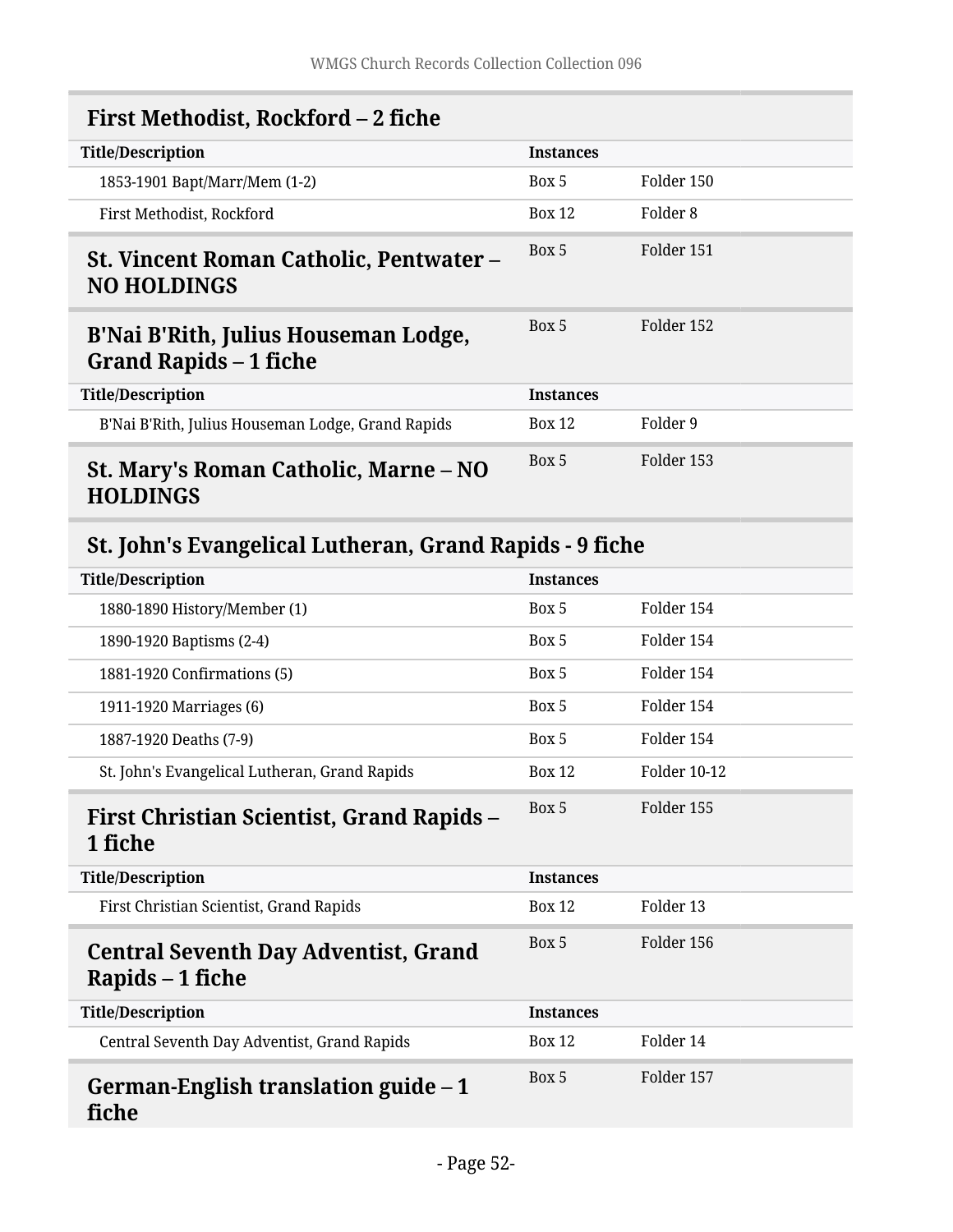## First Methodist, Rockford – 2 fiche

| Title/Description | Instances | |
|---|---|---|
| 1853-1901 Bapt/Marr/Mem (1-2) | Box 5 | Folder 150 |
| First Methodist, Rockford | Box 12 | Folder 8 |

## St. Vincent Roman Catholic, Pentwater – NO HOLDINGS

Box 5 Folder 151

## B'Nai B'Rith, Julius Houseman Lodge, Grand Rapids – 1 fiche

Box 5 Folder 152

| Title/Description | Instances | |
|---|---|---|
| B'Nai B'Rith, Julius Houseman Lodge, Grand Rapids | Box 12 | Folder 9 |

## St. Mary's Roman Catholic, Marne – NO HOLDINGS

Box 5 Folder 153

## St. John's Evangelical Lutheran, Grand Rapids - 9 fiche

| Title/Description | Instances | |
|---|---|---|
| 1880-1890 History/Member (1) | Box 5 | Folder 154 |
| 1890-1920 Baptisms (2-4) | Box 5 | Folder 154 |
| 1881-1920 Confirmations (5) | Box 5 | Folder 154 |
| 1911-1920 Marriages (6) | Box 5 | Folder 154 |
| 1887-1920 Deaths (7-9) | Box 5 | Folder 154 |
| St. John's Evangelical Lutheran, Grand Rapids | Box 12 | Folder 10-12 |

## First Christian Scientist, Grand Rapids – 1 fiche

Box 5 Folder 155

| Title/Description | Instances | |
|---|---|---|
| First Christian Scientist, Grand Rapids | Box 12 | Folder 13 |

## Central Seventh Day Adventist, Grand Rapids – 1 fiche

Box 5 Folder 156

| Title/Description | Instances | |
|---|---|---|
| Central Seventh Day Adventist, Grand Rapids | Box 12 | Folder 14 |

## German-English translation guide – 1 fiche

Box 5 Folder 157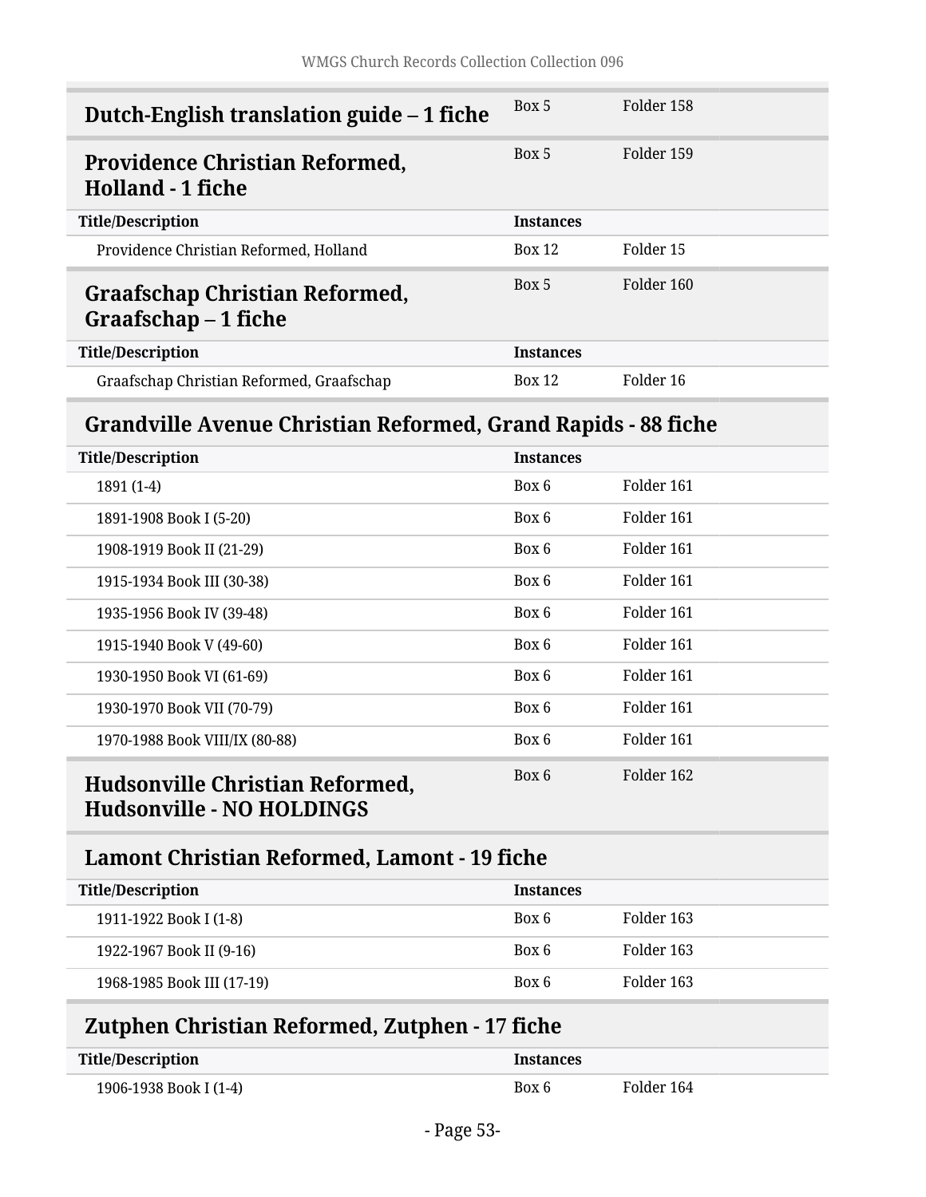### Dutch-English translation guide – 1 fiche

Box 5 | Folder 158

### Providence Christian Reformed, Holland - 1 fiche

Box 5 | Folder 159

| Title/Description | Instances | |
|---|---|---|
| Providence Christian Reformed, Holland | Box 12 | Folder 15 |

### Graafschap Christian Reformed, Graafschap – 1 fiche

Box 5 | Folder 160

| Title/Description | Instances | |
|---|---|---|
| Graafschap Christian Reformed, Graafschap | Box 12 | Folder 16 |

### Grandville Avenue Christian Reformed, Grand Rapids - 88 fiche

| Title/Description | Instances | |
|---|---|---|
| 1891 (1-4) | Box 6 | Folder 161 |
| 1891-1908 Book I (5-20) | Box 6 | Folder 161 |
| 1908-1919 Book II (21-29) | Box 6 | Folder 161 |
| 1915-1934 Book III (30-38) | Box 6 | Folder 161 |
| 1935-1956 Book IV (39-48) | Box 6 | Folder 161 |
| 1915-1940 Book V (49-60) | Box 6 | Folder 161 |
| 1930-1950 Book VI (61-69) | Box 6 | Folder 161 |
| 1930-1970 Book VII (70-79) | Box 6 | Folder 161 |
| 1970-1988 Book VIII/IX (80-88) | Box 6 | Folder 161 |

### Hudsonville Christian Reformed, Hudsonville - NO HOLDINGS

Box 6 | Folder 162

### Lamont Christian Reformed, Lamont - 19 fiche

| Title/Description | Instances | |
|---|---|---|
| 1911-1922 Book I (1-8) | Box 6 | Folder 163 |
| 1922-1967 Book II (9-16) | Box 6 | Folder 163 |
| 1968-1985 Book III (17-19) | Box 6 | Folder 163 |

### Zutphen Christian Reformed, Zutphen - 17 fiche

| Title/Description | Instances | |
|---|---|---|
| 1906-1938 Book I (1-4) | Box 6 | Folder 164 |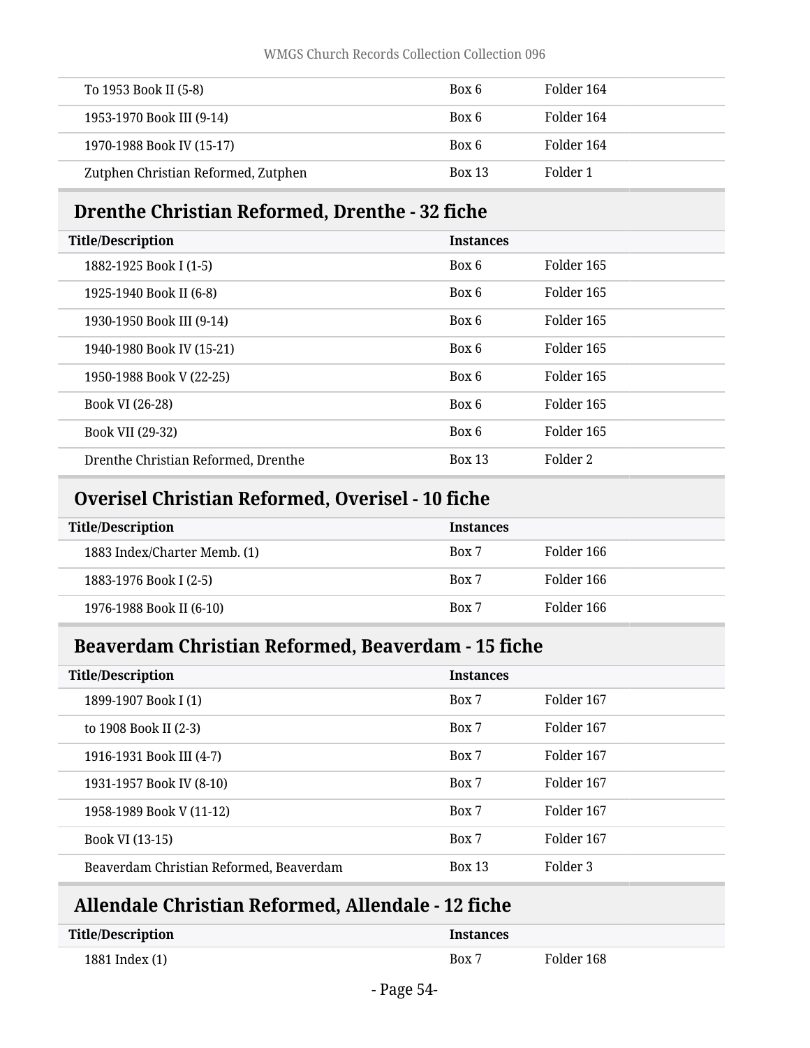| | | |
|---|---|---|
| To 1953 Book II (5-8) | Box 6 | Folder 164 |
| 1953-1970 Book III (9-14) | Box 6 | Folder 164 |
| 1970-1988 Book IV (15-17) | Box 6 | Folder 164 |
| Zutphen Christian Reformed, Zutphen | Box 13 | Folder 1 |

## Drenthe Christian Reformed, Drenthe - 32 fiche

| Title/Description | Instances | |
|---|---|---|
| 1882-1925 Book I (1-5) | Box 6 | Folder 165 |
| 1925-1940 Book II (6-8) | Box 6 | Folder 165 |
| 1930-1950 Book III (9-14) | Box 6 | Folder 165 |
| 1940-1980 Book IV (15-21) | Box 6 | Folder 165 |
| 1950-1988 Book V (22-25) | Box 6 | Folder 165 |
| Book VI (26-28) | Box 6 | Folder 165 |
| Book VII (29-32) | Box 6 | Folder 165 |
| Drenthe Christian Reformed, Drenthe | Box 13 | Folder 2 |

## Overisel Christian Reformed, Overisel - 10 fiche

| Title/Description | Instances | |
|---|---|---|
| 1883 Index/Charter Memb. (1) | Box 7 | Folder 166 |
| 1883-1976 Book I (2-5) | Box 7 | Folder 166 |
| 1976-1988 Book II (6-10) | Box 7 | Folder 166 |

## Beaverdam Christian Reformed, Beaverdam - 15 fiche

| Title/Description | Instances | |
|---|---|---|
| 1899-1907 Book I (1) | Box 7 | Folder 167 |
| to 1908 Book II (2-3) | Box 7 | Folder 167 |
| 1916-1931 Book III (4-7) | Box 7 | Folder 167 |
| 1931-1957 Book IV (8-10) | Box 7 | Folder 167 |
| 1958-1989 Book V (11-12) | Box 7 | Folder 167 |
| Book VI (13-15) | Box 7 | Folder 167 |
| Beaverdam Christian Reformed, Beaverdam | Box 13 | Folder 3 |

## Allendale Christian Reformed, Allendale - 12 fiche

| Title/Description | Instances | |
|---|---|---|
| 1881 Index (1) | Box 7 | Folder 168 |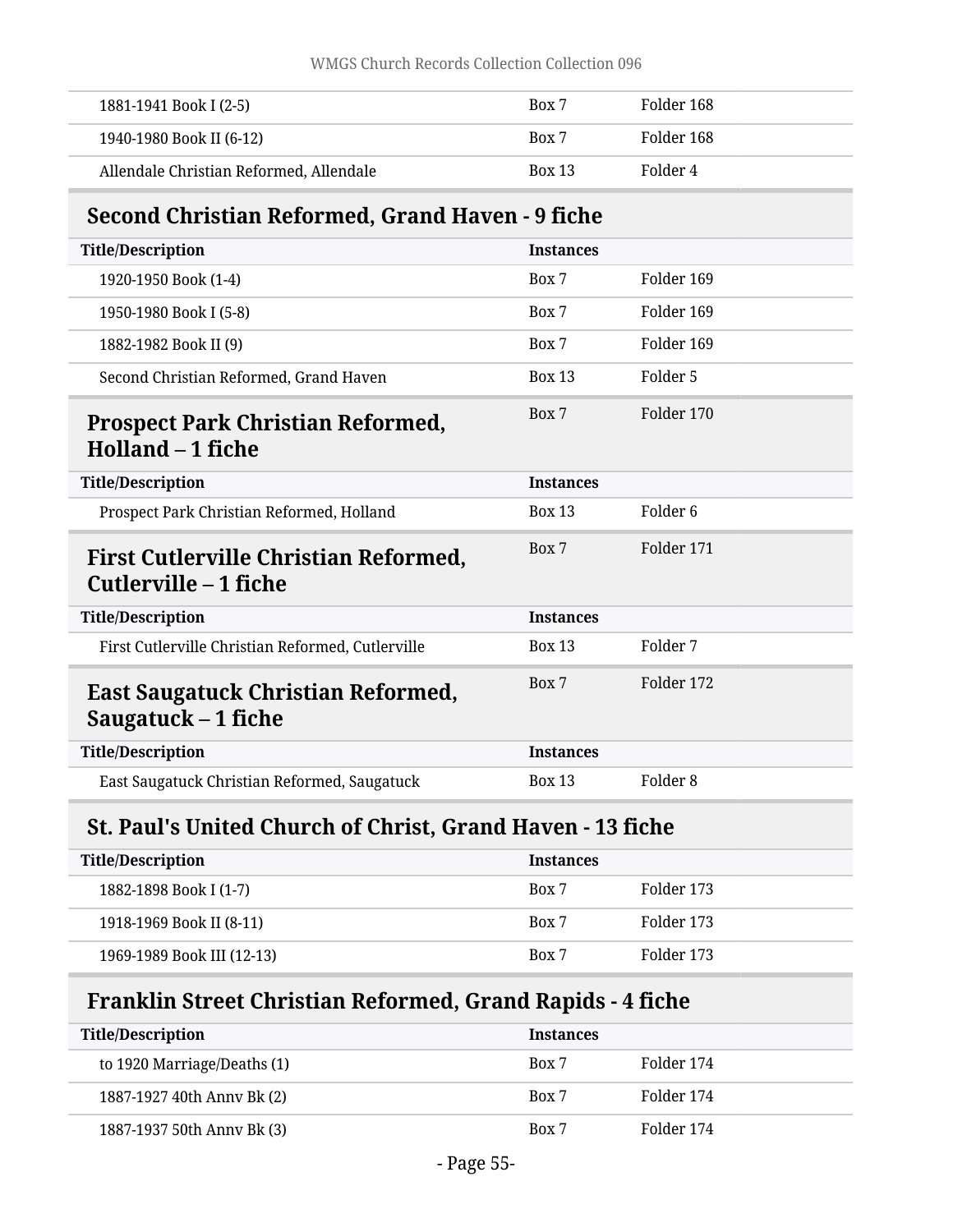| | | |
|---|---|---|
| 1881-1941 Book I (2-5) | Box 7 | Folder 168 |
| 1940-1980 Book II (6-12) | Box 7 | Folder 168 |
| Allendale Christian Reformed, Allendale | Box 13 | Folder 4 |

## Second Christian Reformed, Grand Haven - 9 fiche

| Title/Description | Instances | |
|---|---|---|
| 1920-1950 Book (1-4) | Box 7 | Folder 169 |
| 1950-1980 Book I (5-8) | Box 7 | Folder 169 |
| 1882-1982 Book II (9) | Box 7 | Folder 169 |
| Second Christian Reformed, Grand Haven | Box 13 | Folder 5 |

## Prospect Park Christian Reformed, Holland – 1 fiche

Box 7 Folder 170

| Title/Description | Instances | |
|---|---|---|
| Prospect Park Christian Reformed, Holland | Box 13 | Folder 6 |

## First Cutlerville Christian Reformed, Cutlerville – 1 fiche

Box 7 Folder 171

| Title/Description | Instances | |
|---|---|---|
| First Cutlerville Christian Reformed, Cutlerville | Box 13 | Folder 7 |

## East Saugatuck Christian Reformed, Saugatuck – 1 fiche

Box 7 Folder 172

| Title/Description | Instances | |
|---|---|---|
| East Saugatuck Christian Reformed, Saugatuck | Box 13 | Folder 8 |

## St. Paul's United Church of Christ, Grand Haven - 13 fiche

| Title/Description | Instances | |
|---|---|---|
| 1882-1898 Book I (1-7) | Box 7 | Folder 173 |
| 1918-1969 Book II (8-11) | Box 7 | Folder 173 |
| 1969-1989 Book III (12-13) | Box 7 | Folder 173 |

## Franklin Street Christian Reformed, Grand Rapids - 4 fiche

| Title/Description | Instances | |
|---|---|---|
| to 1920 Marriage/Deaths (1) | Box 7 | Folder 174 |
| 1887-1927 40th Annv Bk (2) | Box 7 | Folder 174 |
| 1887-1937 50th Annv Bk (3) | Box 7 | Folder 174 |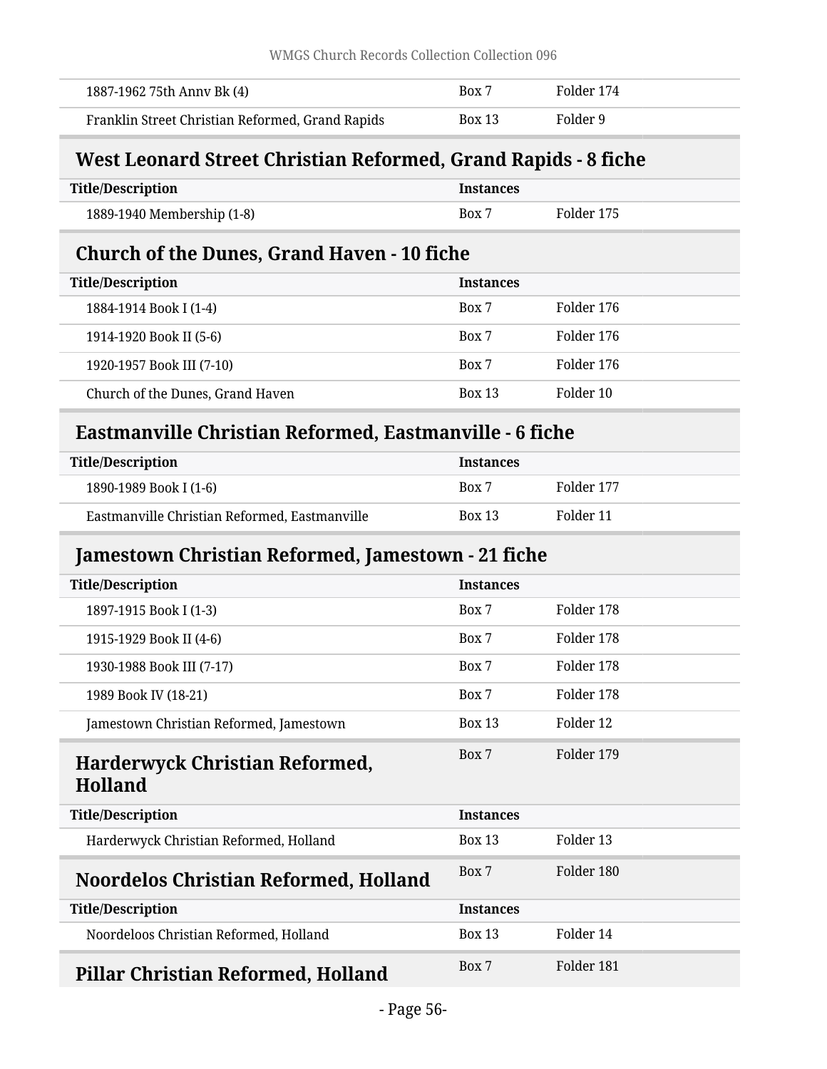| | | |
|---|---|---|
| 1887-1962 75th Annv Bk (4) | Box 7 | Folder 174 |
| Franklin Street Christian Reformed, Grand Rapids | Box 13 | Folder 9 |

## West Leonard Street Christian Reformed, Grand Rapids - 8 fiche

| Title/Description | Instances | |
|---|---|---|
| 1889-1940 Membership (1-8) | Box 7 | Folder 175 |

## Church of the Dunes, Grand Haven - 10 fiche

| Title/Description | Instances | |
|---|---|---|
| 1884-1914 Book I (1-4) | Box 7 | Folder 176 |
| 1914-1920 Book II (5-6) | Box 7 | Folder 176 |
| 1920-1957 Book III (7-10) | Box 7 | Folder 176 |
| Church of the Dunes, Grand Haven | Box 13 | Folder 10 |

## Eastmanville Christian Reformed, Eastmanville - 6 fiche

| Title/Description | Instances | |
|---|---|---|
| 1890-1989 Book I (1-6) | Box 7 | Folder 177 |
| Eastmanville Christian Reformed, Eastmanville | Box 13 | Folder 11 |

## Jamestown Christian Reformed, Jamestown - 21 fiche

| Title/Description | Instances | |
|---|---|---|
| 1897-1915 Book I (1-3) | Box 7 | Folder 178 |
| 1915-1929 Book II (4-6) | Box 7 | Folder 178 |
| 1930-1988 Book III (7-17) | Box 7 | Folder 178 |
| 1989 Book IV (18-21) | Box 7 | Folder 178 |
| Jamestown Christian Reformed, Jamestown | Box 13 | Folder 12 |

## Harderwyck Christian Reformed, Holland

Box 7 Folder 179

| Title/Description | Instances | |
|---|---|---|
| Harderwyck Christian Reformed, Holland | Box 13 | Folder 13 |

## Noordelos Christian Reformed, Holland

Box 7 Folder 180

| Title/Description | Instances | |
|---|---|---|
| Noordeloos Christian Reformed, Holland | Box 13 | Folder 14 |

## Pillar Christian Reformed, Holland

Box 7 Folder 181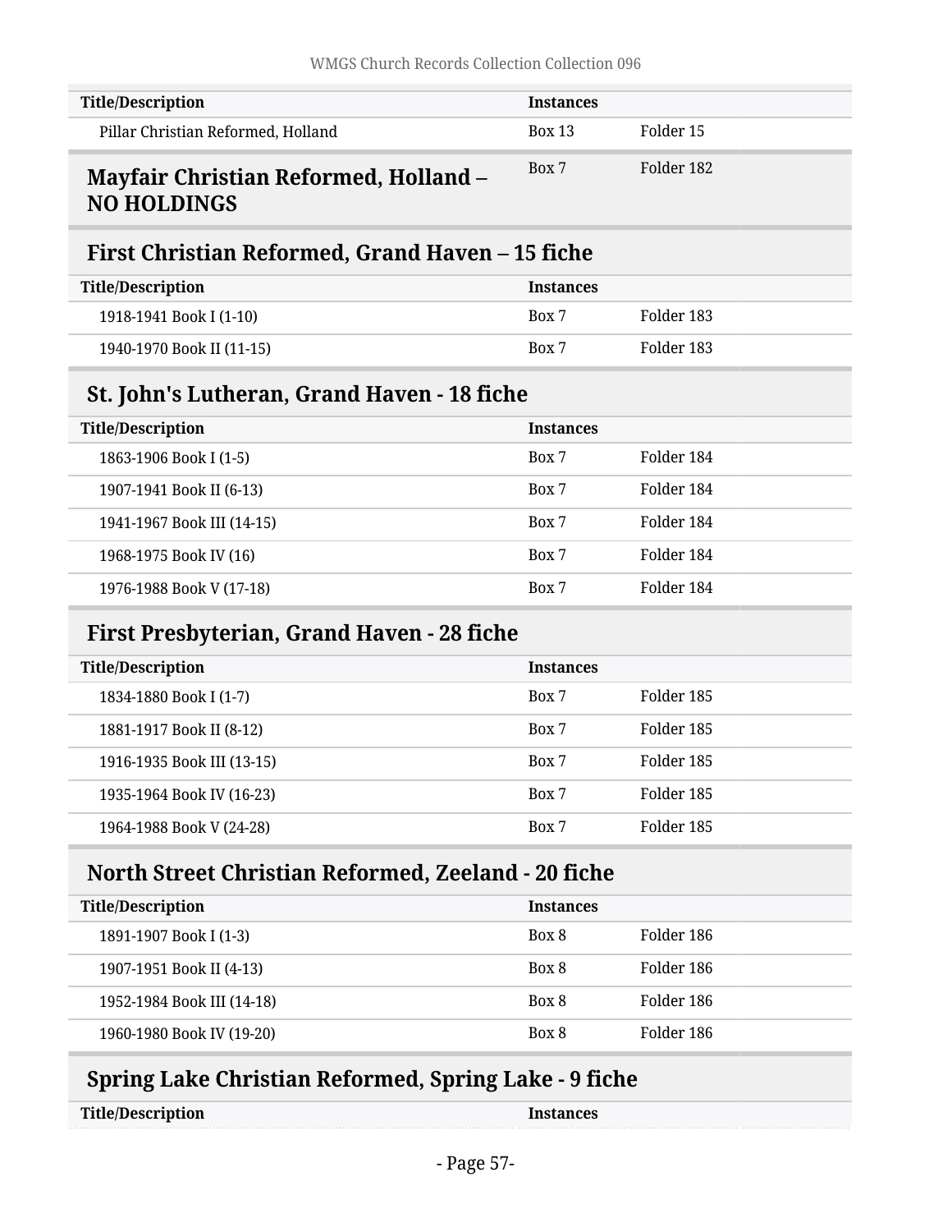| Title/Description | Instances | |
|---|---|---|
| Pillar Christian Reformed, Holland | Box 13 | Folder 15 |

## Mayfair Christian Reformed, Holland – NO HOLDINGS

| | | |
|---|---|---|
| | Box 7 | Folder 182 |

## First Christian Reformed, Grand Haven – 15 fiche

| Title/Description | Instances | |
|---|---|---|
| 1918-1941 Book I (1-10) | Box 7 | Folder 183 |
| 1940-1970 Book II (11-15) | Box 7 | Folder 183 |

## St. John's Lutheran, Grand Haven - 18 fiche

| Title/Description | Instances | |
|---|---|---|
| 1863-1906 Book I (1-5) | Box 7 | Folder 184 |
| 1907-1941 Book II (6-13) | Box 7 | Folder 184 |
| 1941-1967 Book III (14-15) | Box 7 | Folder 184 |
| 1968-1975 Book IV (16) | Box 7 | Folder 184 |
| 1976-1988 Book V (17-18) | Box 7 | Folder 184 |

## First Presbyterian, Grand Haven - 28 fiche

| Title/Description | Instances | |
|---|---|---|
| 1834-1880 Book I (1-7) | Box 7 | Folder 185 |
| 1881-1917 Book II (8-12) | Box 7 | Folder 185 |
| 1916-1935 Book III (13-15) | Box 7 | Folder 185 |
| 1935-1964 Book IV (16-23) | Box 7 | Folder 185 |
| 1964-1988 Book V (24-28) | Box 7 | Folder 185 |

## North Street Christian Reformed, Zeeland - 20 fiche

| Title/Description | Instances | |
|---|---|---|
| 1891-1907 Book I (1-3) | Box 8 | Folder 186 |
| 1907-1951 Book II (4-13) | Box 8 | Folder 186 |
| 1952-1984 Book III (14-18) | Box 8 | Folder 186 |
| 1960-1980 Book IV (19-20) | Box 8 | Folder 186 |

## Spring Lake Christian Reformed, Spring Lake - 9 fiche

| Title/Description | Instances | |
|---|---|---|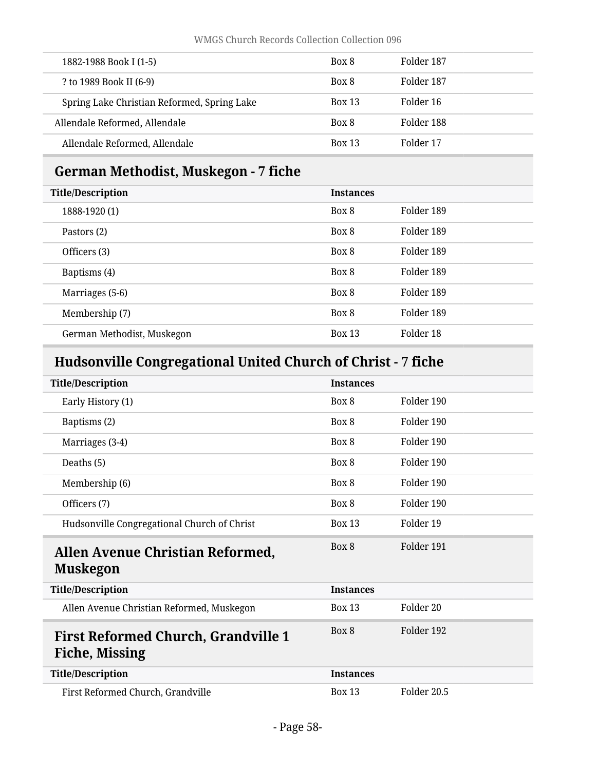| | | |
|---|---|---|
| 1882-1988 Book I (1-5) | Box 8 | Folder 187 |
| ? to 1989 Book II (6-9) | Box 8 | Folder 187 |
| Spring Lake Christian Reformed, Spring Lake | Box 13 | Folder 16 |
| Allendale Reformed, Allendale | Box 8 | Folder 188 |
| Allendale Reformed, Allendale | Box 13 | Folder 17 |

## German Methodist, Muskegon - 7 fiche

| Title/Description | Instances | |
|---|---|---|
| 1888-1920 (1) | Box 8 | Folder 189 |
| Pastors (2) | Box 8 | Folder 189 |
| Officers (3) | Box 8 | Folder 189 |
| Baptisms (4) | Box 8 | Folder 189 |
| Marriages (5-6) | Box 8 | Folder 189 |
| Membership (7) | Box 8 | Folder 189 |
| German Methodist, Muskegon | Box 13 | Folder 18 |

## Hudsonville Congregational United Church of Christ - 7 fiche

| Title/Description | Instances | |
|---|---|---|
| Early History (1) | Box 8 | Folder 190 |
| Baptisms (2) | Box 8 | Folder 190 |
| Marriages (3-4) | Box 8 | Folder 190 |
| Deaths (5) | Box 8 | Folder 190 |
| Membership (6) | Box 8 | Folder 190 |
| Officers (7) | Box 8 | Folder 190 |
| Hudsonville Congregational Church of Christ | Box 13 | Folder 19 |

## Allen Avenue Christian Reformed, Muskegon

Box 8 Folder 191

| Title/Description | Instances | |
|---|---|---|
| Allen Avenue Christian Reformed, Muskegon | Box 13 | Folder 20 |

## First Reformed Church, Grandville 1 Fiche, Missing

Box 8 Folder 192

| Title/Description | Instances | |
|---|---|---|
| First Reformed Church, Grandville | Box 13 | Folder 20.5 |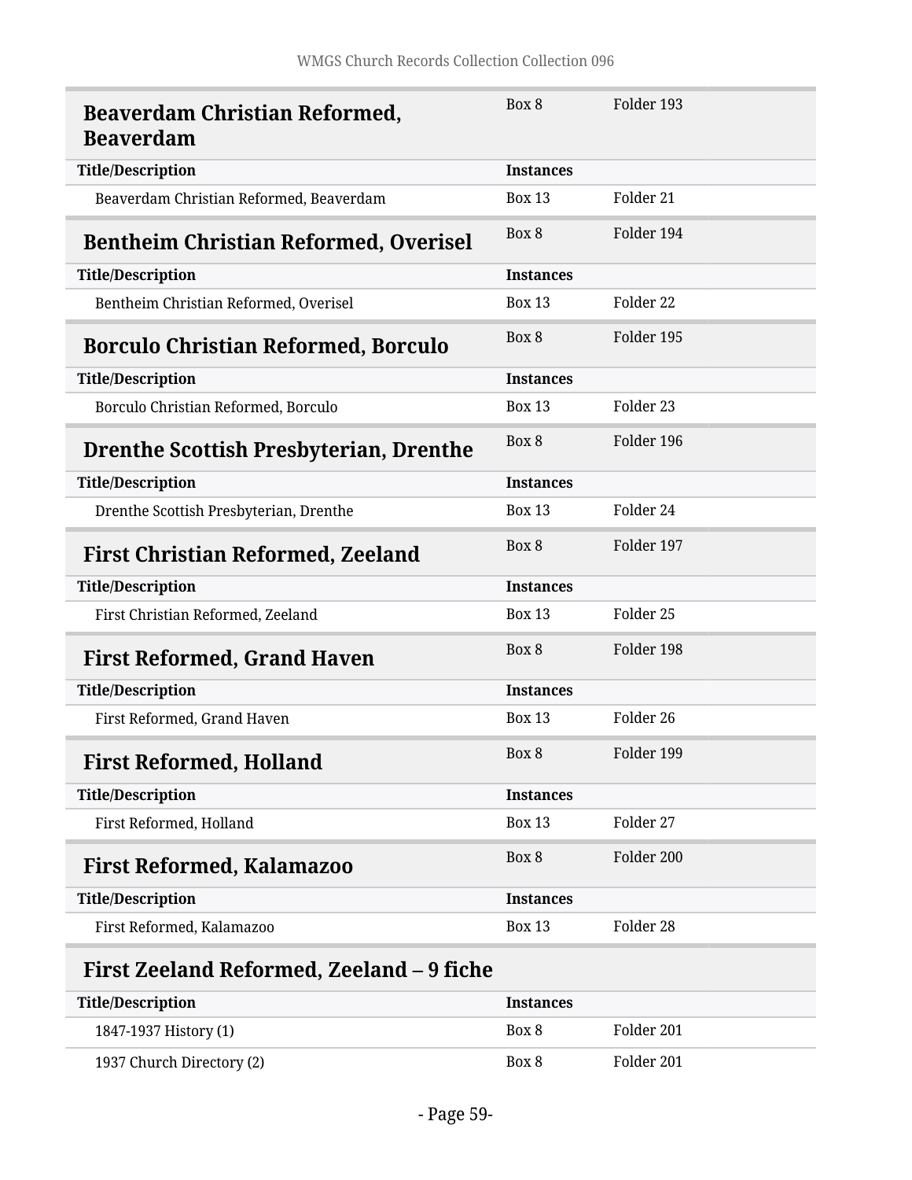## Beaverdam Christian Reformed, Beaverdam

Box 8 | Folder 193

| Title/Description | Instances | |
|---|---|---|
| Beaverdam Christian Reformed, Beaverdam | Box 13 | Folder 21 |

## Bentheim Christian Reformed, Overisel

Box 8 | Folder 194

| Title/Description | Instances | |
|---|---|---|
| Bentheim Christian Reformed, Overisel | Box 13 | Folder 22 |

## Borculo Christian Reformed, Borculo

Box 8 | Folder 195

| Title/Description | Instances | |
|---|---|---|
| Borculo Christian Reformed, Borculo | Box 13 | Folder 23 |

## Drenthe Scottish Presbyterian, Drenthe

Box 8 | Folder 196

| Title/Description | Instances | |
|---|---|---|
| Drenthe Scottish Presbyterian, Drenthe | Box 13 | Folder 24 |

## First Christian Reformed, Zeeland

Box 8 | Folder 197

| Title/Description | Instances | |
|---|---|---|
| First Christian Reformed, Zeeland | Box 13 | Folder 25 |

## First Reformed, Grand Haven

Box 8 | Folder 198

| Title/Description | Instances | |
|---|---|---|
| First Reformed, Grand Haven | Box 13 | Folder 26 |

## First Reformed, Holland

Box 8 | Folder 199

| Title/Description | Instances | |
|---|---|---|
| First Reformed, Holland | Box 13 | Folder 27 |

## First Reformed, Kalamazoo

Box 8 | Folder 200

| Title/Description | Instances | |
|---|---|---|
| First Reformed, Kalamazoo | Box 13 | Folder 28 |

## First Zeeland Reformed, Zeeland – 9 fiche

| Title/Description | Instances | |
|---|---|---|
| 1847-1937 History (1) | Box 8 | Folder 201 |
| 1937 Church Directory (2) | Box 8 | Folder 201 |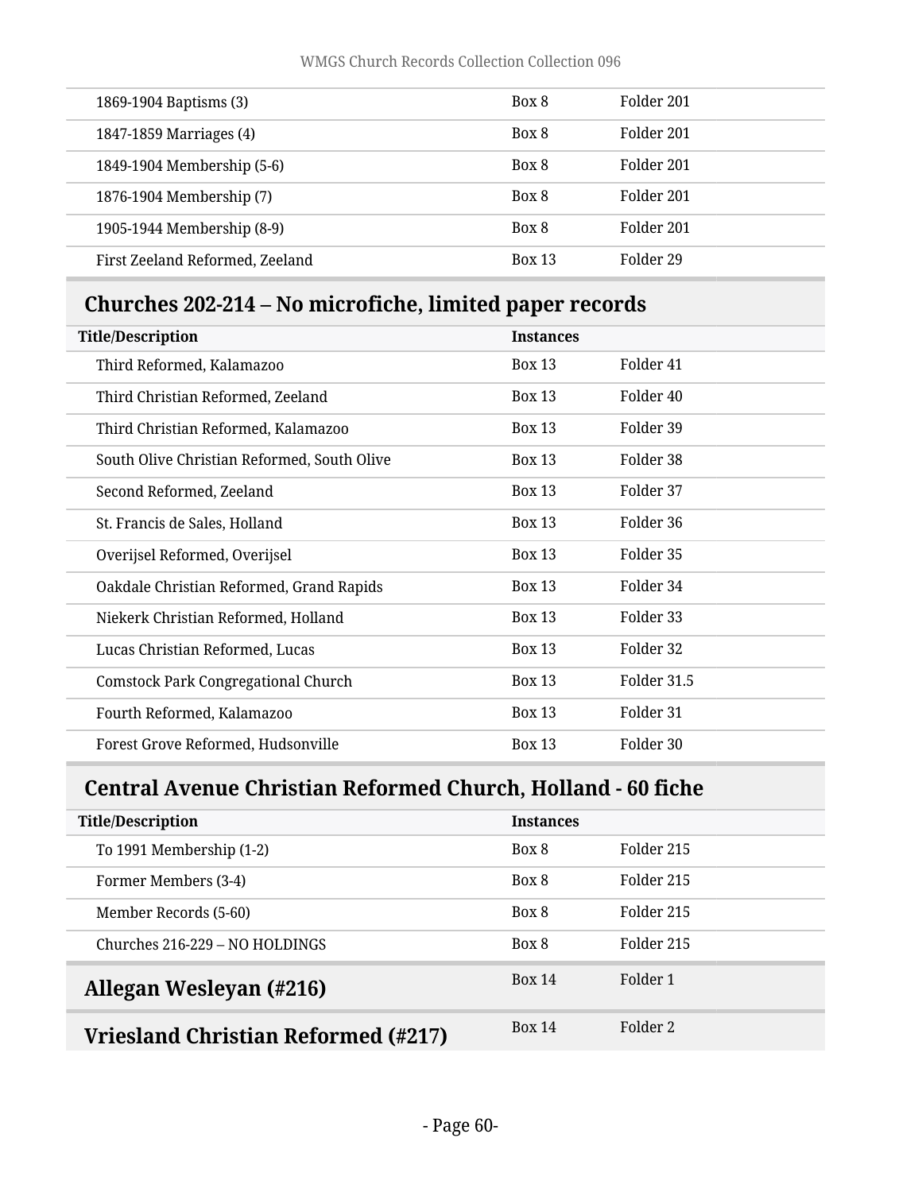| Title/Description | Instances | |
|---|---|---|
| 1869-1904 Baptisms (3) | Box 8 | Folder 201 |
| 1847-1859 Marriages (4) | Box 8 | Folder 201 |
| 1849-1904 Membership (5-6) | Box 8 | Folder 201 |
| 1876-1904 Membership (7) | Box 8 | Folder 201 |
| 1905-1944 Membership (8-9) | Box 8 | Folder 201 |
| First Zeeland Reformed, Zeeland | Box 13 | Folder 29 |

## Churches 202-214 – No microfiche, limited paper records

| Title/Description | Instances | |
|---|---|---|
| Third Reformed, Kalamazoo | Box 13 | Folder 41 |
| Third Christian Reformed, Zeeland | Box 13 | Folder 40 |
| Third Christian Reformed, Kalamazoo | Box 13 | Folder 39 |
| South Olive Christian Reformed, South Olive | Box 13 | Folder 38 |
| Second Reformed, Zeeland | Box 13 | Folder 37 |
| St. Francis de Sales, Holland | Box 13 | Folder 36 |
| Overijsel Reformed, Overijsel | Box 13 | Folder 35 |
| Oakdale Christian Reformed, Grand Rapids | Box 13 | Folder 34 |
| Niekerk Christian Reformed, Holland | Box 13 | Folder 33 |
| Lucas Christian Reformed, Lucas | Box 13 | Folder 32 |
| Comstock Park Congregational Church | Box 13 | Folder 31.5 |
| Fourth Reformed, Kalamazoo | Box 13 | Folder 31 |
| Forest Grove Reformed, Hudsonville | Box 13 | Folder 30 |

## Central Avenue Christian Reformed Church, Holland - 60 fiche

| Title/Description | Instances | |
|---|---|---|
| To 1991 Membership (1-2) | Box 8 | Folder 215 |
| Former Members (3-4) | Box 8 | Folder 215 |
| Member Records (5-60) | Box 8 | Folder 215 |
| Churches 216-229 – NO HOLDINGS | Box 8 | Folder 215 |

## Allegan Wesleyan (#216)

Box 14 Folder 1

## Vriesland Christian Reformed (#217)

Box 14 Folder 2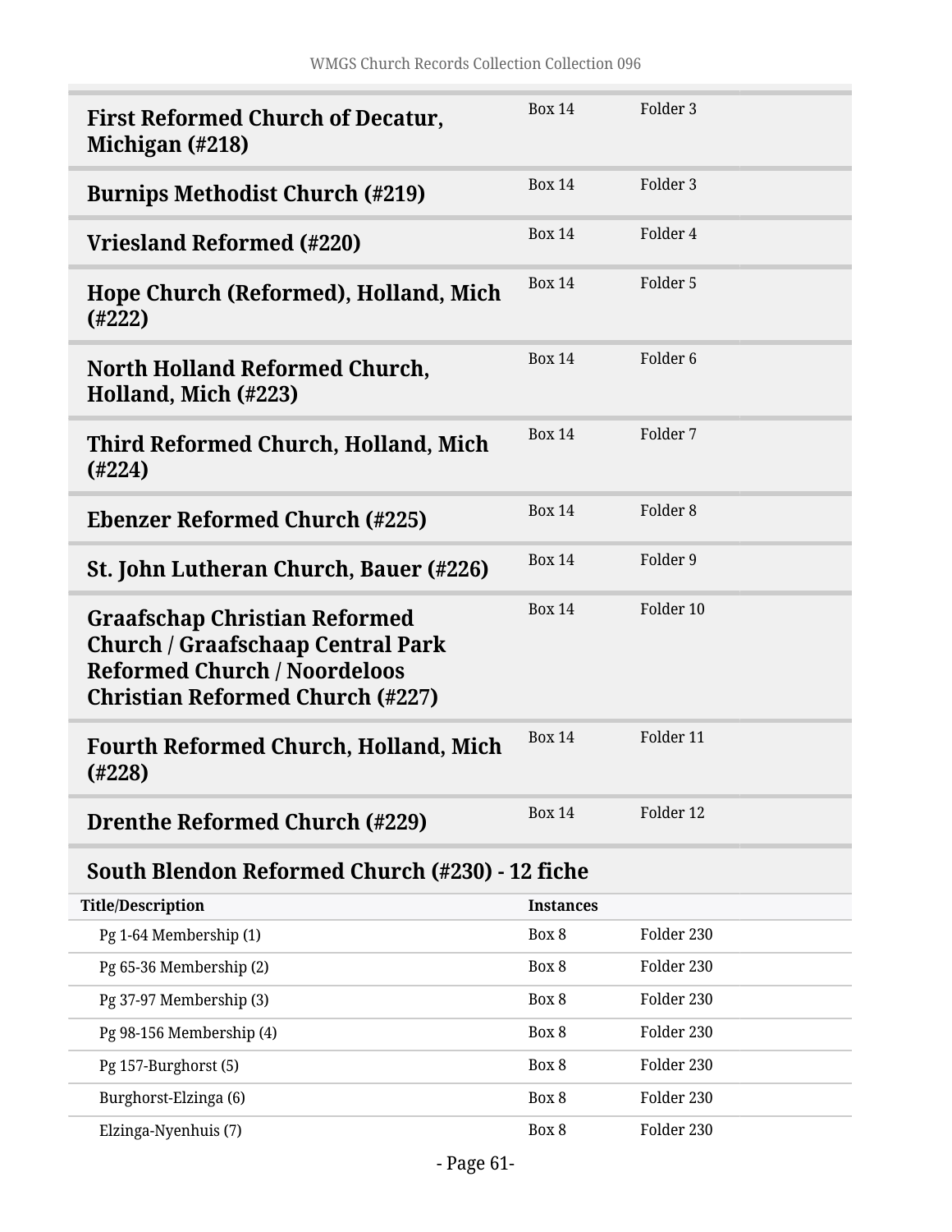| | | |
|---|---|---|
| **First Reformed Church of Decatur, Michigan (#218)** | Box 14 | Folder 3 |
| **Burnips Methodist Church (#219)** | Box 14 | Folder 3 |
| **Vriesland Reformed (#220)** | Box 14 | Folder 4 |
| **Hope Church (Reformed), Holland, Mich (#222)** | Box 14 | Folder 5 |
| **North Holland Reformed Church, Holland, Mich (#223)** | Box 14 | Folder 6 |
| **Third Reformed Church, Holland, Mich (#224)** | Box 14 | Folder 7 |
| **Ebenzer Reformed Church (#225)** | Box 14 | Folder 8 |
| **St. John Lutheran Church, Bauer (#226)** | Box 14 | Folder 9 |
| **Graafschap Christian Reformed Church / Graafschaap Central Park Reformed Church / Noordeloos Christian Reformed Church (#227)** | Box 14 | Folder 10 |
| **Fourth Reformed Church, Holland, Mich (#228)** | Box 14 | Folder 11 |
| **Drenthe Reformed Church (#229)** | Box 14 | Folder 12 |

### South Blendon Reformed Church (#230) - 12 fiche

| Title/Description | Instances | |
|---|---|---|
| Pg 1-64 Membership (1) | Box 8 | Folder 230 |
| Pg 65-36 Membership (2) | Box 8 | Folder 230 |
| Pg 37-97 Membership (3) | Box 8 | Folder 230 |
| Pg 98-156 Membership (4) | Box 8 | Folder 230 |
| Pg 157-Burghorst (5) | Box 8 | Folder 230 |
| Burghorst-Elzinga (6) | Box 8 | Folder 230 |
| Elzinga-Nyenhuis (7) | Box 8 | Folder 230 |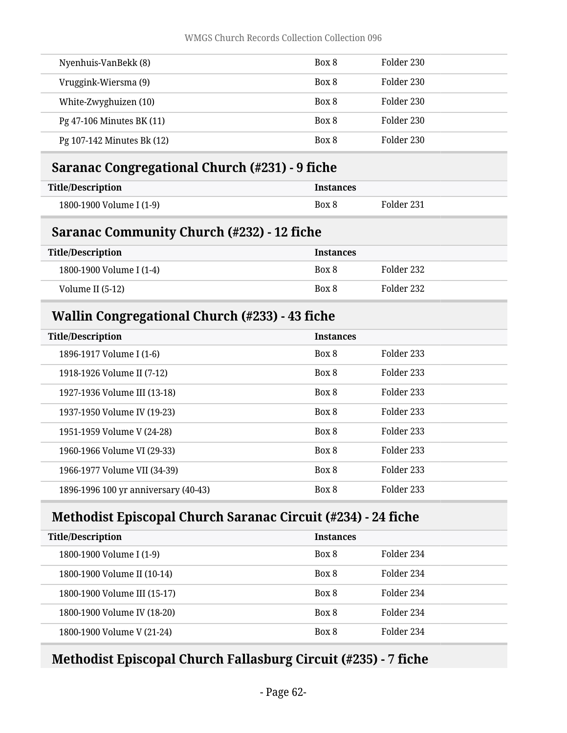| Title/Description | Instances | |
|---|---|---|
| Nyenhuis-VanBekk (8) | Box 8 | Folder 230 |
| Vruggink-Wiersma (9) | Box 8 | Folder 230 |
| White-Zwyghuizen (10) | Box 8 | Folder 230 |
| Pg 47-106 Minutes BK (11) | Box 8 | Folder 230 |
| Pg 107-142 Minutes Bk (12) | Box 8 | Folder 230 |

## Saranac Congregational Church (#231) - 9 fiche

| Title/Description | Instances | |
|---|---|---|
| 1800-1900 Volume I (1-9) | Box 8 | Folder 231 |

## Saranac Community Church (#232) - 12 fiche

| Title/Description | Instances | |
|---|---|---|
| 1800-1900 Volume I (1-4) | Box 8 | Folder 232 |
| Volume II (5-12) | Box 8 | Folder 232 |

## Wallin Congregational Church (#233) - 43 fiche

| Title/Description | Instances | |
|---|---|---|
| 1896-1917 Volume I (1-6) | Box 8 | Folder 233 |
| 1918-1926 Volume II (7-12) | Box 8 | Folder 233 |
| 1927-1936 Volume III (13-18) | Box 8 | Folder 233 |
| 1937-1950 Volume IV (19-23) | Box 8 | Folder 233 |
| 1951-1959 Volume V (24-28) | Box 8 | Folder 233 |
| 1960-1966 Volume VI (29-33) | Box 8 | Folder 233 |
| 1966-1977 Volume VII (34-39) | Box 8 | Folder 233 |
| 1896-1996 100 yr anniversary (40-43) | Box 8 | Folder 233 |

## Methodist Episcopal Church Saranac Circuit (#234) - 24 fiche

| Title/Description | Instances | |
|---|---|---|
| 1800-1900 Volume I (1-9) | Box 8 | Folder 234 |
| 1800-1900 Volume II (10-14) | Box 8 | Folder 234 |
| 1800-1900 Volume III (15-17) | Box 8 | Folder 234 |
| 1800-1900 Volume IV (18-20) | Box 8 | Folder 234 |
| 1800-1900 Volume V (21-24) | Box 8 | Folder 234 |

## Methodist Episcopal Church Fallasburg Circuit (#235) - 7 fiche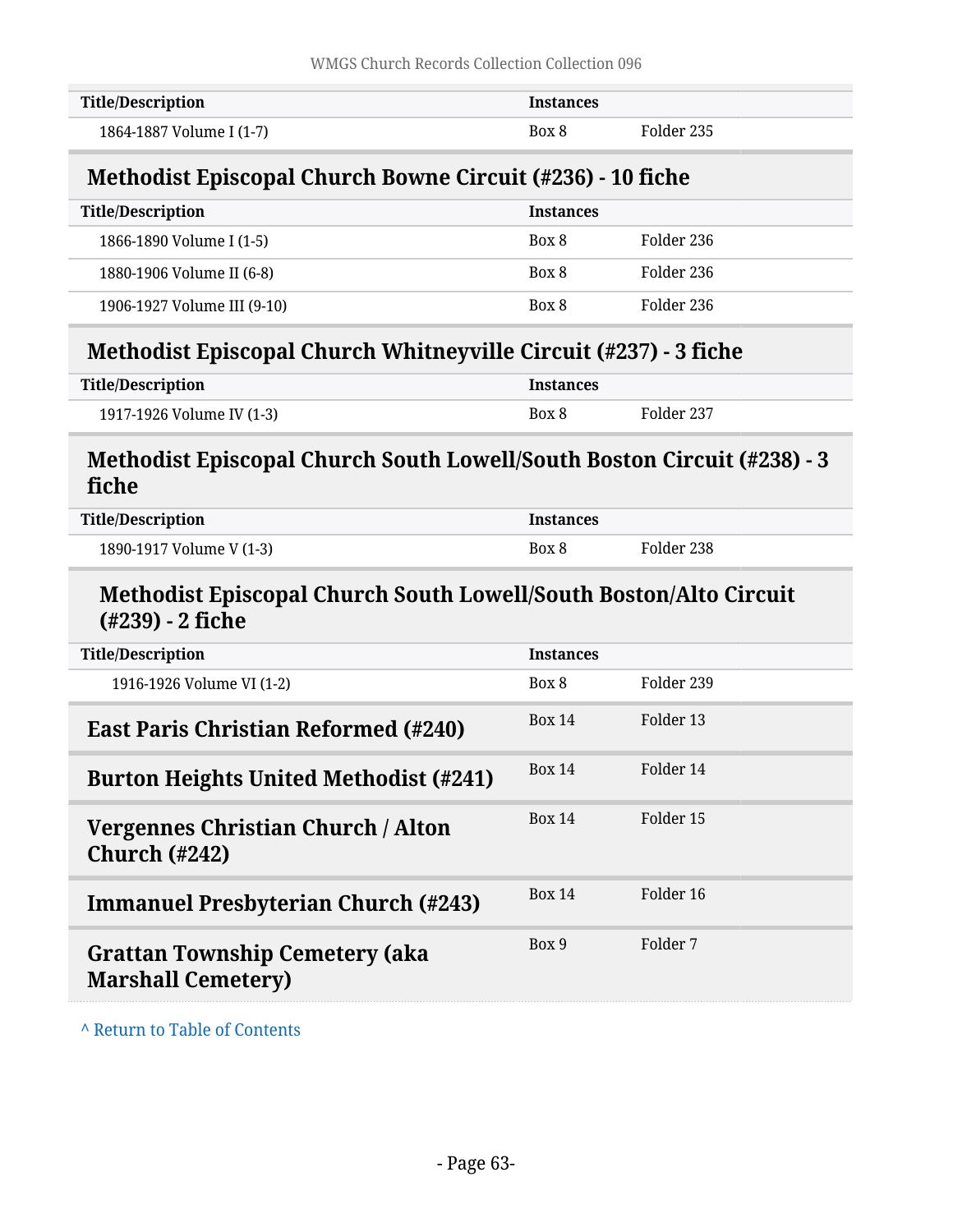| Title/Description | Instances | |
|---|---|---|
| 1864-1887 Volume I (1-7) | Box 8 | Folder 235 |

## Methodist Episcopal Church Bowne Circuit (#236) - 10 fiche

| Title/Description | Instances | |
|---|---|---|
| 1866-1890 Volume I (1-5) | Box 8 | Folder 236 |
| 1880-1906 Volume II (6-8) | Box 8 | Folder 236 |
| 1906-1927 Volume III (9-10) | Box 8 | Folder 236 |

## Methodist Episcopal Church Whitneyville Circuit (#237) - 3 fiche

| Title/Description | Instances | |
|---|---|---|
| 1917-1926 Volume IV (1-3) | Box 8 | Folder 237 |

## Methodist Episcopal Church South Lowell/South Boston Circuit (#238) - 3 fiche

| Title/Description | Instances | |
|---|---|---|
| 1890-1917 Volume V (1-3) | Box 8 | Folder 238 |

### Methodist Episcopal Church South Lowell/South Boston/Alto Circuit (#239) - 2 fiche

| Title/Description | Instances | |
|---|---|---|
| 1916-1926 Volume VI (1-2) | Box 8 | Folder 239 |

| | | |
|---|---|---|
| **East Paris Christian Reformed (#240)** | Box 14 | Folder 13 |
| **Burton Heights United Methodist (#241)** | Box 14 | Folder 14 |
| **Vergennes Christian Church / Alton Church (#242)** | Box 14 | Folder 15 |
| **Immanuel Presbyterian Church (#243)** | Box 14 | Folder 16 |
| **Grattan Township Cemetery (aka Marshall Cemetery)** | Box 9 | Folder 7 |

^ Return to Table of Contents